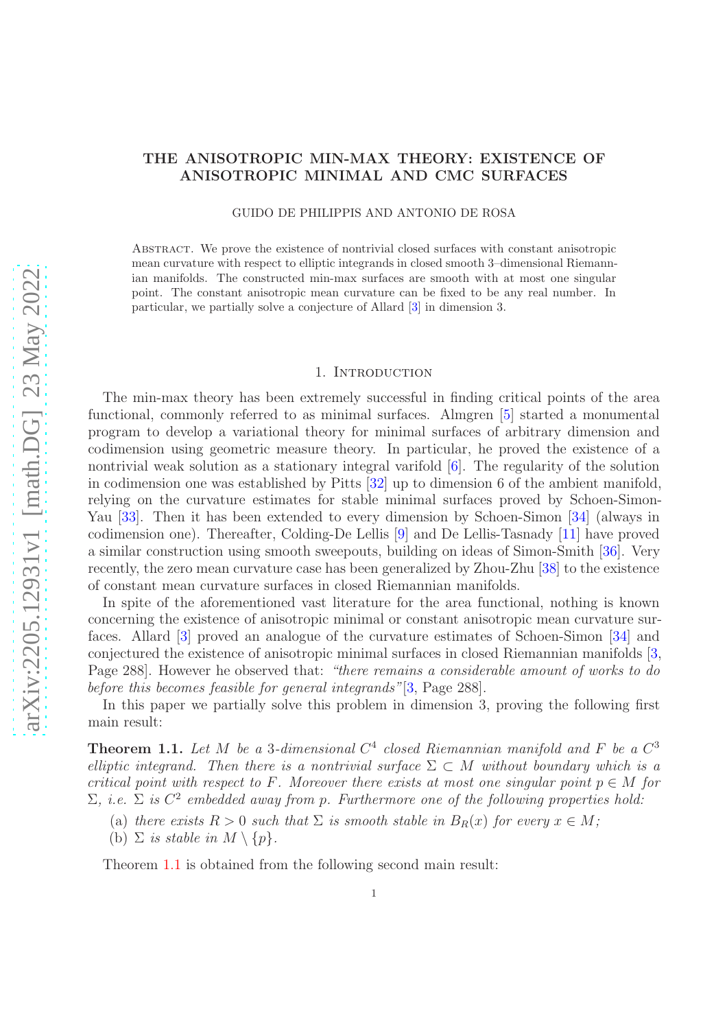# THE ANISOTROPIC MIN-MAX THEORY: EXISTENCE OF ANISOTROPIC MINIMAL AND CMC SURFACES

GUIDO DE PHILIPPIS AND ANTONIO DE ROSA

Abstract. We prove the existence of nontrivial closed surfaces with constant anisotropic mean curvature with respect to elliptic integrands in closed smooth 3–dimensional Riemannian manifolds. The constructed min-max surfaces are smooth with at most one singular point. The constant anisotropic mean curvature can be fixed to be any real number. In particular, we partially solve a conjecture of Allard [3] in dimension 3.

## 1. Introduction

The min-max theory has been extremely successful in finding critical points of the area functional, commonly referred to as minimal surfaces. Almgren [5] started a monumental program to develop a variational theory for minimal surfaces of arbitrary dimension and codimension using geometric measure theory. In particular, he proved the existence of a nontrivial weak solution as a stationary integral varifold [6]. The regularity of the solution in codimension one was established by Pitts [32] up to dimension 6 of the ambient manifold, relying on the curvature estimates for stable minimal surfaces proved by Schoen-Simon-Yau [33]. Then it has been extended to every dimension by Schoen-Simon [34] (always in codimension one). Thereafter, Colding-De Lellis [9] and De Lellis-Tasnady [11] have proved a similar construction using smooth sweepouts, building on ideas of Simon-Smith [36]. Very recently, the zero mean curvature case has been generalized by Zhou-Zhu [38] to the existence of constant mean curvature surfaces in closed Riemannian manifolds.

In spite of the aforementioned vast literature for the area functional, nothing is known concerning the existence of anisotropic minimal or constant anisotropic mean curvature surfaces. Allard [3] proved an analogue of the curvature estimates of Schoen-Simon [34] and conjectured the existence of anisotropic minimal surfaces in closed Riemannian manifolds [3, Page 288]. However he observed that: *"there remains a considerable amount of works to do before this becomes feasible for general integrands"*[3, Page 288].

In this paper we partially solve this problem in dimension 3, proving the following first main result:

**Theorem 1.1.** *Let $M$ be a 3-dimensional $C^4$ closed Riemannian manifold and $F$ be a $C^3$ elliptic integrand. Then there is a nontrivial surface $\Sigma \subset M$ without boundary which is a critical point with respect to $F$. Moreover there exists at most one singular point $p \in M$ for $\Sigma$, i.e. $\Sigma$ is $C^2$ embedded away from $p$. Furthermore one of the following properties hold:*

(a) *there exists $R > 0$ such that $\Sigma$ is smooth stable in $B_R(x)$ for every $x \in M$;*
(b) *$\Sigma$ is stable in $M \setminus \{p\}$.*

Theorem 1.1 is obtained from the following second main result: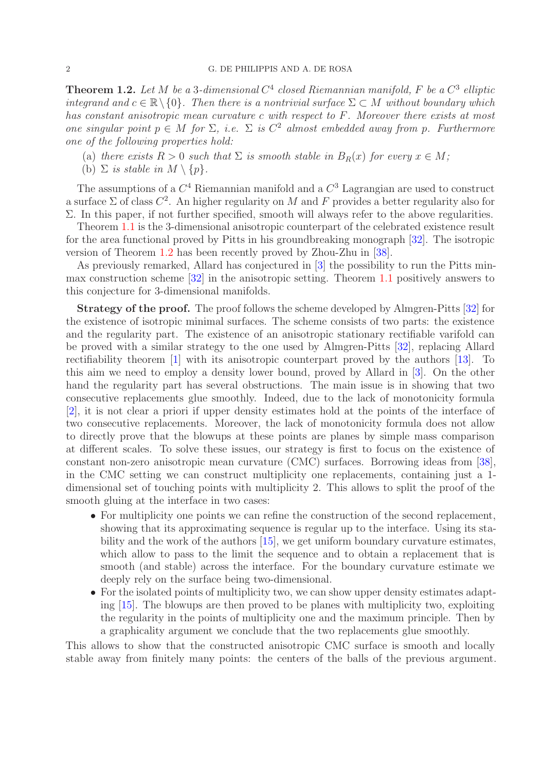**Theorem 1.2.** *Let $M$ be a 3-dimensional $C^4$ closed Riemannian manifold, $F$ be a $C^3$ elliptic integrand and $c \in \mathbb{R} \setminus \{0\}$. Then there is a nontrivial surface $\Sigma \subset M$ without boundary which has constant anisotropic mean curvature $c$ with respect to $F$. Moreover there exists at most one singular point $p \in M$ for $\Sigma$, i.e. $\Sigma$ is $C^2$ almost embedded away from $p$. Furthermore one of the following properties hold:*

- (a) *there exists $R > 0$ such that $\Sigma$ is smooth stable in $B_R(x)$ for every $x \in M$;*
- (b) *$\Sigma$ is stable in $M \setminus \{p\}$.*

The assumptions of a $C^4$ Riemannian manifold and a $C^3$ Lagrangian are used to construct a surface $\Sigma$ of class $C^2$. An higher regularity on $M$ and $F$ provides a better regularity also for $\Sigma$. In this paper, if not further specified, smooth will always refer to the above regularities.

Theorem 1.1 is the 3-dimensional anisotropic counterpart of the celebrated existence result for the area functional proved by Pitts in his groundbreaking monograph [32]. The isotropic version of Theorem 1.2 has been recently proved by Zhou-Zhu in [38].

As previously remarked, Allard has conjectured in [3] the possibility to run the Pitts min-max construction scheme [32] in the anisotropic setting. Theorem 1.1 positively answers to this conjecture for 3-dimensional manifolds.

**Strategy of the proof.** The proof follows the scheme developed by Almgren-Pitts [32] for the existence of isotropic minimal surfaces. The scheme consists of two parts: the existence and the regularity part. The existence of an anisotropic stationary rectifiable varifold can be proved with a similar strategy to the one used by Almgren-Pitts [32], replacing Allard rectifiability theorem [1] with its anisotropic counterpart proved by the authors [13]. To this aim we need to employ a density lower bound, proved by Allard in [3]. On the other hand the regularity part has several obstructions. The main issue is in showing that two consecutive replacements glue smoothly. Indeed, due to the lack of monotonicity formula [2], it is not clear a priori if upper density estimates hold at the points of the interface of two consecutive replacements. Moreover, the lack of monotonicity formula does not allow to directly prove that the blowups at these points are planes by simple mass comparison at different scales. To solve these issues, our strategy is first to focus on the existence of constant non-zero anisotropic mean curvature (CMC) surfaces. Borrowing ideas from [38], in the CMC setting we can construct multiplicity one replacements, containing just a 1-dimensional set of touching points with multiplicity 2. This allows to split the proof of the smooth gluing at the interface in two cases:

- For multiplicity one points we can refine the construction of the second replacement, showing that its approximating sequence is regular up to the interface. Using its stability and the work of the authors [15], we get uniform boundary curvature estimates, which allow to pass to the limit the sequence and to obtain a replacement that is smooth (and stable) across the interface. For the boundary curvature estimate we deeply rely on the surface being two-dimensional.
- For the isolated points of multiplicity two, we can show upper density estimates adapting [15]. The blowups are then proved to be planes with multiplicity two, exploiting the regularity in the points of multiplicity one and the maximum principle. Then by a graphicality argument we conclude that the two replacements glue smoothly.

This allows to show that the constructed anisotropic CMC surface is smooth and locally stable away from finitely many points: the centers of the balls of the previous argument.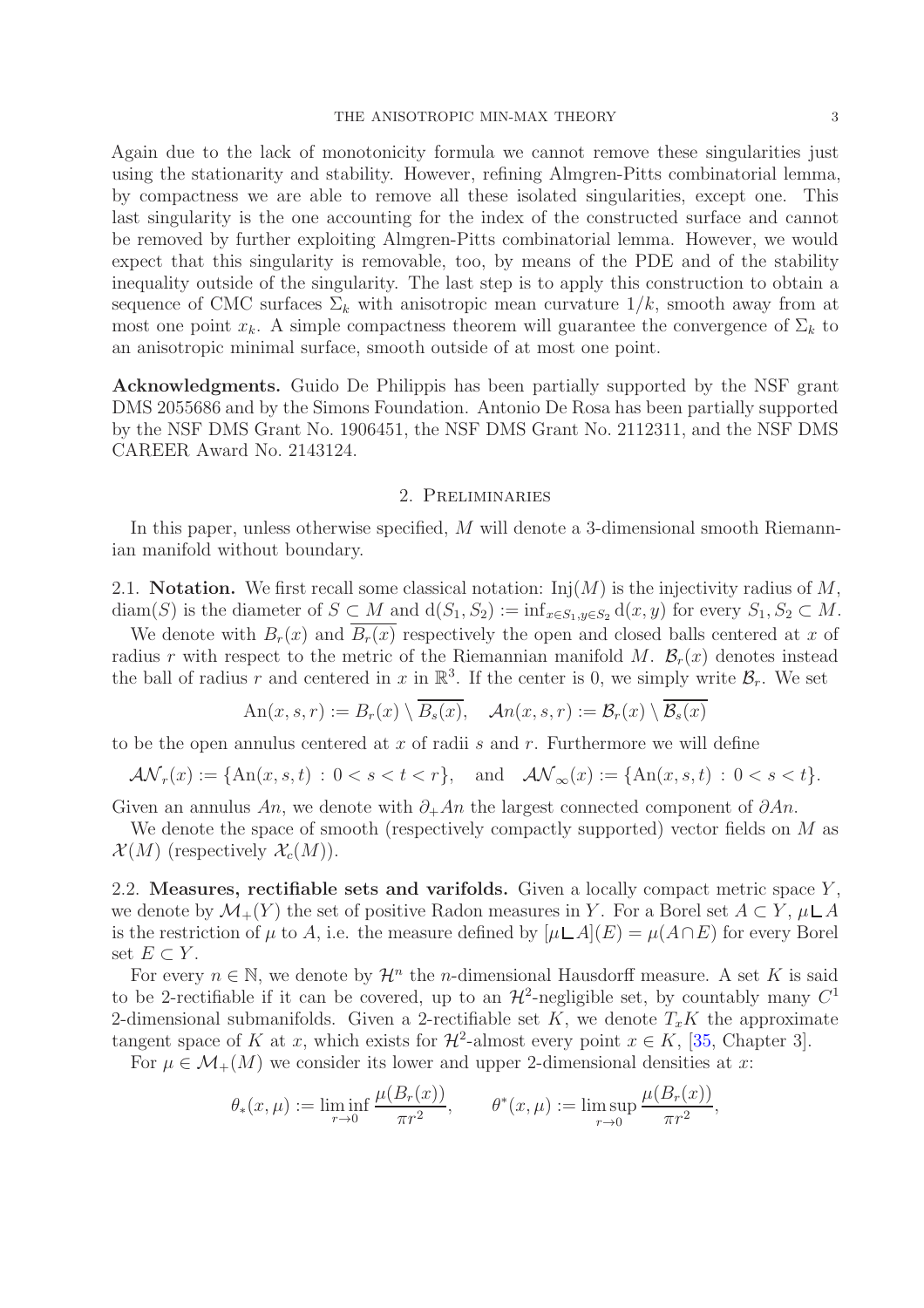Again due to the lack of monotonicity formula we cannot remove these singularities just using the stationarity and stability. However, refining Almgren-Pitts combinatorial lemma, by compactness we are able to remove all these isolated singularities, except one. This last singularity is the one accounting for the index of the constructed surface and cannot be removed by further exploiting Almgren-Pitts combinatorial lemma. However, we would expect that this singularity is removable, too, by means of the PDE and of the stability inequality outside of the singularity. The last step is to apply this construction to obtain a sequence of CMC surfaces $\Sigma_k$ with anisotropic mean curvature $1/k$, smooth away from at most one point $x_k$. A simple compactness theorem will guarantee the convergence of $\Sigma_k$ to an anisotropic minimal surface, smooth outside of at most one point.

**Acknowledgments.** Guido De Philippis has been partially supported by the NSF grant DMS 2055686 and by the Simons Foundation. Antonio De Rosa has been partially supported by the NSF DMS Grant No. 1906451, the NSF DMS Grant No. 2112311, and the NSF DMS CAREER Award No. 2143124.

## 2. Preliminaries

In this paper, unless otherwise specified, $M$ will denote a 3-dimensional smooth Riemannian manifold without boundary.

2.1. **Notation.** We first recall some classical notation: $\mathrm{Inj}(M)$ is the injectivity radius of $M$, $\mathrm{diam}(S)$ is the diameter of $S \subset M$ and $\mathrm{d}(S_1, S_2) := \inf_{x\in S_1, y\in S_2} \mathrm{d}(x, y)$ for every $S_1, S_2 \subset M$.

We denote with $B_r(x)$ and $\overline{B_r(x)}$ respectively the open and closed balls centered at $x$ of radius $r$ with respect to the metric of the Riemannian manifold $M$. $\mathcal{B}_r(x)$ denotes instead the ball of radius $r$ and centered in $x$ in $\mathbb{R}^3$. If the center is 0, we simply write $\mathcal{B}_r$. We set

$$\mathrm{An}(x, s, r) := B_r(x) \setminus \overline{B_s(x)}, \quad \mathcal{A}n(x, s, r) := \mathcal{B}_r(x) \setminus \overline{\mathcal{B}_s(x)}$$

to be the open annulus centered at $x$ of radii $s$ and $r$. Furthermore we will define

$$\mathcal{AN}_r(x) := \{\mathrm{An}(x, s, t) \,:\, 0 < s < t < r\}, \quad \text{and} \quad \mathcal{AN}_\infty(x) := \{\mathrm{An}(x, s, t) \,:\, 0 < s < t\}.$$

Given an annulus $An$, we denote with $\partial_+ An$ the largest connected component of $\partial An$.

We denote the space of smooth (respectively compactly supported) vector fields on $M$ as $\mathcal{X}(M)$ (respectively $\mathcal{X}_c(M)$).

2.2. **Measures, rectifiable sets and varifolds.** Given a locally compact metric space $Y$, we denote by $\mathcal{M}_+(Y)$ the set of positive Radon measures in $Y$. For a Borel set $A \subset Y$, $\mu \llcorner A$ is the restriction of $\mu$ to $A$, i.e. the measure defined by $[\mu \llcorner A](E) = \mu(A \cap E)$ for every Borel set $E \subset Y$.

For every $n \in \mathbb{N}$, we denote by $\mathcal{H}^n$ the $n$-dimensional Hausdorff measure. A set $K$ is said to be 2-rectifiable if it can be covered, up to an $\mathcal{H}^2$-negligible set, by countably many $C^1$ 2-dimensional submanifolds. Given a 2-rectifiable set $K$, we denote $T_x K$ the approximate tangent space of $K$ at $x$, which exists for $\mathcal{H}^2$-almost every point $x \in K$, [35, Chapter 3].

For $\mu \in \mathcal{M}_+(M)$ we consider its lower and upper 2-dimensional densities at $x$:

$$\theta_*(x, \mu) := \liminf_{r\to 0} \frac{\mu(B_r(x))}{\pi r^2}, \qquad \theta^*(x, \mu) := \limsup_{r\to 0} \frac{\mu(B_r(x))}{\pi r^2},$$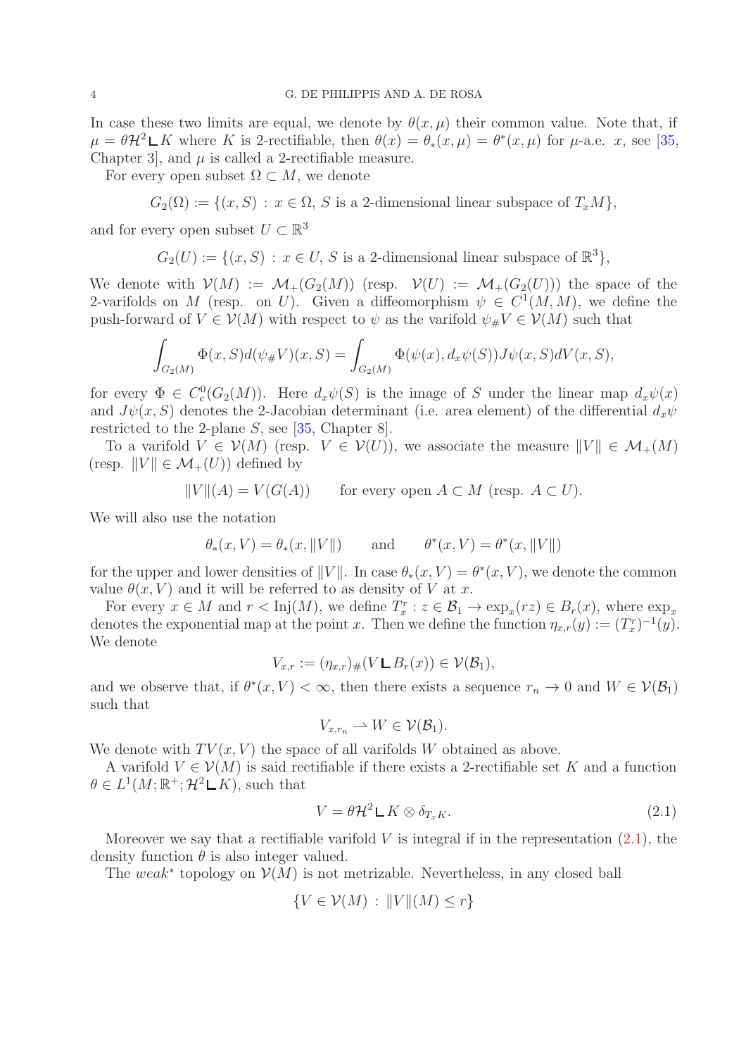In case these two limits are equal, we denote by $\theta(x, \mu)$ their common value. Note that, if $\mu = \theta \mathcal{H}^2 \llcorner K$ where $K$ is 2-rectifiable, then $\theta(x) = \theta_*(x, \mu) = \theta^*(x, \mu)$ for $\mu$-a.e. $x$, see [35, Chapter 3], and $\mu$ is called a 2-rectifiable measure.

For every open subset $\Omega \subset M$, we denote

$$G_2(\Omega) := \{(x, S) : x \in \Omega,\ S \text{ is a 2-dimensional linear subspace of } T_x M\},$$

and for every open subset $U \subset \mathbb{R}^3$

$$G_2(U) := \{(x, S) : x \in U,\ S \text{ is a 2-dimensional linear subspace of } \mathbb{R}^3\},$$

We denote with $\mathcal{V}(M) := \mathcal{M}_+(G_2(M))$ (resp. $\mathcal{V}(U) := \mathcal{M}_+(G_2(U))$) the space of the 2-varifolds on $M$ (resp. on $U$). Given a diffeomorphism $\psi \in C^1(M, M)$, we define the push-forward of $V \in \mathcal{V}(M)$ with respect to $\psi$ as the varifold $\psi_\# V \in \mathcal{V}(M)$ such that

$$\int_{G_2(M)} \Phi(x, S) d(\psi_\# V)(x, S) = \int_{G_2(M)} \Phi(\psi(x), d_x\psi(S)) J\psi(x, S) dV(x, S),$$

for every $\Phi \in C^0_c(G_2(M))$. Here $d_x\psi(S)$ is the image of $S$ under the linear map $d_x\psi(x)$ and $J\psi(x, S)$ denotes the 2-Jacobian determinant (i.e. area element) of the differential $d_x\psi$ restricted to the 2-plane $S$, see [35, Chapter 8].

To a varifold $V \in \mathcal{V}(M)$ (resp. $V \in \mathcal{V}(U)$), we associate the measure $\|V\| \in \mathcal{M}_+(M)$ (resp. $\|V\| \in \mathcal{M}_+(U)$) defined by

$$\|V\|(A) = V(G(A)) \qquad \text{for every open } A \subset M \text{ (resp. } A \subset U).$$

We will also use the notation

$$\theta_*(x, V) = \theta_*(x, \|V\|) \qquad \text{and} \qquad \theta^*(x, V) = \theta^*(x, \|V\|)$$

for the upper and lower densities of $\|V\|$. In case $\theta_*(x, V) = \theta^*(x, V)$, we denote the common value $\theta(x, V)$ and it will be referred to as density of $V$ at $x$.

For every $x \in M$ and $r < \mathrm{Inj}(M)$, we define $T^r_x : z \in \mathcal{B}_1 \to \exp_x(rz) \in B_r(x)$, where $\exp_x$ denotes the exponential map at the point $x$. Then we define the function $\eta_{x,r}(y) := (T^r_x)^{-1}(y)$. We denote

$$V_{x,r} := (\eta_{x,r})_\# (V \llcorner B_r(x)) \in \mathcal{V}(\mathcal{B}_1),$$

and we observe that, if $\theta^*(x, V) < \infty$, then there exists a sequence $r_n \to 0$ and $W \in \mathcal{V}(\mathcal{B}_1)$ such that

$$V_{x,r_n} \rightharpoonup W \in \mathcal{V}(\mathcal{B}_1).$$

We denote with $TV(x, V)$ the space of all varifolds $W$ obtained as above.

A varifold $V \in \mathcal{V}(M)$ is said rectifiable if there exists a 2-rectifiable set $K$ and a function $\theta \in L^1(M; \mathbb{R}^+; \mathcal{H}^2 \llcorner K)$, such that

$$V = \theta \mathcal{H}^2 \llcorner K \otimes \delta_{T_x K}. \tag{2.1}$$

Moreover we say that a rectifiable varifold $V$ is integral if in the representation (2.1), the density function $\theta$ is also integer valued.

The *weak\** topology on $\mathcal{V}(M)$ is not metrizable. Nevertheless, in any closed ball

$$\{V \in \mathcal{V}(M) : \|V\|(M) \le r\}$$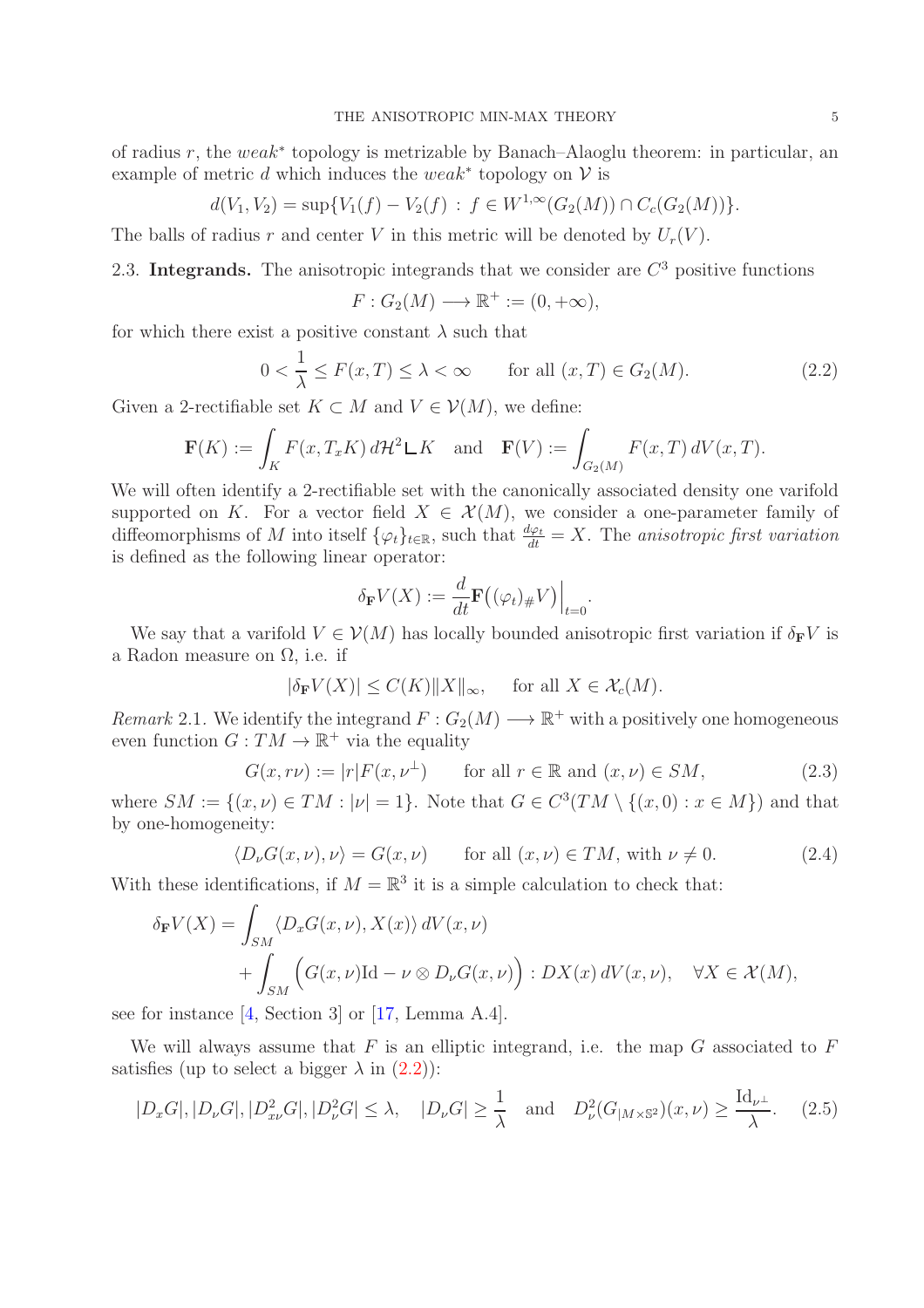of radius $r$, the *weak*$^*$ topology is metrizable by Banach–Alaoglu theorem: in particular, an example of metric $d$ which induces the *weak*$^*$ topology on $\mathcal{V}$ is

$$d(V_1, V_2) = \sup\{V_1(f) - V_2(f) \,:\, f \in W^{1,\infty}(G_2(M)) \cap C_c(G_2(M))\}.$$

The balls of radius $r$ and center $V$ in this metric will be denoted by $U_r(V)$.

2.3. **Integrands.** The anisotropic integrands that we consider are $C^3$ positive functions

$$F : G_2(M) \longrightarrow \mathbb{R}^+ := (0, +\infty),$$

for which there exist a positive constant $\lambda$ such that

$$0 < \frac{1}{\lambda} \leq F(x, T) \leq \lambda < \infty \qquad \text{for all } (x, T) \in G_2(M). \tag{2.2}$$

Given a 2-rectifiable set $K \subset M$ and $V \in \mathcal{V}(M)$, we define:

$$\mathbf{F}(K) := \int_K F(x, T_x K)\, d\mathcal{H}^2 \llcorner K \quad \text{and} \quad \mathbf{F}(V) := \int_{G_2(M)} F(x, T)\, dV(x, T).$$

We will often identify a 2-rectifiable set with the canonically associated density one varifold supported on $K$. For a vector field $X \in \mathcal{X}(M)$, we consider a one-parameter family of diffeomorphisms of $M$ into itself $\{\varphi_t\}_{t\in\mathbb{R}}$, such that $\frac{d\varphi_t}{dt} = X$. The *anisotropic first variation* is defined as the following linear operator:

$$\delta_{\mathbf{F}} V(X) := \frac{d}{dt}\mathbf{F}\big((\varphi_t)_\# V\big)\Big|_{t=0}.$$

We say that a varifold $V \in \mathcal{V}(M)$ has locally bounded anisotropic first variation if $\delta_{\mathbf{F}} V$ is a Radon measure on $\Omega$, i.e. if

$$|\delta_{\mathbf{F}} V(X)| \leq C(K)\|X\|_\infty, \quad \text{for all } X \in \mathcal{X}_c(M).$$

*Remark* 2.1. We identify the integrand $F : G_2(M) \longrightarrow \mathbb{R}^+$ with a positively one homogeneous even function $G : TM \to \mathbb{R}^+$ via the equality

$$G(x, r\nu) := |r| F(x, \nu^\perp) \qquad \text{for all } r \in \mathbb{R} \text{ and } (x, \nu) \in SM, \tag{2.3}$$

where $SM := \{(x, \nu) \in TM : |\nu| = 1\}$. Note that $G \in C^3(TM \setminus \{(x, 0) : x \in M\})$ and that by one-homogeneity:

$$\langle D_\nu G(x, \nu), \nu\rangle = G(x, \nu) \qquad \text{for all } (x, \nu) \in TM, \text{ with } \nu \neq 0. \tag{2.4}$$

With these identifications, if $M = \mathbb{R}^3$ it is a simple calculation to check that:

$$\begin{aligned}
\delta_{\mathbf{F}} V(X) = &\int_{SM} \langle D_x G(x, \nu), X(x)\rangle\, dV(x, \nu) \\
&+ \int_{SM} \Big(G(x, \nu)\mathrm{Id} - \nu \otimes D_\nu G(x, \nu)\Big) : DX(x)\, dV(x, \nu), \quad \forall X \in \mathcal{X}(M),
\end{aligned}$$

see for instance [4, Section 3] or [17, Lemma A.4].

We will always assume that $F$ is an elliptic integrand, i.e. the map $G$ associated to $F$ satisfies (up to select a bigger $\lambda$ in (2.2)):

$$|D_x G|, |D_\nu G|, |D^2_{x\nu} G|, |D^2_\nu G| \leq \lambda, \quad |D_\nu G| \geq \frac{1}{\lambda} \quad \text{and} \quad D^2_\nu(G_{|M\times\mathbb{S}^2})(x, \nu) \geq \frac{\mathrm{Id}_{\nu^\perp}}{\lambda}. \tag{2.5}$$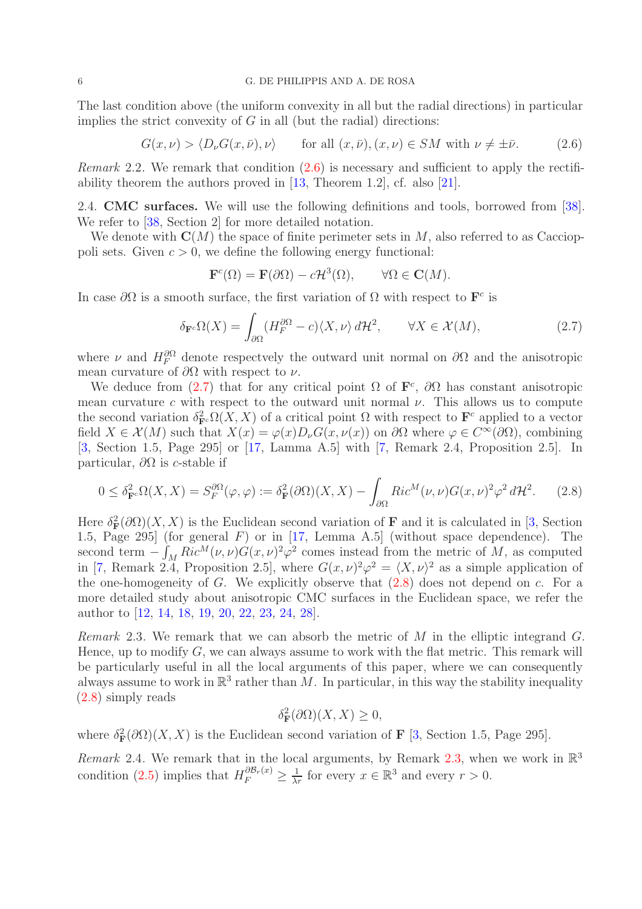The last condition above (the uniform convexity in all but the radial directions) in particular implies the strict convexity of $G$ in all (but the radial) directions:

$$G(x,\nu) > \langle D_\nu G(x,\bar{\nu}),\nu\rangle \qquad \text{for all } (x,\bar{\nu}),(x,\nu)\in SM \text{ with } \nu\neq\pm\bar{\nu}. \tag{2.6}$$

*Remark* 2.2. We remark that condition (2.6) is necessary and sufficient to apply the rectifiability theorem the authors proved in [13, Theorem 1.2], cf. also [21].

2.4. **CMC surfaces.** We will use the following definitions and tools, borrowed from [38]. We refer to [38, Section 2] for more detailed notation.

We denote with $\mathbf{C}(M)$ the space of finite perimeter sets in $M$, also referred to as Caccioppoli sets. Given $c>0$, we define the following energy functional:

$$\mathbf{F}^c(\Omega) = \mathbf{F}(\partial\Omega) - c\mathcal{H}^3(\Omega), \qquad \forall \Omega\in\mathbf{C}(M).$$

In case $\partial\Omega$ is a smooth surface, the first variation of $\Omega$ with respect to $\mathbf{F}^c$ is

$$\delta_{\mathbf{F}^c}\Omega(X) = \int_{\partial\Omega}(H_F^{\partial\Omega}-c)\langle X,\nu\rangle\, d\mathcal{H}^2, \qquad \forall X\in\mathcal{X}(M), \tag{2.7}$$

where $\nu$ and $H_F^{\partial\Omega}$ denote respectvely the outward unit normal on $\partial\Omega$ and the anisotropic mean curvature of $\partial\Omega$ with respect to $\nu$.

We deduce from (2.7) that for any critical point $\Omega$ of $\mathbf{F}^c$, $\partial\Omega$ has constant anisotropic mean curvature $c$ with respect to the outward unit normal $\nu$. This allows us to compute the second variation $\delta^2_{\mathbf{F}^c}\Omega(X,X)$ of a critical point $\Omega$ with respect to $\mathbf{F}^c$ applied to a vector field $X\in\mathcal{X}(M)$ such that $X(x)=\varphi(x)D_\nu G(x,\nu(x))$ on $\partial\Omega$ where $\varphi\in C^\infty(\partial\Omega)$, combining [3, Section 1.5, Page 295] or [17, Lamma A.5] with [7, Remark 2.4, Proposition 2.5]. In particular, $\partial\Omega$ is $c$-stable if

$$0\leq \delta^2_{\mathbf{F}^c}\Omega(X,X) = S_F^{\partial\Omega}(\varphi,\varphi) := \delta^2_{\mathbf{F}}(\partial\Omega)(X,X) - \int_{\partial\Omega} Ric^M(\nu,\nu)G(x,\nu)^2\varphi^2\, d\mathcal{H}^2. \tag{2.8}$$

Here $\delta^2_{\mathbf{F}}(\partial\Omega)(X,X)$ is the Euclidean second variation of $\mathbf{F}$ and it is calculated in [3, Section 1.5, Page 295] (for general $F$) or in [17, Lemma A.5] (without space dependence). The second term $-\int_M Ric^M(\nu,\nu)G(x,\nu)^2\varphi^2$ comes instead from the metric of $M$, as computed in [7, Remark 2.4, Proposition 2.5], where $G(x,\nu)^2\varphi^2=\langle X,\nu\rangle^2$ as a simple application of the one-homogeneity of $G$. We explicitly observe that (2.8) does not depend on $c$. For a more detailed study about anisotropic CMC surfaces in the Euclidean space, we refer the author to [12, 14, 18, 19, 20, 22, 23, 24, 28].

*Remark* 2.3. We remark that we can absorb the metric of $M$ in the elliptic integrand $G$. Hence, up to modify $G$, we can always assume to work with the flat metric. This remark will be particularly useful in all the local arguments of this paper, where we can consequently always assume to work in $\mathbb{R}^3$ rather than $M$. In particular, in this way the stability inequality (2.8) simply reads

$$\delta^2_{\mathbf{F}}(\partial\Omega)(X,X)\geq 0,$$

where $\delta^2_{\mathbf{F}}(\partial\Omega)(X,X)$ is the Euclidean second variation of $\mathbf{F}$ [3, Section 1.5, Page 295].

*Remark* 2.4. We remark that in the local arguments, by Remark 2.3, when we work in $\mathbb{R}^3$ condition (2.5) implies that $H_F^{\partial\mathcal{B}_r(x)}\geq \frac{1}{\lambda r}$ for every $x\in\mathbb{R}^3$ and every $r>0$.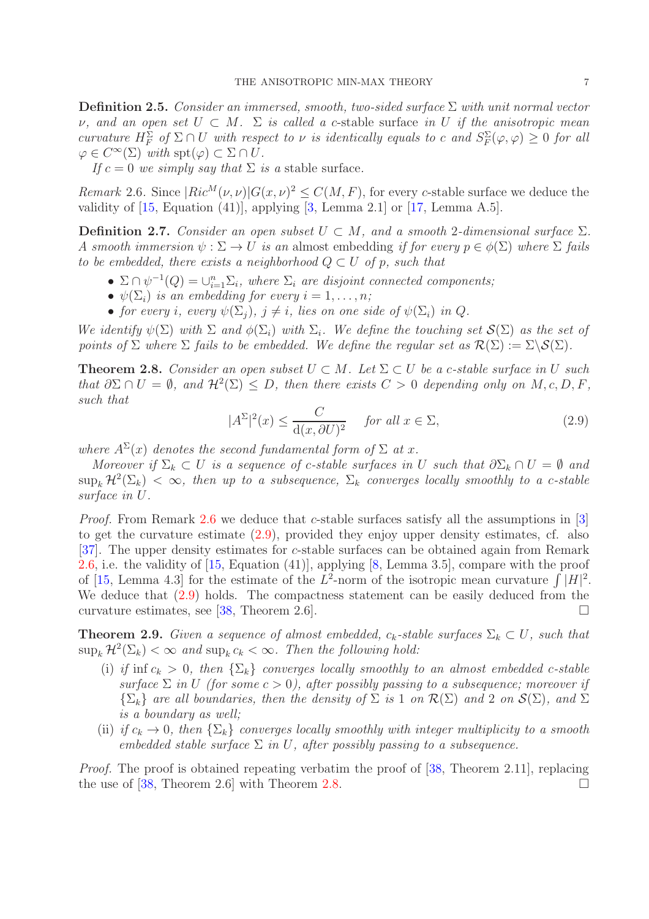**Definition 2.5.** *Consider an immersed, smooth, two-sided surface $\Sigma$ with unit normal vector $\nu$, and an open set $U \subset M$. $\Sigma$ is called a* $c$-stable surface *in $U$ if the anisotropic mean curvature $H_F^\Sigma$ of $\Sigma \cap U$ with respect to $\nu$ is identically equals to $c$ and $S_F^\Sigma(\varphi, \varphi) \geq 0$ for all $\varphi \in C^\infty(\Sigma)$ with $\mathrm{spt}(\varphi) \subset \Sigma \cap U$.*

*If $c = 0$ we simply say that $\Sigma$ is a* stable surface.

*Remark* 2.6. Since $|Ric^M(\nu, \nu)|G(x, \nu)^2 \leq C(M, F)$, for every $c$-stable surface we deduce the validity of [15, Equation (41)], applying [3, Lemma 2.1] or [17, Lemma A.5].

**Definition 2.7.** *Consider an open subset $U \subset M$, and a smooth 2-dimensional surface $\Sigma$. A smooth immersion $\psi : \Sigma \to U$ is an* almost embedding *if for every $p \in \phi(\Sigma)$ where $\Sigma$ fails to be embedded, there exists a neighborhood $Q \subset U$ of $p$, such that*

- *$\Sigma \cap \psi^{-1}(Q) = \cup_{i=1}^n \Sigma_i$, where $\Sigma_i$ are disjoint connected components;*
- *$\psi(\Sigma_i)$ is an embedding for every $i = 1, \ldots, n$;*
- *for every $i$, every $\psi(\Sigma_j)$, $j \neq i$, lies on one side of $\psi(\Sigma_i)$ in $Q$.*

*We identify $\psi(\Sigma)$ with $\Sigma$ and $\phi(\Sigma_i)$ with $\Sigma_i$. We define the touching set $\mathcal{S}(\Sigma)$ as the set of points of $\Sigma$ where $\Sigma$ fails to be embedded. We define the regular set as $\mathcal{R}(\Sigma) := \Sigma \backslash \mathcal{S}(\Sigma)$.*

**Theorem 2.8.** *Consider an open subset $U \subset M$. Let $\Sigma \subset U$ be a $c$-stable surface in $U$ such that $\partial\Sigma \cap U = \emptyset$, and $\mathcal{H}^2(\Sigma) \leq D$, then there exists $C > 0$ depending only on $M, c, D, F$, such that*

$$|A^\Sigma|^2(x) \leq \frac{C}{\mathrm{d}(x, \partial U)^2} \quad \text{for all } x \in \Sigma, \tag{2.9}$$

*where $A^\Sigma(x)$ denotes the second fundamental form of $\Sigma$ at $x$.*

*Moreover if $\Sigma_k \subset U$ is a sequence of $c$-stable surfaces in $U$ such that $\partial\Sigma_k \cap U = \emptyset$ and $\sup_k \mathcal{H}^2(\Sigma_k) < \infty$, then up to a subsequence, $\Sigma_k$ converges locally smoothly to a $c$-stable surface in $U$.*

*Proof.* From Remark 2.6 we deduce that $c$-stable surfaces satisfy all the assumptions in [3] to get the curvature estimate (2.9), provided they enjoy upper density estimates, cf. also [37]. The upper density estimates for $c$-stable surfaces can be obtained again from Remark 2.6, i.e. the validity of [15, Equation (41)], applying [8, Lemma 3.5], compare with the proof of [15, Lemma 4.3] for the estimate of the $L^2$-norm of the isotropic mean curvature $\int |H|^2$. We deduce that (2.9) holds. The compactness statement can be easily deduced from the curvature estimates, see [38, Theorem 2.6]. $\square$

**Theorem 2.9.** *Given a sequence of almost embedded, $c_k$-stable surfaces $\Sigma_k \subset U$, such that $\sup_k \mathcal{H}^2(\Sigma_k) < \infty$ and $\sup_k c_k < \infty$. Then the following hold:*

(i) *if $\inf c_k > 0$, then $\{\Sigma_k\}$ converges locally smoothly to an almost embedded $c$-stable surface $\Sigma$ in $U$ (for some $c > 0$), after possibly passing to a subsequence; moreover if $\{\Sigma_k\}$ are all boundaries, then the density of $\Sigma$ is 1 on $\mathcal{R}(\Sigma)$ and 2 on $\mathcal{S}(\Sigma)$, and $\Sigma$ is a boundary as well;*

(ii) *if $c_k \to 0$, then $\{\Sigma_k\}$ converges locally smoothly with integer multiplicity to a smooth embedded stable surface $\Sigma$ in $U$, after possibly passing to a subsequence.*

*Proof.* The proof is obtained repeating verbatim the proof of [38, Theorem 2.11], replacing the use of [38, Theorem 2.6] with Theorem 2.8. $\square$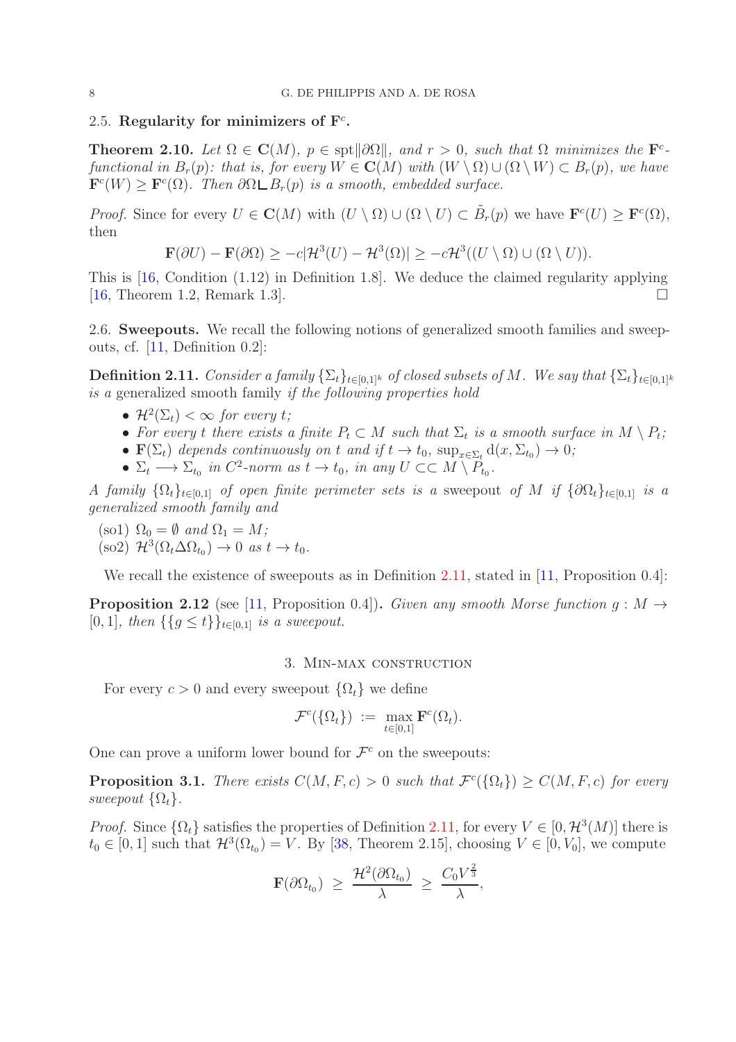### 2.5. Regularity for minimizers of $\mathbf{F}^c$.

**Theorem 2.10.** *Let $\Omega \in \mathbf{C}(M)$, $p \in \operatorname{spt}\|\partial\Omega\|$, and $r > 0$, such that $\Omega$ minimizes the $\mathbf{F}^c$-functional in $B_r(p)$: that is, for every $W \in \mathbf{C}(M)$ with $(W \setminus \Omega) \cup (\Omega \setminus W) \subset B_r(p)$, we have $\mathbf{F}^c(W) \geq \mathbf{F}^c(\Omega)$. Then $\partial\Omega \llcorner B_r(p)$ is a smooth, embedded surface.*

*Proof.* Since for every $U \in \mathbf{C}(M)$ with $(U \setminus \Omega) \cup (\Omega \setminus U) \subset \tilde{B}_r(p)$ we have $\mathbf{F}^c(U) \geq \mathbf{F}^c(\Omega)$, then

$$\mathbf{F}(\partial U) - \mathbf{F}(\partial\Omega) \geq -c|\mathcal{H}^3(U) - \mathcal{H}^3(\Omega)| \geq -c\mathcal{H}^3((U \setminus \Omega) \cup (\Omega \setminus U)).$$

This is [16, Condition (1.12) in Definition 1.8]. We deduce the claimed regularity applying [16, Theorem 1.2, Remark 1.3]. □

### 2.6. Sweepouts.

We recall the following notions of generalized smooth families and sweepouts, cf. [11, Definition 0.2]:

**Definition 2.11.** *Consider a family $\{\Sigma_t\}_{t\in[0,1]^k}$ of closed subsets of $M$. We say that $\{\Sigma_t\}_{t\in[0,1]^k}$ is a* generalized smooth family *if the following properties hold*

- *$\mathcal{H}^2(\Sigma_t) < \infty$ for every $t$;*
- *For every $t$ there exists a finite $P_t \subset M$ such that $\Sigma_t$ is a smooth surface in $M \setminus P_t$;*
- *$\mathbf{F}(\Sigma_t)$ depends continuously on $t$ and if $t \to t_0$, $\sup_{x\in\Sigma_t} \mathrm{d}(x, \Sigma_{t_0}) \to 0$;*
- *$\Sigma_t \longrightarrow \Sigma_{t_0}$ in $C^2$-norm as $t \to t_0$, in any $U \subset\subset M \setminus P_{t_0}$.*

*A family $\{\Omega_t\}_{t\in[0,1]}$ of open finite perimeter sets is a* sweepout *of $M$ if $\{\partial\Omega_t\}_{t\in[0,1]}$ is a generalized smooth family and*

(so1) *$\Omega_0 = \emptyset$ and $\Omega_1 = M$;*
(so2) *$\mathcal{H}^3(\Omega_t \Delta \Omega_{t_0}) \to 0$ as $t \to t_0$.*

We recall the existence of sweepouts as in Definition 2.11, stated in [11, Proposition 0.4]:

**Proposition 2.12** (see [11, Proposition 0.4])**.** *Given any smooth Morse function $g : M \to [0, 1]$, then $\{\{g \leq t\}\}_{t\in[0,1]}$ is a sweepout.*

## 3. Min-max construction

For every $c > 0$ and every sweepout $\{\Omega_t\}$ we define

$$\mathcal{F}^c(\{\Omega_t\}) := \max_{t\in[0,1]} \mathbf{F}^c(\Omega_t).$$

One can prove a uniform lower bound for $\mathcal{F}^c$ on the sweepouts:

**Proposition 3.1.** *There exists $C(M, F, c) > 0$ such that $\mathcal{F}^c(\{\Omega_t\}) \geq C(M, F, c)$ for every sweepout $\{\Omega_t\}$.*

*Proof.* Since $\{\Omega_t\}$ satisfies the properties of Definition 2.11, for every $V \in [0, \mathcal{H}^3(M)]$ there is $t_0 \in [0, 1]$ such that $\mathcal{H}^3(\Omega_{t_0}) = V$. By [38, Theorem 2.15], choosing $V \in [0, V_0]$, we compute

$$\mathbf{F}(\partial\Omega_{t_0}) \geq \frac{\mathcal{H}^2(\partial\Omega_{t_0})}{\lambda} \geq \frac{C_0 V^{\frac{2}{3}}}{\lambda},$$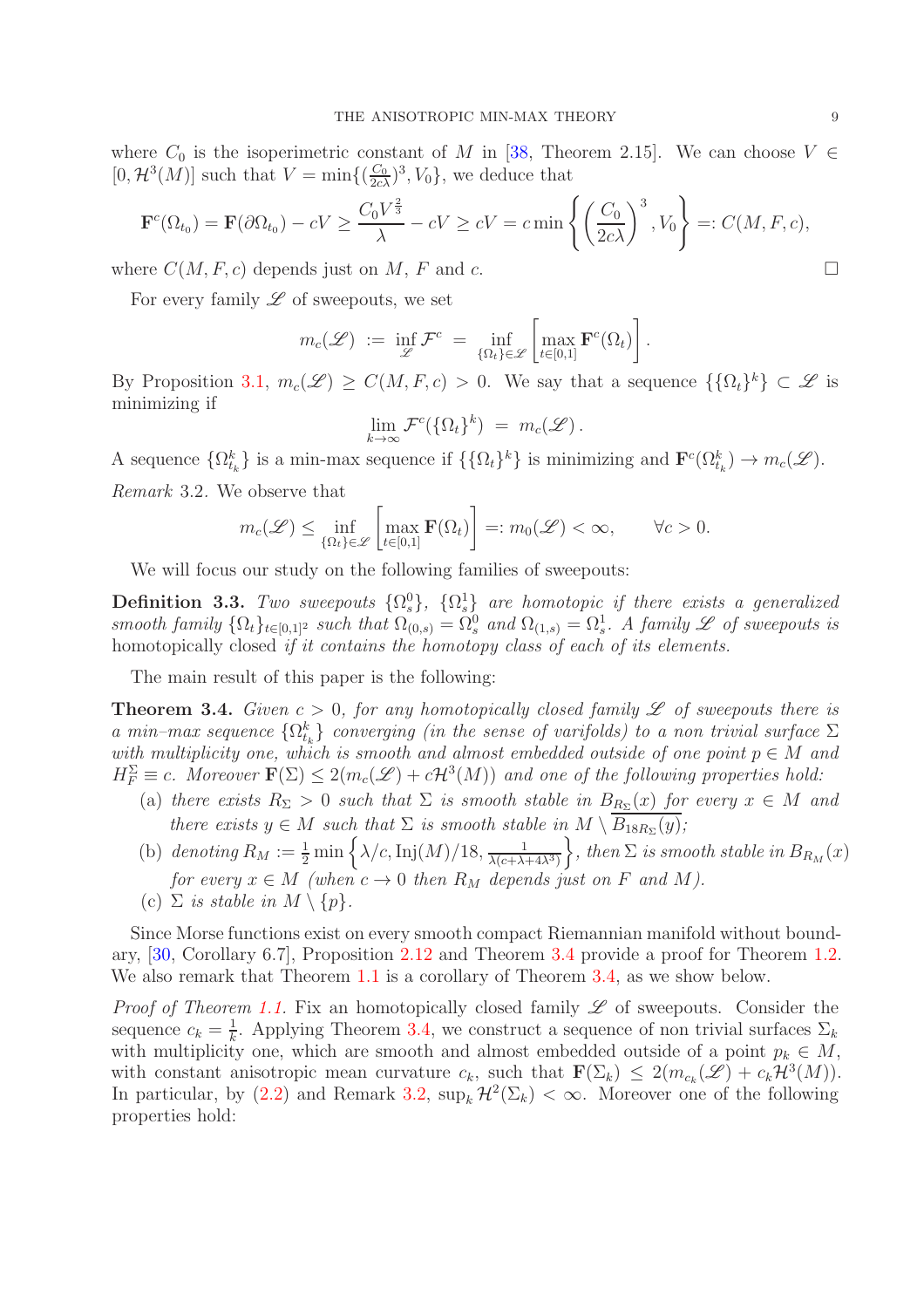where $C_0$ is the isoperimetric constant of $M$ in [38, Theorem 2.15]. We can choose $V \in [0, \mathcal{H}^3(M)]$ such that $V = \min\{(\frac{C_0}{2c\lambda})^3, V_0\}$, we deduce that

$$\mathbf{F}^c(\Omega_{t_0}) = \mathbf{F}(\partial\Omega_{t_0}) - cV \geq \frac{C_0 V^{\frac{2}{3}}}{\lambda} - cV \geq cV = c \min\left\{ \left(\frac{C_0}{2c\lambda}\right)^3, V_0 \right\} =: C(M, F, c),$$

where $C(M, F, c)$ depends just on $M$, $F$ and $c$. □

For every family $\mathscr{L}$ of sweepouts, we set

$$m_c(\mathscr{L}) := \inf_{\mathscr{L}} \mathcal{F}^c = \inf_{\{\Omega_t\} \in \mathscr{L}} \left[ \max_{t \in [0,1]} \mathbf{F}^c(\Omega_t) \right].$$

By Proposition 3.1, $m_c(\mathscr{L}) \geq C(M, F, c) > 0$. We say that a sequence $\{\{\Omega_t\}^k\} \subset \mathscr{L}$ is minimizing if

$$\lim_{k \to \infty} \mathcal{F}^c(\{\Omega_t\}^k) = m_c(\mathscr{L}).$$

A sequence $\{\Omega^k_{t_k}\}$ is a min-max sequence if $\{\{\Omega_t\}^k\}$ is minimizing and $\mathbf{F}^c(\Omega^k_{t_k}) \to m_c(\mathscr{L})$.

*Remark* 3.2. We observe that

$$m_c(\mathscr{L}) \leq \inf_{\{\Omega_t\} \in \mathscr{L}} \left[ \max_{t \in [0,1]} \mathbf{F}(\Omega_t) \right] =: m_0(\mathscr{L}) < \infty, \qquad \forall c > 0.$$

We will focus our study on the following families of sweepouts:

**Definition 3.3.** *Two sweepouts $\{\Omega^0_s\}$, $\{\Omega^1_s\}$ are homotopic if there exists a generalized smooth family $\{\Omega_t\}_{t \in [0,1]^2}$ such that $\Omega_{(0,s)} = \Omega^0_s$ and $\Omega_{(1,s)} = \Omega^1_s$. A family $\mathscr{L}$ of sweepouts is* homotopically closed *if it contains the homotopy class of each of its elements.*

The main result of this paper is the following:

**Theorem 3.4.** *Given $c > 0$, for any homotopically closed family $\mathscr{L}$ of sweepouts there is a min–max sequence $\{\Omega^k_{t_k}\}$ converging (in the sense of varifolds) to a non trivial surface $\Sigma$ with multiplicity one, which is smooth and almost embedded outside of one point $p \in M$ and $H^\Sigma_F \equiv c$. Moreover $\mathbf{F}(\Sigma) \leq 2(m_c(\mathscr{L}) + c\mathcal{H}^3(M))$ and one of the following properties hold:*

- (a) *there exists $R_\Sigma > 0$ such that $\Sigma$ is smooth stable in $B_{R_\Sigma}(x)$ for every $x \in M$ and there exists $y \in M$ such that $\Sigma$ is smooth stable in $M \setminus \overline{B_{18R_\Sigma}(y)}$;*
- (b) *denoting $R_M := \frac{1}{2}\min\left\{\lambda/c, \mathrm{Inj}(M)/18, \frac{1}{\lambda(c+\lambda+4\lambda^3)}\right\}$, then $\Sigma$ is smooth stable in $B_{R_M}(x)$ for every $x \in M$ (when $c \to 0$ then $R_M$ depends just on $F$ and $M$).*
- (c) *$\Sigma$ is stable in $M \setminus \{p\}$.*

Since Morse functions exist on every smooth compact Riemannian manifold without boundary, [30, Corollary 6.7], Proposition 2.12 and Theorem 3.4 provide a proof for Theorem 1.2. We also remark that Theorem 1.1 is a corollary of Theorem 3.4, as we show below.

*Proof of Theorem 1.1.* Fix an homotopically closed family $\mathscr{L}$ of sweepouts. Consider the sequence $c_k = \frac{1}{k}$. Applying Theorem 3.4, we construct a sequence of non trivial surfaces $\Sigma_k$ with multiplicity one, which are smooth and almost embedded outside of a point $p_k \in M$, with constant anisotropic mean curvature $c_k$, such that $\mathbf{F}(\Sigma_k) \leq 2(m_{c_k}(\mathscr{L}) + c_k\mathcal{H}^3(M))$. In particular, by (2.2) and Remark 3.2, $\sup_k \mathcal{H}^2(\Sigma_k) < \infty$. Moreover one of the following properties hold: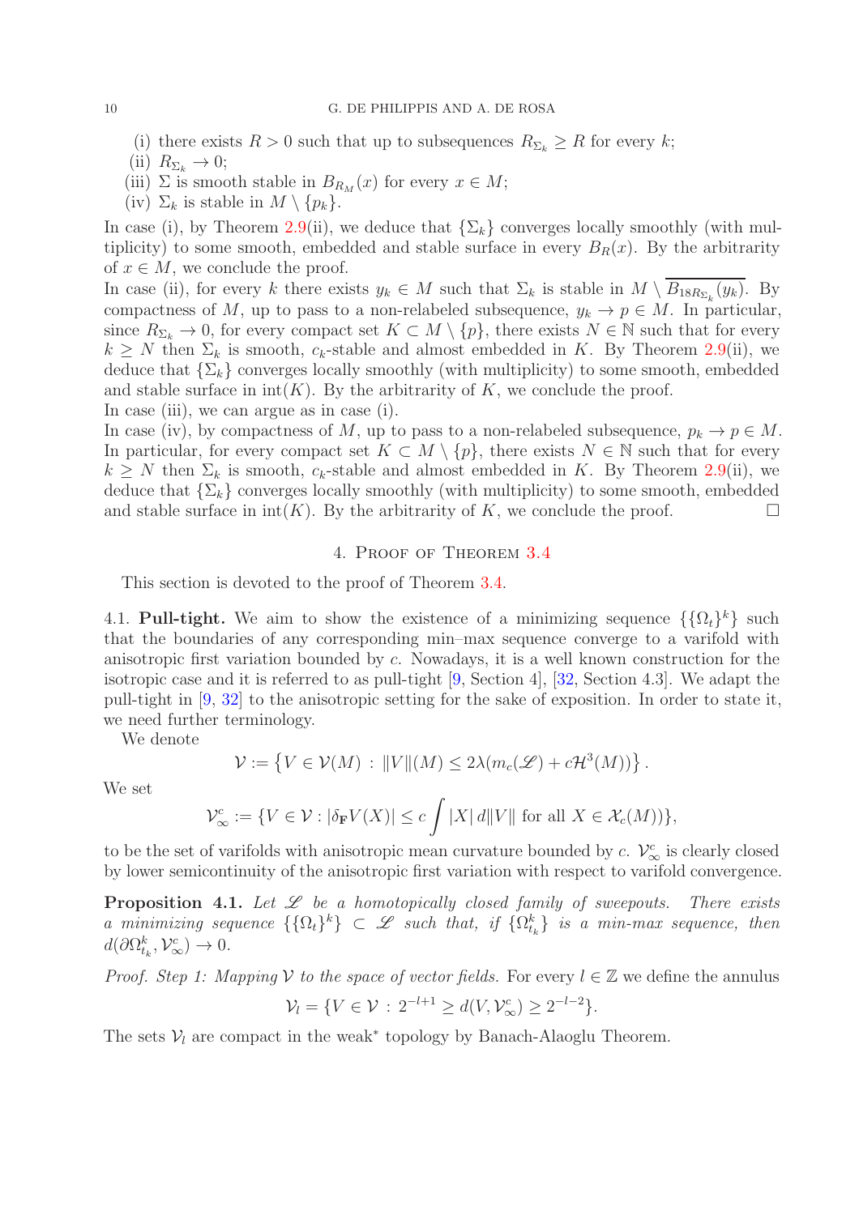(i) there exists $R > 0$ such that up to subsequences $R_{\Sigma_k} \geq R$ for every $k$;
(ii) $R_{\Sigma_k} \to 0$;
(iii) $\Sigma$ is smooth stable in $B_{R_M}(x)$ for every $x \in M$;
(iv) $\Sigma_k$ is stable in $M \setminus \{p_k\}$.

In case (i), by Theorem 2.9(ii), we deduce that $\{\Sigma_k\}$ converges locally smoothly (with multiplicity) to some smooth, embedded and stable surface in every $B_R(x)$. By the arbitrarity of $x \in M$, we conclude the proof.

In case (ii), for every $k$ there exists $y_k \in M$ such that $\Sigma_k$ is stable in $M \setminus \overline{B_{18R_{\Sigma_k}}(y_k)}$. By compactness of $M$, up to pass to a non-relabeled subsequence, $y_k \to p \in M$. In particular, since $R_{\Sigma_k} \to 0$, for every compact set $K \subset M \setminus \{p\}$, there exists $N \in \mathbb{N}$ such that for every $k \geq N$ then $\Sigma_k$ is smooth, $c_k$-stable and almost embedded in $K$. By Theorem 2.9(ii), we deduce that $\{\Sigma_k\}$ converges locally smoothly (with multiplicity) to some smooth, embedded and stable surface in $\mathrm{int}(K)$. By the arbitrarity of $K$, we conclude the proof.

In case (iii), we can argue as in case (i).

In case (iv), by compactness of $M$, up to pass to a non-relabeled subsequence, $p_k \to p \in M$. In particular, for every compact set $K \subset M \setminus \{p\}$, there exists $N \in \mathbb{N}$ such that for every $k \geq N$ then $\Sigma_k$ is smooth, $c_k$-stable and almost embedded in $K$. By Theorem 2.9(ii), we deduce that $\{\Sigma_k\}$ converges locally smoothly (with multiplicity) to some smooth, embedded and stable surface in $\mathrm{int}(K)$. By the arbitrarity of $K$, we conclude the proof. $\square$

## 4. Proof of Theorem 3.4

This section is devoted to the proof of Theorem 3.4.

4.1. **Pull-tight.** We aim to show the existence of a minimizing sequence $\{\{\Omega_t\}^k\}$ such that the boundaries of any corresponding min–max sequence converge to a varifold with anisotropic first variation bounded by $c$. Nowadays, it is a well known construction for the isotropic case and it is referred to as pull-tight [9, Section 4], [32, Section 4.3]. We adapt the pull-tight in [9, 32] to the anisotropic setting for the sake of exposition. In order to state it, we need further terminology.

We denote

$$\mathcal{V} := \left\{ V \in \mathcal{V}(M) \,:\, \|V\|(M) \leq 2\lambda(m_c(\mathscr{L}) + c\mathcal{H}^3(M)) \right\}.$$

We set

$$\mathcal{V}^c_\infty := \{ V \in \mathcal{V} : |\delta_{\mathbf{F}} V(X)| \leq c \int |X| \, d\|V\| \text{ for all } X \in \mathcal{X}_c(M)) \},$$

to be the set of varifolds with anisotropic mean curvature bounded by $c$. $\mathcal{V}^c_\infty$ is clearly closed by lower semicontinuity of the anisotropic first variation with respect to varifold convergence.

**Proposition 4.1.** *Let $\mathscr{L}$ be a homotopically closed family of sweepouts. There exists a minimizing sequence $\{\{\Omega_t\}^k\} \subset \mathscr{L}$ such that, if $\{\Omega^k_{t_k}\}$ is a min–max sequence, then $d(\partial\Omega^k_{t_k}, \mathcal{V}^c_\infty) \to 0$.*

*Proof. Step 1: Mapping $\mathcal{V}$ to the space of vector fields.* For every $l \in \mathbb{Z}$ we define the annulus

$$\mathcal{V}_l = \{ V \in \mathcal{V} \,:\, 2^{-l+1} \geq d(V, \mathcal{V}^c_\infty) \geq 2^{-l-2} \}.$$

The sets $\mathcal{V}_l$ are compact in the weak$^*$ topology by Banach-Alaoglu Theorem.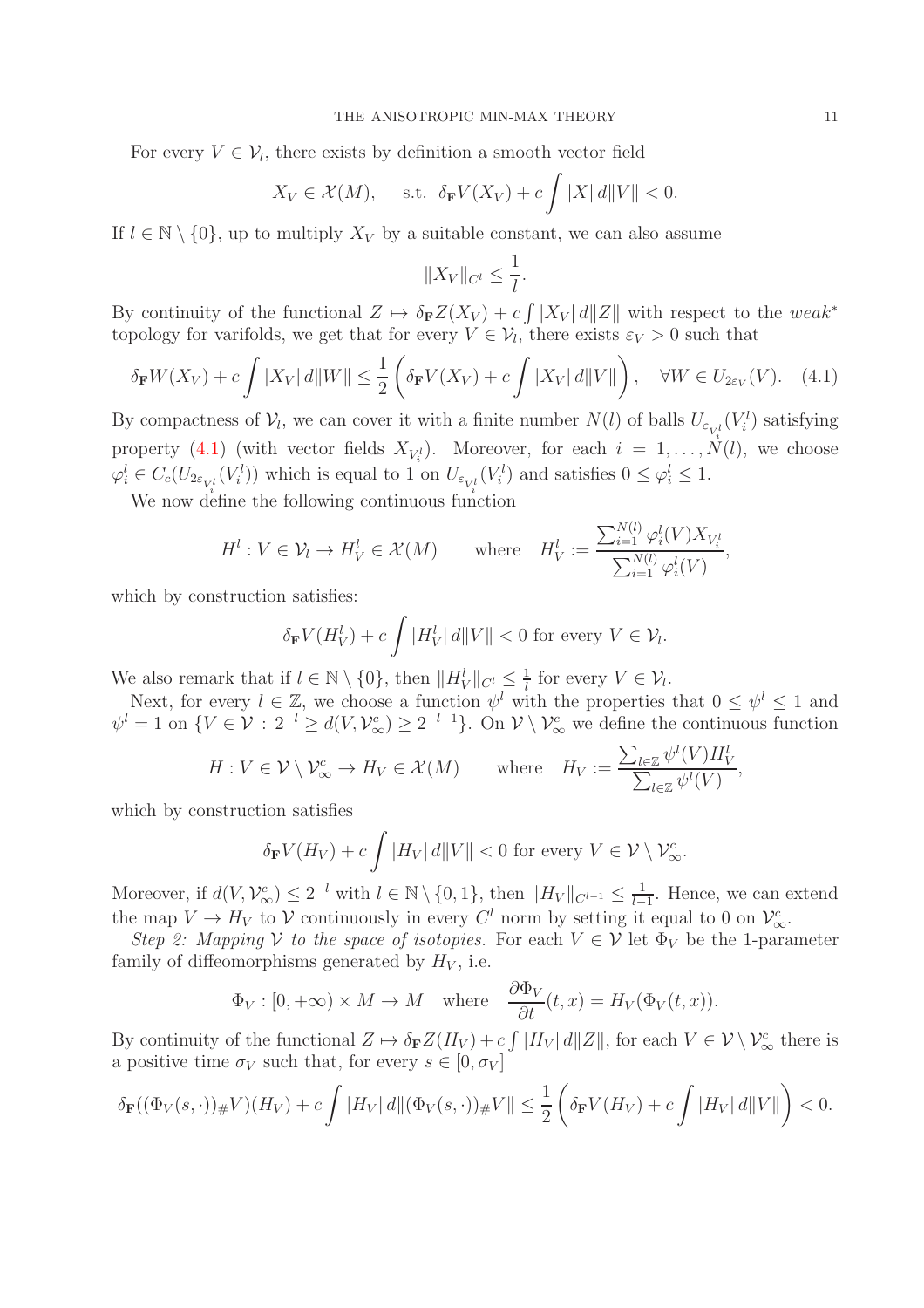For every $V \in \mathcal{V}_l$, there exists by definition a smooth vector field

$$X_V \in \mathcal{X}(M), \quad \text{s.t. } \delta_{\mathbf{F}} V(X_V) + c\int |X|\, d\|V\| < 0.$$

If $l \in \mathbb{N} \setminus \{0\}$, up to multiply $X_V$ by a suitable constant, we can also assume

$$\|X_V\|_{C^l} \leq \frac{1}{l}.$$

By continuity of the functional $Z \mapsto \delta_{\mathbf{F}} Z(X_V) + c\int |X_V|\, d\|Z\|$ with respect to the *weak*$^*$ topology for varifolds, we get that for every $V \in \mathcal{V}_l$, there exists $\varepsilon_V > 0$ such that

$$\delta_{\mathbf{F}} W(X_V) + c\int |X_V|\, d\|W\| \leq \frac{1}{2}\left(\delta_{\mathbf{F}} V(X_V) + c\int |X_V|\, d\|V\|\right), \quad \forall W \in U_{2\varepsilon_V}(V). \quad (4.1)$$

By compactness of $\mathcal{V}_l$, we can cover it with a finite number $N(l)$ of balls $U_{\varepsilon_{V_i^l}}(V_i^l)$ satisfying property (4.1) (with vector fields $X_{V_i^l}$). Moreover, for each $i = 1, \dots, N(l)$, we choose $\varphi_i^l \in C_c(U_{2\varepsilon_{V_i^l}}(V_i^l))$ which is equal to 1 on $U_{\varepsilon_{V_i^l}}(V_i^l)$ and satisfies $0 \leq \varphi_i^l \leq 1$.

We now define the following continuous function

$$H^l : V \in \mathcal{V}_l \to H_V^l \in \mathcal{X}(M) \qquad \text{where} \quad H_V^l := \frac{\sum_{i=1}^{N(l)} \varphi_i^l(V) X_{V_i^l}}{\sum_{i=1}^{N(l)} \varphi_i^l(V)},$$

which by construction satisfies:

$$\delta_{\mathbf{F}} V(H_V^l) + c\int |H_V^l|\, d\|V\| < 0 \text{ for every } V \in \mathcal{V}_l.$$

We also remark that if $l \in \mathbb{N} \setminus \{0\}$, then $\|H_V^l\|_{C^l} \leq \frac{1}{l}$ for every $V \in \mathcal{V}_l$.

Next, for every $l \in \mathbb{Z}$, we choose a function $\psi^l$ with the properties that $0 \leq \psi^l \leq 1$ and $\psi^l = 1$ on $\{V \in \mathcal{V} : 2^{-l} \geq d(V, \mathcal{V}_\infty^c) \geq 2^{-l-1}\}$. On $\mathcal{V} \setminus \mathcal{V}_\infty^c$ we define the continuous function

$$H : V \in \mathcal{V} \setminus \mathcal{V}_\infty^c \to H_V \in \mathcal{X}(M) \qquad \text{where} \quad H_V := \frac{\sum_{l \in \mathbb{Z}} \psi^l(V) H_V^l}{\sum_{l \in \mathbb{Z}} \psi^l(V)},$$

which by construction satisfies

$$\delta_{\mathbf{F}} V(H_V) + c\int |H_V|\, d\|V\| < 0 \text{ for every } V \in \mathcal{V} \setminus \mathcal{V}_\infty^c.$$

Moreover, if $d(V, \mathcal{V}_\infty^c) \leq 2^{-l}$ with $l \in \mathbb{N} \setminus \{0, 1\}$, then $\|H_V\|_{C^{l-1}} \leq \frac{1}{l-1}$. Hence, we can extend the map $V \to H_V$ to $\mathcal{V}$ continuously in every $C^l$ norm by setting it equal to 0 on $\mathcal{V}_\infty^c$.

*Step 2: Mapping $\mathcal{V}$ to the space of isotopies.* For each $V \in \mathcal{V}$ let $\Phi_V$ be the 1-parameter family of diffeomorphisms generated by $H_V$, i.e.

$$\Phi_V : [0, +\infty) \times M \to M \quad \text{where} \quad \frac{\partial \Phi_V}{\partial t}(t, x) = H_V(\Phi_V(t, x)).$$

By continuity of the functional $Z \mapsto \delta_{\mathbf{F}} Z(H_V) + c\int |H_V|\, d\|Z\|$, for each $V \in \mathcal{V} \setminus \mathcal{V}_\infty^c$ there is a positive time $\sigma_V$ such that, for every $s \in [0, \sigma_V]$

$$\delta_{\mathbf{F}}((\Phi_V(s, \cdot))_\# V)(H_V) + c\int |H_V|\, d\|(\Phi_V(s, \cdot))_\# V\| \leq \frac{1}{2}\left(\delta_{\mathbf{F}} V(H_V) + c\int |H_V|\, d\|V\|\right) < 0.$$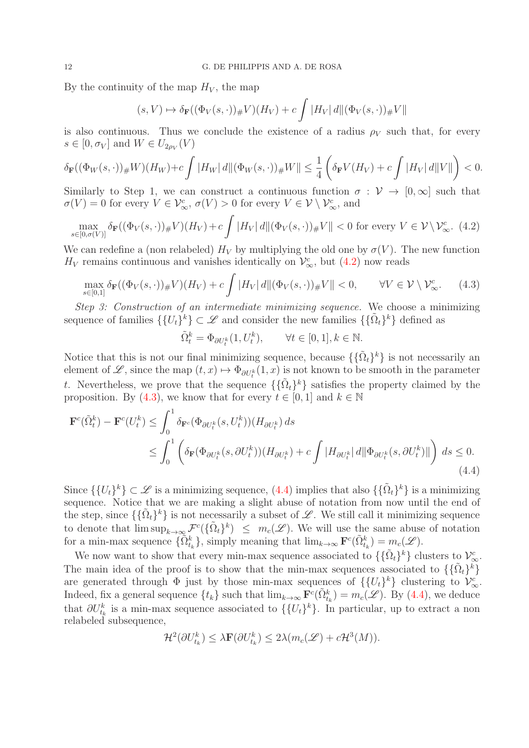By the continuity of the map $H_V$, the map

$$(s, V) \mapsto \delta_{\mathbf{F}}((\Phi_V(s,\cdot))_\# V)(H_V) + c\int |H_V|\, d\|(\Phi_V(s,\cdot))_\# V\|$$

is also continuous. Thus we conclude the existence of a radius $\rho_V$ such that, for every $s \in [0, \sigma_V]$ and $W \in U_{2\rho_V}(V)$

$$\delta_{\mathbf{F}}((\Phi_W(s,\cdot))_\# W)(H_W) + c\int |H_W|\, d\|(\Phi_W(s,\cdot))_\# W\| \le \frac{1}{4}\left(\delta_{\mathbf{F}} V(H_V) + c\int |H_V|\, d\|V\|\right) < 0.$$

Similarly to Step 1, we can construct a continuous function $\sigma : \mathcal{V} \to [0,\infty]$ such that $\sigma(V) = 0$ for every $V \in \mathcal{V}^c_\infty$, $\sigma(V) > 0$ for every $V \in \mathcal{V} \setminus \mathcal{V}^c_\infty$, and

$$\max_{s\in[0,\sigma(V)]} \delta_{\mathbf{F}}((\Phi_V(s,\cdot))_\# V)(H_V) + c\int |H_V|\, d\|(\Phi_V(s,\cdot))_\# V\| < 0 \text{ for every } V \in \mathcal{V} \setminus \mathcal{V}^c_\infty. \quad (4.2)$$

We can redefine a (non relabeled) $H_V$ by multiplying the old one by $\sigma(V)$. The new function $H_V$ remains continuous and vanishes identically on $\mathcal{V}^c_\infty$, but (4.2) now reads

$$\max_{s\in[0,1]} \delta_{\mathbf{F}}((\Phi_V(s,\cdot))_\# V)(H_V) + c\int |H_V|\, d\|(\Phi_V(s,\cdot))_\# V\| < 0, \qquad \forall V \in \mathcal{V} \setminus \mathcal{V}^c_\infty. \quad (4.3)$$

*Step 3: Construction of an intermediate minimizing sequence.* We choose a minimizing sequence of families $\{\{U_t\}^k\} \subset \mathscr{L}$ and consider the new families $\{\{\tilde{\Omega}_t\}^k\}$ defined as

$$\tilde{\Omega}^k_t = \Phi_{\partial U^k_t}(1, U^k_t), \qquad \forall t \in [0,1], k \in \mathbb{N}.$$

Notice that this is not our final minimizing sequence, because $\{\{\tilde{\Omega}_t\}^k\}$ is not necessarily an element of $\mathscr{L}$, since the map $(t,x) \mapsto \Phi_{\partial U^k_t}(1,x)$ is not known to be smooth in the parameter $t$. Nevertheless, we prove that the sequence $\{\{\tilde{\Omega}_t\}^k\}$ satisfies the property claimed by the proposition. By (4.3), we know that for every $t \in [0,1]$ and $k \in \mathbb{N}$

$$\begin{aligned}
\mathbf{F}^c(\tilde{\Omega}^k_t) - \mathbf{F}^c(U^k_t) &\le \int_0^1 \delta_{\mathbf{F}^c}(\Phi_{\partial U^k_t}(s, U^k_t))(H_{\partial U^k_t})\, ds \\
&\le \int_0^1 \left(\delta_{\mathbf{F}}(\Phi_{\partial U^k_t}(s, \partial U^k_t))(H_{\partial U^k_t}) + c\int |H_{\partial U^k_t}|\, d\|\Phi_{\partial U^k_t}(s, \partial U^k_t)\|\right) ds \le 0.
\end{aligned} \quad (4.4)$$

Since $\{\{U_t\}^k\} \subset \mathscr{L}$ is a minimizing sequence, (4.4) implies that also $\{\{\tilde{\Omega}_t\}^k\}$ is a minimizing sequence. Notice that we are making a slight abuse of notation from now until the end of the step, since $\{\{\tilde{\Omega}_t\}^k\}$ is not necessarily a subset of $\mathscr{L}$. We still call it minimizing sequence to denote that $\limsup_{k\to\infty} \mathcal{F}^c(\{\tilde{\Omega}_t\}^k) \le m_c(\mathscr{L})$. We will use the same abuse of notation for a min-max sequence $\{\tilde{\Omega}^k_{t_k}\}$, simply meaning that $\lim_{k\to\infty} \mathbf{F}^c(\tilde{\Omega}^k_{t_k}) = m_c(\mathscr{L})$.

We now want to show that every min-max sequence associated to $\{\{\tilde{\Omega}_t\}^k\}$ clusters to $\mathcal{V}^c_\infty$. The main idea of the proof is to show that the min-max sequences associated to $\{\{\tilde{\Omega}_t\}^k\}$ are generated through $\Phi$ just by those min-max sequences of $\{\{U_t\}^k\}$ clustering to $\mathcal{V}^c_\infty$. Indeed, fix a general sequence $\{t_k\}$ such that $\lim_{k\to\infty} \mathbf{F}^c(\tilde{\Omega}^k_{t_k}) = m_c(\mathscr{L})$. By (4.4), we deduce that $\partial U^k_{t_k}$ is a min-max sequence associated to $\{\{U_t\}^k\}$. In particular, up to extract a non relabeled subsequence,

$$\mathcal{H}^2(\partial U^k_{t_k}) \le \lambda \mathbf{F}(\partial U^k_{t_k}) \le 2\lambda(m_c(\mathscr{L}) + c\mathcal{H}^3(M)).$$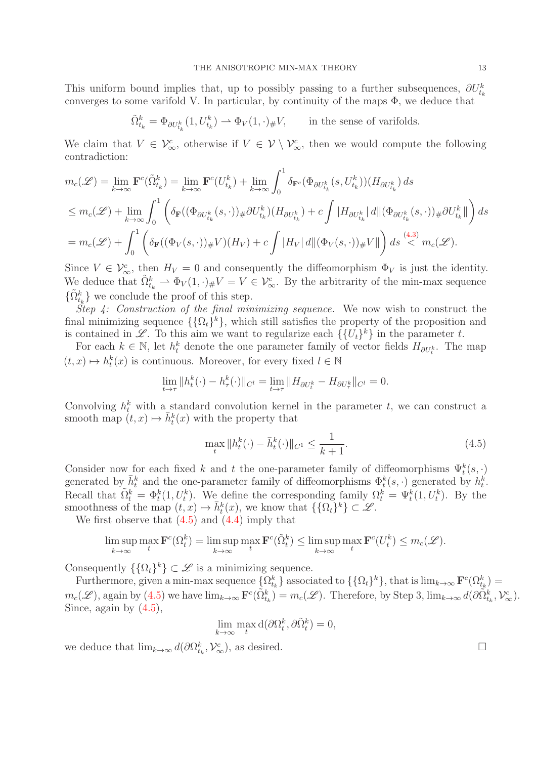This uniform bound implies that, up to possibly passing to a further subsequences, $\partial U^k_{t_k}$ converges to some varifold V. In particular, by continuity of the maps $\Phi$, we deduce that

$$\tilde{\Omega}^k_{t_k} = \Phi_{\partial U^k_{t_k}}(1, U^k_{t_k}) \rightharpoonup \Phi_V(1,\cdot)_\# V, \qquad \text{in the sense of varifolds.}$$

We claim that $V \in \mathcal{V}^c_\infty$, otherwise if $V \in \mathcal{V} \setminus \mathcal{V}^c_\infty$, then we would compute the following contradiction:

$$\begin{aligned}
m_c(\mathscr{L}) &= \lim_{k\to\infty} \mathbf{F}^c(\tilde{\Omega}^k_{t_k}) = \lim_{k\to\infty} \mathbf{F}^c(U^k_{t_k}) + \lim_{k\to\infty} \int_0^1 \delta_{\mathbf{F}^c}(\Phi_{\partial U^k_{t_k}}(s, U^k_{t_k}))(H_{\partial U^k_{t_k}})\, ds \\
&\leq m_c(\mathscr{L}) + \lim_{k\to\infty} \int_0^1 \left( \delta_{\mathbf{F}}((\Phi_{\partial U^k_{t_k}}(s,\cdot))_\# \partial U^k_{t_k})(H_{\partial U^k_{t_k}}) + c \int |H_{\partial U^k_{t_k}}|\, d\|(\Phi_{\partial U^k_{t_k}}(s,\cdot))_\# \partial U^k_{t_k}\| \right) ds \\
&= m_c(\mathscr{L}) + \int_0^1 \left( \delta_{\mathbf{F}}((\Phi_V(s,\cdot))_\# V)(H_V) + c\int |H_V|\, d\|(\Phi_V(s,\cdot))_\# V\| \right) ds \overset{(4.3)}{<} m_c(\mathscr{L}).
\end{aligned}$$

Since $V \in \mathcal{V}^c_\infty$, then $H_V = 0$ and consequently the diffeomorphism $\Phi_V$ is just the identity. We deduce that $\tilde{\Omega}^k_{t_k} \rightharpoonup \Phi_V(1,\cdot)_\# V = V \in \mathcal{V}^c_\infty$. By the arbitrariness of the min-max sequence $\{\tilde{\Omega}^k_{t_k}\}$ we conclude the proof of this step.

*Step 4: Construction of the final minimizing sequence.* We now wish to construct the final minimizing sequence $\{\{\Omega_t\}^k\}$, which still satisfies the property of the proposition and is contained in $\mathscr{L}$. To this aim we want to regularize each $\{\{U_t\}^k\}$ in the parameter $t$.

For each $k \in \mathbb{N}$, let $h^k_t$ denote the one parameter family of vector fields $H_{\partial U^k_t}$. The map $(t,x) \mapsto h^k_t(x)$ is continuous. Moreover, for every fixed $l \in \mathbb{N}$

$$\lim_{t\to\tau} \|h^k_t(\cdot) - h^k_\tau(\cdot)\|_{C^l} = \lim_{t\to\tau} \|H_{\partial U^k_t} - H_{\partial U^k_\tau}\|_{C^l} = 0.$$

Convolving $h^k_t$ with a standard convolution kernel in the parameter $t$, we can construct a smooth map $(t,x) \mapsto \bar{h}^k_t(x)$ with the property that

$$\max_t \|h^k_t(\cdot) - \bar{h}^k_t(\cdot)\|_{C^1} \leq \frac{1}{k+1}. \tag{4.5}$$

Consider now for each fixed $k$ and $t$ the one-parameter family of diffeomorphisms $\Psi^k_t(s,\cdot)$ generated by $\bar{h}^k_t$ and the one-parameter family of diffeomorphisms $\Phi^k_t(s,\cdot)$ generated by $h^k_t$. Recall that $\tilde{\Omega}^k_t = \Phi^k_t(1, U^k_t)$. We define the corresponding family $\Omega^k_t = \Psi^k_t(1, U^k_t)$. By the smoothness of the map $(t,x) \mapsto \bar{h}^k_t(x)$, we know that $\{\{\Omega_t\}^k\} \subset \mathscr{L}$.

We first observe that (4.5) and (4.4) imply that

$$\limsup_{k\to\infty} \max_t \mathbf{F}^c(\Omega^k_t) = \limsup_{k\to\infty} \max_t \mathbf{F}^c(\tilde{\Omega}^k_t) \leq \limsup_{k\to\infty} \max_t \mathbf{F}^c(U^k_t) \leq m_c(\mathscr{L}).$$

Consequently $\{\{\Omega_t\}^k\} \subset \mathscr{L}$ is a minimizing sequence.

Furthermore, given a min-max sequence $\{\Omega^k_{t_k}\}$ associated to $\{\{\Omega_t\}^k\}$, that is $\lim_{k\to\infty} \mathbf{F}^c(\Omega^k_{t_k}) = m_c(\mathscr{L})$, again by (4.5) we have $\lim_{k\to\infty} \mathbf{F}^c(\tilde{\Omega}^k_{t_k}) = m_c(\mathscr{L})$. Therefore, by Step 3, $\lim_{k\to\infty} d(\partial\tilde{\Omega}^k_{t_k}, \mathcal{V}^c_\infty)$. Since, again by (4.5),

$$\lim_{k\to\infty} \max_t \mathrm{d}(\partial\Omega^k_t, \partial\tilde{\Omega}^k_t) = 0,$$

we deduce that $\lim_{k\to\infty} d(\partial\Omega^k_{t_k}, \mathcal{V}^c_\infty)$, as desired. □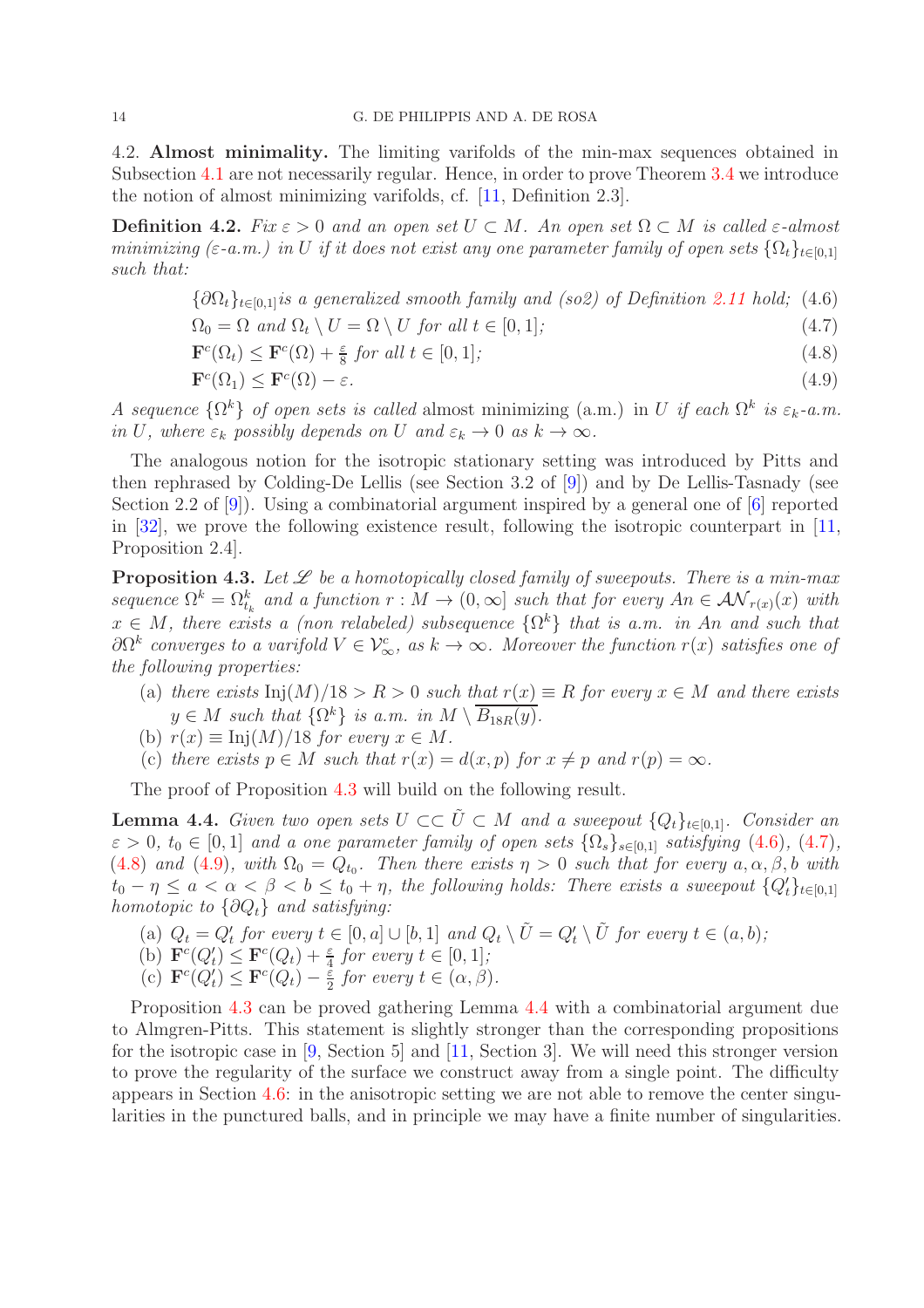4.2. **Almost minimality.** The limiting varifolds of the min-max sequences obtained in Subsection 4.1 are not necessarily regular. Hence, in order to prove Theorem 3.4 we introduce the notion of almost minimizing varifolds, cf. [11, Definition 2.3].

**Definition 4.2.** *Fix $\varepsilon > 0$ and an open set $U \subset M$. An open set $\Omega \subset M$ is called $\varepsilon$-almost minimizing ($\varepsilon$-a.m.) in $U$ if it does not exist any one parameter family of open sets $\{\Omega_t\}_{t\in[0,1]}$ such that:*

$$\{\partial\Omega_t\}_{t\in[0,1]} \text{ is a generalized smooth family and (so2) of Definition 2.11 hold;} \tag{4.6}$$

$$\Omega_0 = \Omega \text{ and } \Omega_t \setminus U = \Omega \setminus U \text{ for all } t \in [0,1]; \tag{4.7}$$

$$\mathbf{F}^c(\Omega_t) \leq \mathbf{F}^c(\Omega) + \tfrac{\varepsilon}{8} \text{ for all } t \in [0,1]; \tag{4.8}$$

$$\mathbf{F}^c(\Omega_1) \leq \mathbf{F}^c(\Omega) - \varepsilon. \tag{4.9}$$

*A sequence $\{\Omega^k\}$ of open sets is called* almost minimizing (a.m.) *in $U$ if each $\Omega^k$ is $\varepsilon_k$-a.m. in $U$, where $\varepsilon_k$ possibly depends on $U$ and $\varepsilon_k \to 0$ as $k \to \infty$.*

The analogous notion for the isotropic stationary setting was introduced by Pitts and then rephrased by Colding-De Lellis (see Section 3.2 of [9]) and by De Lellis-Tasnady (see Section 2.2 of [9]). Using a combinatorial argument inspired by a general one of [6] reported in [32], we prove the following existence result, following the isotropic counterpart in [11, Proposition 2.4].

**Proposition 4.3.** *Let $\mathscr{L}$ be a homotopically closed family of sweepouts. There is a min-max sequence $\Omega^k = \Omega^k_{t_k}$ and a function $r : M \to (0, \infty]$ such that for every $An \in \mathcal{AN}_{r(x)}(x)$ with $x \in M$, there exists a (non relabeled) subsequence $\{\Omega^k\}$ that is a.m. in $An$ and such that $\partial\Omega^k$ converges to a varifold $V \in \mathcal{V}^c_\infty$, as $k \to \infty$. Moreover the function $r(x)$ satisfies one of the following properties:*

- (a) *there exists $\mathrm{Inj}(M)/18 > R > 0$ such that $r(x) \equiv R$ for every $x \in M$ and there exists $y \in M$ such that $\{\Omega^k\}$ is a.m. in $M \setminus \overline{B_{18R}(y)}$.*
- (b) *$r(x) \equiv \mathrm{Inj}(M)/18$ for every $x \in M$.*
- (c) *there exists $p \in M$ such that $r(x) = d(x, p)$ for $x \neq p$ and $r(p) = \infty$.*

The proof of Proposition 4.3 will build on the following result.

**Lemma 4.4.** *Given two open sets $U \subset\subset \tilde{U} \subset M$ and a sweepout $\{Q_t\}_{t\in[0,1]}$. Consider an $\varepsilon > 0$, $t_0 \in [0,1]$ and a one parameter family of open sets $\{\Omega_s\}_{s\in[0,1]}$ satisfying (4.6), (4.7), (4.8) and (4.9), with $\Omega_0 = Q_{t_0}$. Then there exists $\eta > 0$ such that for every $a, \alpha, \beta, b$ with $t_0 - \eta \leq a < \alpha < \beta < b \leq t_0 + \eta$, the following holds: There exists a sweepout $\{Q'_t\}_{t\in[0,1]}$ homotopic to $\{\partial Q_t\}$ and satisfying:*

- (a) *$Q_t = Q'_t$ for every $t \in [0,a] \cup [b,1]$ and $Q_t \setminus \tilde{U} = Q'_t \setminus \tilde{U}$ for every $t \in (a,b)$;*
- (b) *$\mathbf{F}^c(Q'_t) \leq \mathbf{F}^c(Q_t) + \frac{\varepsilon}{4}$ for every $t \in [0,1]$;*
- (c) *$\mathbf{F}^c(Q'_t) \leq \mathbf{F}^c(Q_t) - \frac{\varepsilon}{2}$ for every $t \in (\alpha, \beta)$.*

Proposition 4.3 can be proved gathering Lemma 4.4 with a combinatorial argument due to Almgren-Pitts. This statement is slightly stronger than the corresponding propositions for the isotropic case in [9, Section 5] and [11, Section 3]. We will need this stronger version to prove the regularity of the surface we construct away from a single point. The difficulty appears in Section 4.6: in the anisotropic setting we are not able to remove the center singularities in the punctured balls, and in principle we may have a finite number of singularities.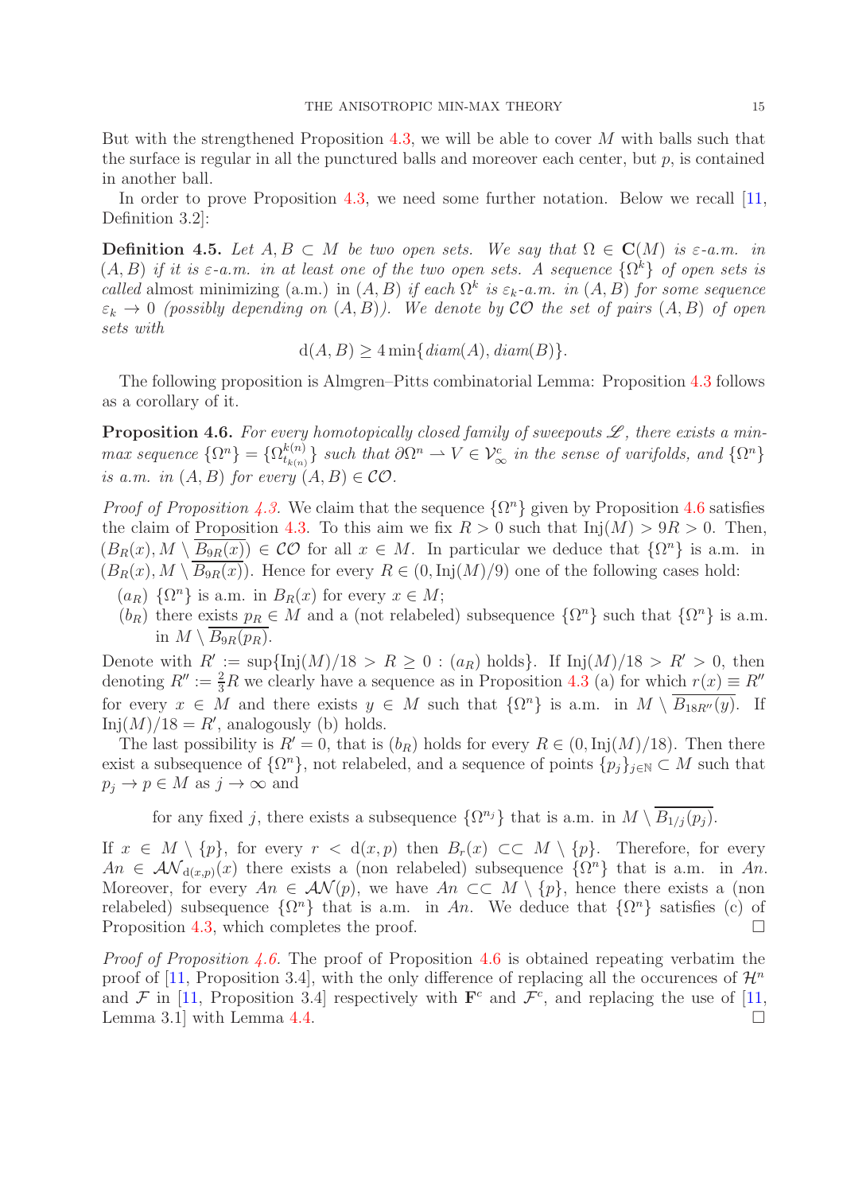But with the strengthened Proposition 4.3, we will be able to cover $M$ with balls such that the surface is regular in all the punctured balls and moreover each center, but $p$, is contained in another ball.

In order to prove Proposition 4.3, we need some further notation. Below we recall [11, Definition 3.2]:

**Definition 4.5.** *Let $A, B \subset M$ be two open sets. We say that $\Omega \in \mathbf{C}(M)$ is $\varepsilon$-a.m. in $(A, B)$ if it is $\varepsilon$-a.m. in at least one of the two open sets. A sequence $\{\Omega^k\}$ of open sets is called* almost minimizing (a.m.) *in $(A, B)$ if each $\Omega^k$ is $\varepsilon_k$-a.m. in $(A, B)$ for some sequence $\varepsilon_k \to 0$ (possibly depending on $(A, B)$). We denote by $\mathcal{CO}$ the set of pairs $(A, B)$ of open sets with*

$$
\mathrm{d}(A, B) \geq 4 \min\{diam(A), diam(B)\}.
$$

The following proposition is Almgren–Pitts combinatorial Lemma: Proposition 4.3 follows as a corollary of it.

**Proposition 4.6.** *For every homotopically closed family of sweepouts $\mathscr{L}$, there exists a min-max sequence $\{\Omega^n\} = \{\Omega^{k(n)}_{t_{k(n)}}\}$ such that $\partial\Omega^n \rightharpoonup V \in \mathcal{V}^c_\infty$ in the sense of varifolds, and $\{\Omega^n\}$ is a.m. in $(A, B)$ for every $(A, B) \in \mathcal{CO}$.*

*Proof of Proposition 4.3.* We claim that the sequence $\{\Omega^n\}$ given by Proposition 4.6 satisfies the claim of Proposition 4.3. To this aim we fix $R > 0$ such that $\mathrm{Inj}(M) > 9R > 0$. Then, $(B_R(x), M \setminus \overline{B_{9R}(x)}) \in \mathcal{CO}$ for all $x \in M$. In particular we deduce that $\{\Omega^n\}$ is a.m. in $(B_R(x), M \setminus \overline{B_{9R}(x)})$. Hence for every $R \in (0, \mathrm{Inj}(M)/9)$ one of the following cases hold:

- $(a_R)$ $\{\Omega^n\}$ is a.m. in $B_R(x)$ for every $x \in M$;
- $(b_R)$ there exists $p_R \in M$ and a (not relabeled) subsequence $\{\Omega^n\}$ such that $\{\Omega^n\}$ is a.m. in $M \setminus \overline{B_{9R}(p_R)}$.

Denote with $R' := \sup\{\mathrm{Inj}(M)/18 > R \geq 0 : (a_R) \text{ holds}\}$. If $\mathrm{Inj}(M)/18 > R' > 0$, then denoting $R'' := \frac{2}{3}R$ we clearly have a sequence as in Proposition 4.3 (a) for which $r(x) \equiv R''$ for every $x \in M$ and there exists $y \in M$ such that $\{\Omega^n\}$ is a.m. in $M \setminus \overline{B_{18R''}(y)}$. If $\mathrm{Inj}(M)/18 = R'$, analogously (b) holds.

The last possibility is $R' = 0$, that is $(b_R)$ holds for every $R \in (0, \mathrm{Inj}(M)/18)$. Then there exist a subsequence of $\{\Omega^n\}$, not relabeled, and a sequence of points $\{p_j\}_{j\in\mathbb{N}} \subset M$ such that $p_j \to p \in M$ as $j \to \infty$ and

$$
\text{for any fixed } j, \text{ there exists a subsequence } \{\Omega^{n_j}\} \text{ that is a.m. in } M \setminus \overline{B_{1/j}(p_j)}.
$$

If $x \in M \setminus \{p\}$, for every $r < \mathrm{d}(x, p)$ then $B_r(x) \subset\subset M \setminus \{p\}$. Therefore, for every $An \in \mathcal{AN}_{\mathrm{d}(x,p)}(x)$ there exists a (non relabeled) subsequence $\{\Omega^n\}$ that is a.m. in $An$. Moreover, for every $An \in \mathcal{AN}(p)$, we have $An \subset\subset M \setminus \{p\}$, hence there exists a (non relabeled) subsequence $\{\Omega^n\}$ that is a.m. in $An$. We deduce that $\{\Omega^n\}$ satisfies (c) of Proposition 4.3, which completes the proof. $\square$

*Proof of Proposition 4.6.* The proof of Proposition 4.6 is obtained repeating verbatim the proof of [11, Proposition 3.4], with the only difference of replacing all the occurences of $\mathcal{H}^n$ and $\mathcal{F}$ in [11, Proposition 3.4] respectively with $\mathbf{F}^c$ and $\mathcal{F}^c$, and replacing the use of [11, Lemma 3.1] with Lemma 4.4. $\square$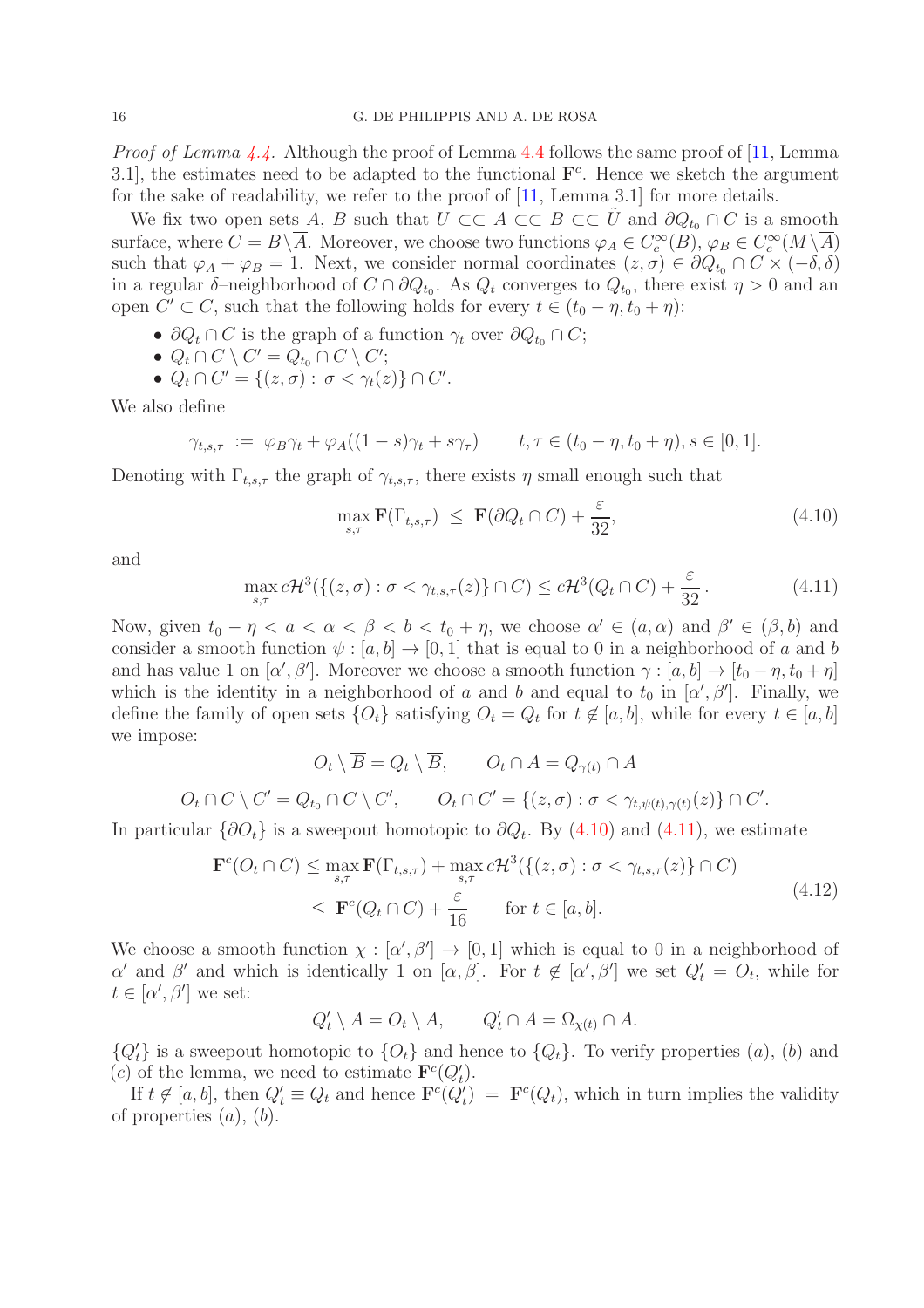*Proof of Lemma 4.4.* Although the proof of Lemma 4.4 follows the same proof of [11, Lemma 3.1], the estimates need to be adapted to the functional $\mathbf{F}^c$. Hence we sketch the argument for the sake of readability, we refer to the proof of [11, Lemma 3.1] for more details.

We fix two open sets $A$, $B$ such that $U \subset\subset A \subset\subset B \subset\subset \tilde{U}$ and $\partial Q_{t_0} \cap C$ is a smooth surface, where $C = B \setminus \overline{A}$. Moreover, we choose two functions $\varphi_A \in C_c^\infty(B)$, $\varphi_B \in C_c^\infty(M \setminus \overline{A})$ such that $\varphi_A + \varphi_B = 1$. Next, we consider normal coordinates $(z, \sigma) \in \partial Q_{t_0} \cap C \times (-\delta, \delta)$ in a regular $\delta$–neighborhood of $C \cap \partial Q_{t_0}$. As $Q_t$ converges to $Q_{t_0}$, there exist $\eta > 0$ and an open $C' \subset C$, such that the following holds for every $t \in (t_0 - \eta, t_0 + \eta)$:

- $\partial Q_t \cap C$ is the graph of a function $\gamma_t$ over $\partial Q_{t_0} \cap C$;
- $Q_t \cap C \setminus C' = Q_{t_0} \cap C \setminus C'$;
- $Q_t \cap C' = \{(z, \sigma) : \sigma < \gamma_t(z)\} \cap C'$.

We also define

$$\gamma_{t,s,\tau} := \varphi_B \gamma_t + \varphi_A((1-s)\gamma_t + s\gamma_\tau) \qquad t, \tau \in (t_0 - \eta, t_0 + \eta), s \in [0,1].$$

Denoting with $\Gamma_{t,s,\tau}$ the graph of $\gamma_{t,s,\tau}$, there exists $\eta$ small enough such that

$$\max_{s,\tau} \mathbf{F}(\Gamma_{t,s,\tau}) \le \mathbf{F}(\partial Q_t \cap C) + \frac{\varepsilon}{32}, \tag{4.10}$$

and

$$\max_{s,\tau} c\mathcal{H}^3(\{(z,\sigma) : \sigma < \gamma_{t,s,\tau}(z)\} \cap C) \le c\mathcal{H}^3(Q_t \cap C) + \frac{\varepsilon}{32}. \tag{4.11}$$

Now, given $t_0 - \eta < a < \alpha < \beta < b < t_0 + \eta$, we choose $\alpha' \in (a, \alpha)$ and $\beta' \in (\beta, b)$ and consider a smooth function $\psi : [a,b] \to [0,1]$ that is equal to 0 in a neighborhood of $a$ and $b$ and has value 1 on $[\alpha', \beta']$. Moreover we choose a smooth function $\gamma : [a,b] \to [t_0 - \eta, t_0 + \eta]$ which is the identity in a neighborhood of $a$ and $b$ and equal to $t_0$ in $[\alpha', \beta']$. Finally, we define the family of open sets $\{O_t\}$ satisfying $O_t = Q_t$ for $t \notin [a,b]$, while for every $t \in [a,b]$ we impose:

$$O_t \setminus \overline{B} = Q_t \setminus \overline{B}, \qquad O_t \cap A = Q_{\gamma(t)} \cap A$$

$$O_t \cap C \setminus C' = Q_{t_0} \cap C \setminus C', \qquad O_t \cap C' = \{(z,\sigma) : \sigma < \gamma_{t,\psi(t),\gamma(t)}(z)\} \cap C'.$$

In particular $\{\partial O_t\}$ is a sweepout homotopic to $\partial Q_t$. By (4.10) and (4.11), we estimate

$$\begin{aligned}
\mathbf{F}^c(O_t \cap C) &\le \max_{s,\tau} \mathbf{F}(\Gamma_{t,s,\tau}) + \max_{s,\tau} c\mathcal{H}^3(\{(z,\sigma) : \sigma < \gamma_{t,s,\tau}(z)\} \cap C) \\
&\le \mathbf{F}^c(Q_t \cap C) + \frac{\varepsilon}{16} \qquad \text{for } t \in [a,b].
\end{aligned} \tag{4.12}$$

We choose a smooth function $\chi : [\alpha', \beta'] \to [0,1]$ which is equal to 0 in a neighborhood of $\alpha'$ and $\beta'$ and which is identically 1 on $[\alpha, \beta]$. For $t \notin [\alpha', \beta']$ we set $Q'_t = O_t$, while for $t \in [\alpha', \beta']$ we set:

$$Q'_t \setminus A = O_t \setminus A, \qquad Q'_t \cap A = \Omega_{\chi(t)} \cap A.$$

$\{Q'_t\}$ is a sweepout homotopic to $\{O_t\}$ and hence to $\{Q_t\}$. To verify properties $(a)$, $(b)$ and $(c)$ of the lemma, we need to estimate $\mathbf{F}^c(Q'_t)$.

If $t \notin [a,b]$, then $Q'_t \equiv Q_t$ and hence $\mathbf{F}^c(Q'_t) = \mathbf{F}^c(Q_t)$, which in turn implies the validity of properties $(a)$, $(b)$.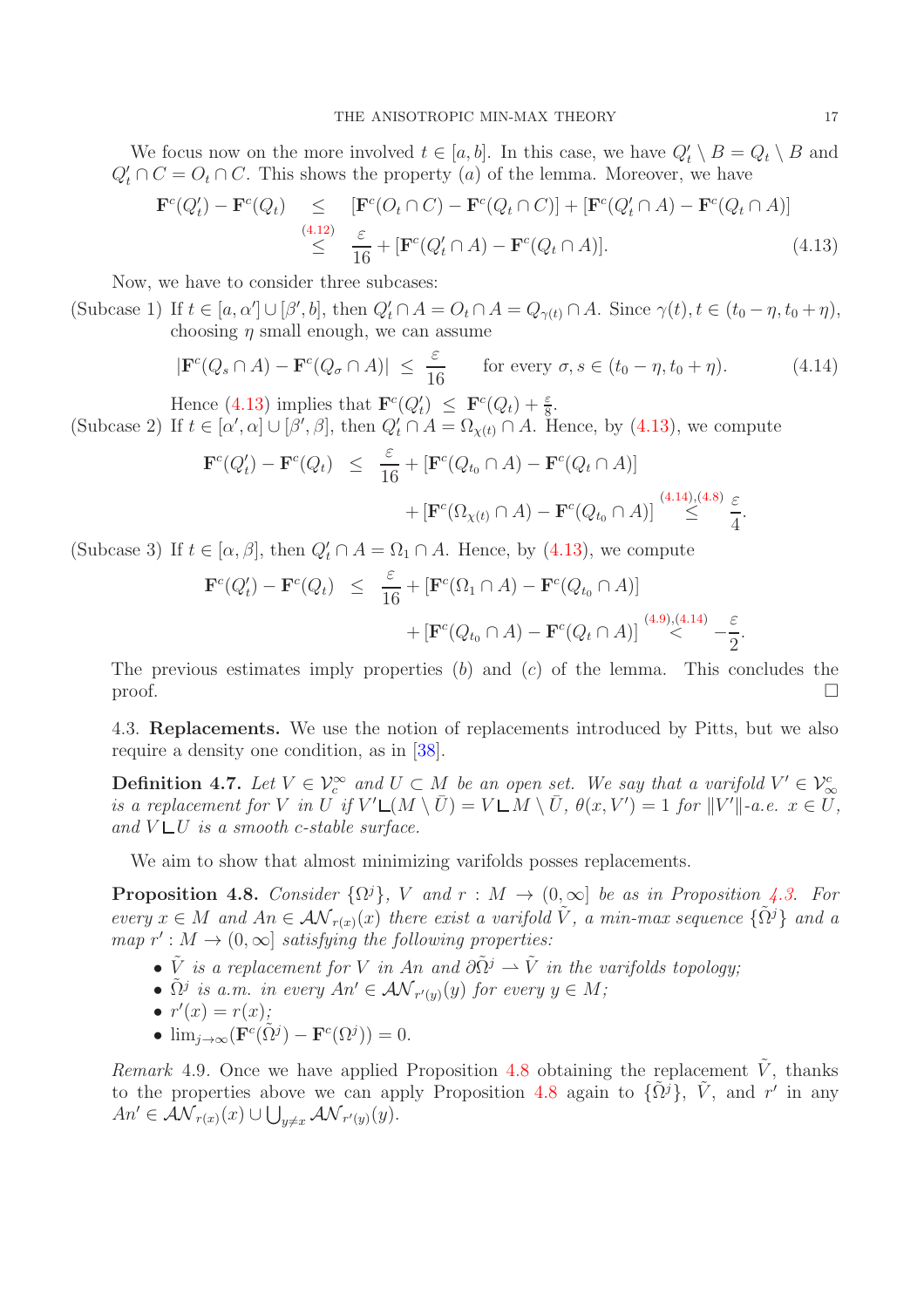We focus now on the more involved $t \in [a,b]$. In this case, we have $Q'_t \setminus B = Q_t \setminus B$ and $Q'_t \cap C = O_t \cap C$. This shows the property $(a)$ of the lemma. Moreover, we have

$$
\begin{aligned}
\mathbf{F}^c(Q'_t) - \mathbf{F}^c(Q_t) &\leq [\mathbf{F}^c(O_t \cap C) - \mathbf{F}^c(Q_t \cap C)] + [\mathbf{F}^c(Q'_t \cap A) - \mathbf{F}^c(Q_t \cap A)] \\
&\overset{(4.12)}{\leq} \frac{\varepsilon}{16} + [\mathbf{F}^c(Q'_t \cap A) - \mathbf{F}^c(Q_t \cap A)]. \qquad (4.13)
\end{aligned}
$$

Now, we have to consider three subcases:

(Subcase 1) If $t \in [a, \alpha'] \cup [\beta', b]$, then $Q'_t \cap A = O_t \cap A = Q_{\gamma(t)} \cap A$. Since $\gamma(t), t \in (t_0 - \eta, t_0 + \eta)$, choosing $\eta$ small enough, we can assume

$$
|\mathbf{F}^c(Q_s \cap A) - \mathbf{F}^c(Q_\sigma \cap A)| \leq \frac{\varepsilon}{16} \qquad \text{for every } \sigma, s \in (t_0 - \eta, t_0 + \eta). \qquad (4.14)
$$

Hence (4.13) implies that $\mathbf{F}^c(Q'_t) \leq \mathbf{F}^c(Q_t) + \frac{\varepsilon}{8}$.

(Subcase 2) If $t \in [\alpha', \alpha] \cup [\beta', \beta]$, then $Q'_t \cap A = \Omega_{\chi(t)} \cap A$. Hence, by (4.13), we compute

$$
\begin{aligned}
\mathbf{F}^c(Q'_t) - \mathbf{F}^c(Q_t) &\leq \frac{\varepsilon}{16} + [\mathbf{F}^c(Q_{t_0} \cap A) - \mathbf{F}^c(Q_t \cap A)] \\
&\quad + [\mathbf{F}^c(\Omega_{\chi(t)} \cap A) - \mathbf{F}^c(Q_{t_0} \cap A)] \overset{(4.14),(4.8)}{\leq} \frac{\varepsilon}{4}.
\end{aligned}
$$

(Subcase 3) If $t \in [\alpha, \beta]$, then $Q'_t \cap A = \Omega_1 \cap A$. Hence, by (4.13), we compute

$$
\begin{aligned}
\mathbf{F}^c(Q'_t) - \mathbf{F}^c(Q_t) &\leq \frac{\varepsilon}{16} + [\mathbf{F}^c(\Omega_1 \cap A) - \mathbf{F}^c(Q_{t_0} \cap A)] \\
&\quad + [\mathbf{F}^c(Q_{t_0} \cap A) - \mathbf{F}^c(Q_t \cap A)] \overset{(4.9),(4.14)}{<} -\frac{\varepsilon}{2}.
\end{aligned}
$$

The previous estimates imply properties $(b)$ and $(c)$ of the lemma. This concludes the proof. □

4.3. **Replacements.** We use the notion of replacements introduced by Pitts, but we also require a density one condition, as in [38].

**Definition 4.7.** *Let $V \in \mathcal{V}_c^\infty$ and $U \subset M$ be an open set. We say that a varifold $V' \in \mathcal{V}_\infty^c$ is a replacement for $V$ in $U$ if $V' \llcorner (M \setminus \bar{U}) = V \llcorner M \setminus \bar{U}$, $\theta(x, V') = 1$ for $\|V'\|$-a.e. $x \in U$, and $V \llcorner U$ is a smooth $c$-stable surface.*

We aim to show that almost minimizing varifolds posses replacements.

**Proposition 4.8.** *Consider $\{\Omega^j\}$, $V$ and $r : M \to (0, \infty]$ be as in Proposition 4.3. For every $x \in M$ and $An \in \mathcal{AN}_{r(x)}(x)$ there exist a varifold $\tilde{V}$, a min-max sequence $\{\tilde{\Omega}^j\}$ and a map $r' : M \to (0, \infty]$ satisfying the following properties:*

- *$\tilde{V}$ is a replacement for $V$ in $An$ and $\partial\tilde{\Omega}^j \rightharpoonup \tilde{V}$ in the varifolds topology;*
- *$\tilde{\Omega}^j$ is a.m. in every $An' \in \mathcal{AN}_{r'(y)}(y)$ for every $y \in M$;*
- *$r'(x) = r(x)$;*
- *$\lim_{j\to\infty}(\mathbf{F}^c(\tilde{\Omega}^j) - \mathbf{F}^c(\Omega^j)) = 0$.*

*Remark* 4.9. Once we have applied Proposition 4.8 obtaining the replacement $\tilde{V}$, thanks to the properties above we can apply Proposition 4.8 again to $\{\tilde{\Omega}^j\}$, $\tilde{V}$, and $r'$ in any $An' \in \mathcal{AN}_{r(x)}(x) \cup \bigcup_{y \neq x} \mathcal{AN}_{r'(y)}(y)$.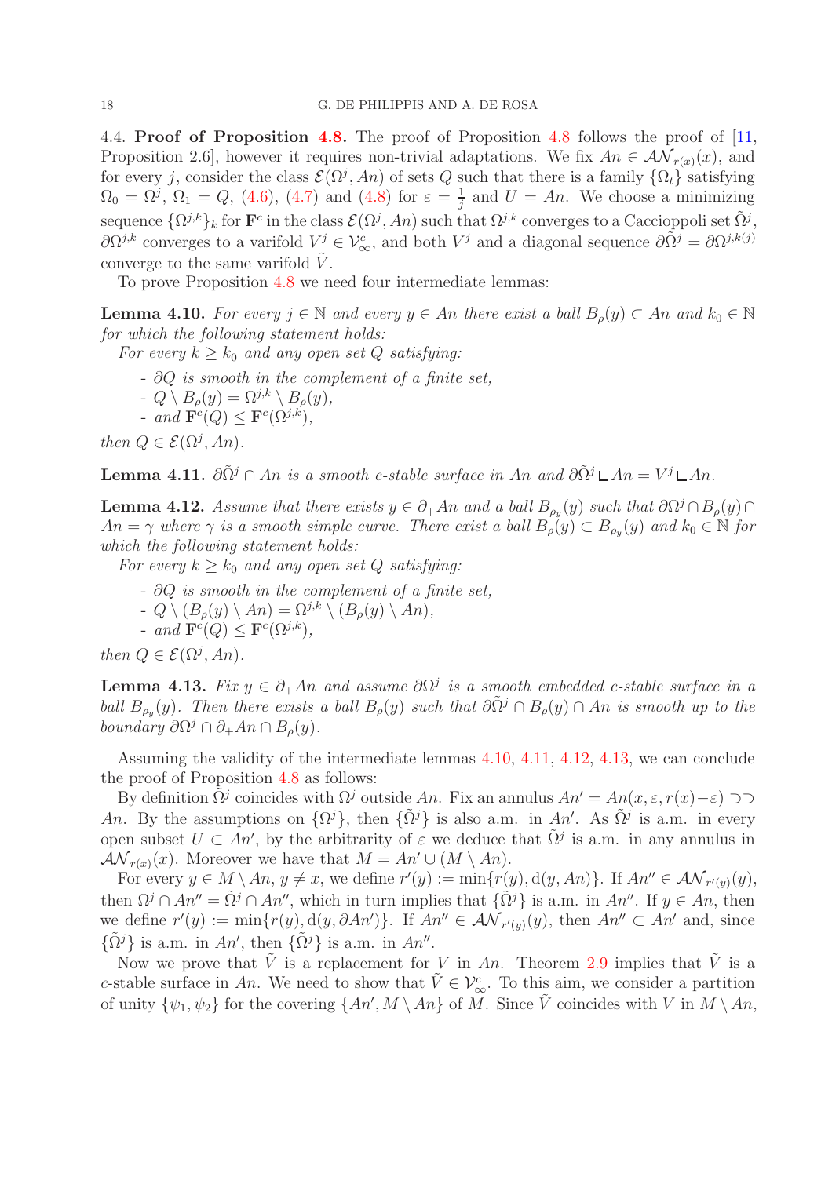4.4. **Proof of Proposition 4.8.** The proof of Proposition 4.8 follows the proof of [11, Proposition 2.6], however it requires non-trivial adaptations. We fix $An \in \mathcal{AN}_{r(x)}(x)$, and for every $j$, consider the class $\mathcal{E}(\Omega^j, An)$ of sets $Q$ such that there is a family $\{\Omega_t\}$ satisfying $\Omega_0 = \Omega^j$, $\Omega_1 = Q$, (4.6), (4.7) and (4.8) for $\varepsilon = \frac{1}{j}$ and $U = An$. We choose a minimizing sequence $\{\Omega^{j,k}\}_k$ for $\mathbf{F}^c$ in the class $\mathcal{E}(\Omega^j, An)$ such that $\Omega^{j,k}$ converges to a Caccioppoli set $\tilde{\Omega}^j$, $\partial\Omega^{j,k}$ converges to a varifold $V^j \in \mathcal{V}^c_\infty$, and both $V^j$ and a diagonal sequence $\partial\tilde{\Omega}^j = \partial\Omega^{j,k(j)}$ converge to the same varifold $\tilde{V}$.

To prove Proposition 4.8 we need four intermediate lemmas:

**Lemma 4.10.** *For every $j \in \mathbb{N}$ and every $y \in An$ there exist a ball $B_\rho(y) \subset An$ and $k_0 \in \mathbb{N}$ for which the following statement holds:*

*For every $k \geq k_0$ and any open set $Q$ satisfying:*

- *$\partial Q$ is smooth in the complement of a finite set,*
- *$Q \setminus B_\rho(y) = \Omega^{j,k} \setminus B_\rho(y)$,*
- *and $\mathbf{F}^c(Q) \leq \mathbf{F}^c(\Omega^{j,k})$,*

*then $Q \in \mathcal{E}(\Omega^j, An)$.*

**Lemma 4.11.** *$\partial\tilde{\Omega}^j \cap An$ is a smooth $c$-stable surface in $An$ and $\partial\tilde{\Omega}^j \llcorner An = V^j \llcorner An$.*

**Lemma 4.12.** *Assume that there exists $y \in \partial_+ An$ and a ball $B_{\rho_y}(y)$ such that $\partial\Omega^j \cap B_\rho(y) \cap An = \gamma$ where $\gamma$ is a smooth simple curve. There exist a ball $B_\rho(y) \subset B_{\rho_y}(y)$ and $k_0 \in \mathbb{N}$ for which the following statement holds:*

*For every $k \geq k_0$ and any open set $Q$ satisfying:*

- *$\partial Q$ is smooth in the complement of a finite set,*
- *$Q \setminus (B_\rho(y) \setminus An) = \Omega^{j,k} \setminus (B_\rho(y) \setminus An)$,*
- *and $\mathbf{F}^c(Q) \leq \mathbf{F}^c(\Omega^{j,k})$,*

*then $Q \in \mathcal{E}(\Omega^j, An)$.*

**Lemma 4.13.** *Fix $y \in \partial_+ An$ and assume $\partial\Omega^j$ is a smooth embedded $c$-stable surface in a ball $B_{\rho_y}(y)$. Then there exists a ball $B_\rho(y)$ such that $\partial\tilde{\Omega}^j \cap B_\rho(y) \cap An$ is smooth up to the boundary $\partial\Omega^j \cap \partial_+ An \cap B_\rho(y)$.*

Assuming the validity of the intermediate lemmas 4.10, 4.11, 4.12, 4.13, we can conclude the proof of Proposition 4.8 as follows:

By definition $\tilde{\Omega}^j$ coincides with $\Omega^j$ outside $An$. Fix an annulus $An' = An(x, \varepsilon, r(x) - \varepsilon) \supset\supset An$. By the assumptions on $\{\Omega^j\}$, then $\{\tilde{\Omega}^j\}$ is also a.m. in $An'$. As $\tilde{\Omega}^j$ is a.m. in every open subset $U \subset An'$, by the arbitrarity of $\varepsilon$ we deduce that $\tilde{\Omega}^j$ is a.m. in any annulus in $\mathcal{AN}_{r(x)}(x)$. Moreover we have that $M = An' \cup (M \setminus An)$.

For every $y \in M \setminus An$, $y \neq x$, we define $r'(y) := \min\{r(y), \mathrm{d}(y, An)\}$. If $An'' \in \mathcal{AN}_{r'(y)}(y)$, then $\Omega^j \cap An'' = \tilde{\Omega}^j \cap An''$, which in turn implies that $\{\tilde{\Omega}^j\}$ is a.m. in $An''$. If $y \in An$, then we define $r'(y) := \min\{r(y), \mathrm{d}(y, \partial An')\}$. If $An'' \in \mathcal{AN}_{r'(y)}(y)$, then $An'' \subset An'$ and, since $\{\tilde{\Omega}^j\}$ is a.m. in $An'$, then $\{\tilde{\Omega}^j\}$ is a.m. in $An''$.

Now we prove that $\tilde{V}$ is a replacement for $V$ in $An$. Theorem 2.9 implies that $\tilde{V}$ is a $c$-stable surface in $An$. We need to show that $\tilde{V} \in \mathcal{V}^c_\infty$. To this aim, we consider a partition of unity $\{\psi_1, \psi_2\}$ for the covering $\{An', M \setminus An\}$ of $M$. Since $\tilde{V}$ coincides with $V$ in $M \setminus An$,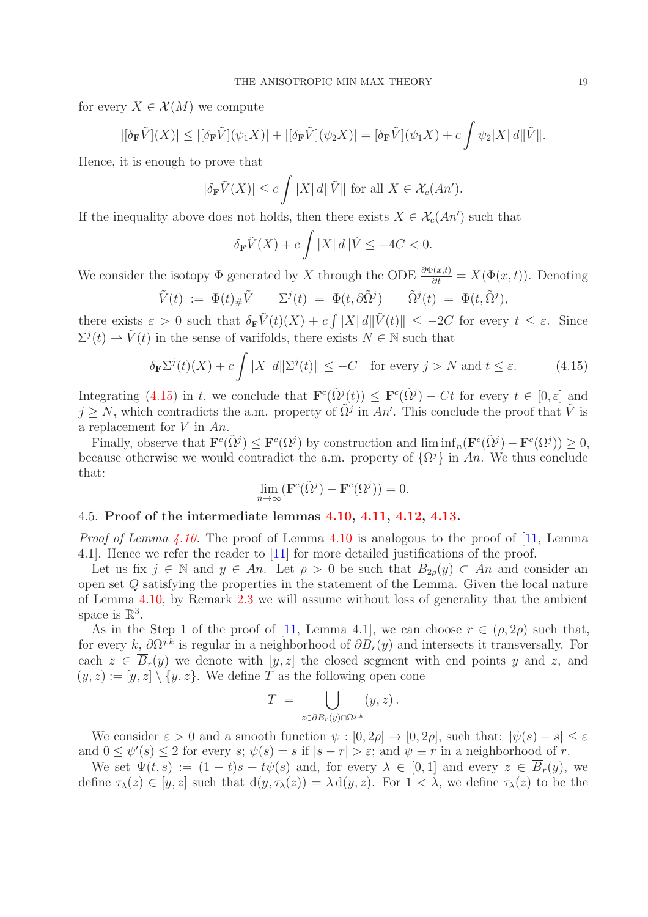for every $X \in \mathcal{X}(M)$ we compute

$$|[\delta_{\mathbf{F}}\tilde{V}](X)| \leq |[\delta_{\mathbf{F}}\tilde{V}](\psi_1 X)| + |[\delta_{\mathbf{F}}\tilde{V}](\psi_2 X)| = [\delta_{\mathbf{F}}\tilde{V}](\psi_1 X) + c\int \psi_2 |X|\, d\|\tilde{V}\|.$$

Hence, it is enough to prove that

$$|\delta_{\mathbf{F}}\tilde{V}(X)| \leq c\int |X|\, d\|\tilde{V}\| \text{ for all } X \in \mathcal{X}_c(An').$$

If the inequality above does not holds, then there exists $X \in \mathcal{X}_c(An')$ such that

$$\delta_{\mathbf{F}}\tilde{V}(X) + c\int |X|\, d\|\tilde{V} \leq -4C < 0.$$

We consider the isotopy $\Phi$ generated by $X$ through the ODE $\frac{\partial \Phi(x,t)}{\partial t} = X(\Phi(x,t))$. Denoting

$$\tilde{V}(t) \ := \ \Phi(t)_{\#}\tilde{V} \qquad \Sigma^j(t) \ = \ \Phi(t, \partial\tilde{\Omega}^j) \qquad \tilde{\Omega}^j(t) \ = \ \Phi(t, \tilde{\Omega}^j),$$

there exists $\varepsilon > 0$ such that $\delta_{\mathbf{F}}\tilde{V}(t)(X) + c\int |X|\, d\|\tilde{V}(t)\| \leq -2C$ for every $t \leq \varepsilon$. Since $\Sigma^j(t) \rightharpoonup \tilde{V}(t)$ in the sense of varifolds, there exists $N \in \mathbb{N}$ such that

$$\delta_{\mathbf{F}}\Sigma^j(t)(X) + c\int |X|\, d\|\Sigma^j(t)\| \leq -C \quad \text{for every } j > N \text{ and } t \leq \varepsilon. \tag{4.15}$$

Integrating (4.15) in $t$, we conclude that $\mathbf{F}^c(\tilde{\Omega}^j(t)) \leq \mathbf{F}^c(\tilde{\Omega}^j) - Ct$ for every $t \in [0, \varepsilon]$ and $j \geq N$, which contradicts the a.m. property of $\tilde{\Omega}^j$ in $An'$. This conclude the proof that $\tilde{V}$ is a replacement for $V$ in $An$.

Finally, observe that $\mathbf{F}^c(\tilde{\Omega}^j) \leq \mathbf{F}^c(\Omega^j)$ by construction and $\liminf_n(\mathbf{F}^c(\tilde{\Omega}^j) - \mathbf{F}^c(\Omega^j)) \geq 0$, because otherwise we would contradict the a.m. property of $\{\Omega^j\}$ in $An$. We thus conclude that:

$$\lim_{n\to\infty}(\mathbf{F}^c(\tilde{\Omega}^j) - \mathbf{F}^c(\Omega^j)) = 0.$$

### 4.5. Proof of the intermediate lemmas 4.10, 4.11, 4.12, 4.13.

*Proof of Lemma 4.10.* The proof of Lemma 4.10 is analogous to the proof of [11, Lemma 4.1]. Hence we refer the reader to [11] for more detailed justifications of the proof.

Let us fix $j \in \mathbb{N}$ and $y \in An$. Let $\rho > 0$ be such that $B_{2\rho}(y) \subset An$ and consider an open set $Q$ satisfying the properties in the statement of the Lemma. Given the local nature of Lemma 4.10, by Remark 2.3 we will assume without loss of generality that the ambient space is $\mathbb{R}^3$.

As in the Step 1 of the proof of [11, Lemma 4.1], we can choose $r \in (\rho, 2\rho)$ such that, for every $k$, $\partial\Omega^{j,k}$ is regular in a neighborhood of $\partial B_r(y)$ and intersects it transversally. For each $z \in \overline{B}_r(y)$ we denote with $[y,z]$ the closed segment with end points $y$ and $z$, and $(y,z) := [y,z] \setminus \{y,z\}$. We define $T$ as the following open cone

$$T \ = \bigcup_{z \in \partial B_r(y) \cap \Omega^{j,k}} (y,z)\,.$$

We consider $\varepsilon > 0$ and a smooth function $\psi : [0, 2\rho] \to [0, 2\rho]$, such that: $|\psi(s) - s| \leq \varepsilon$ and $0 \leq \psi'(s) \leq 2$ for every $s$; $\psi(s) = s$ if $|s - r| > \varepsilon$; and $\psi \equiv r$ in a neighborhood of $r$.

We set $\Psi(t,s) := (1-t)s + t\psi(s)$ and, for every $\lambda \in [0,1]$ and every $z \in \overline{B}_r(y)$, we define $\tau_\lambda(z) \in [y,z]$ such that $\mathrm{d}(y, \tau_\lambda(z)) = \lambda\, \mathrm{d}(y,z)$. For $1 < \lambda$, we define $\tau_\lambda(z)$ to be the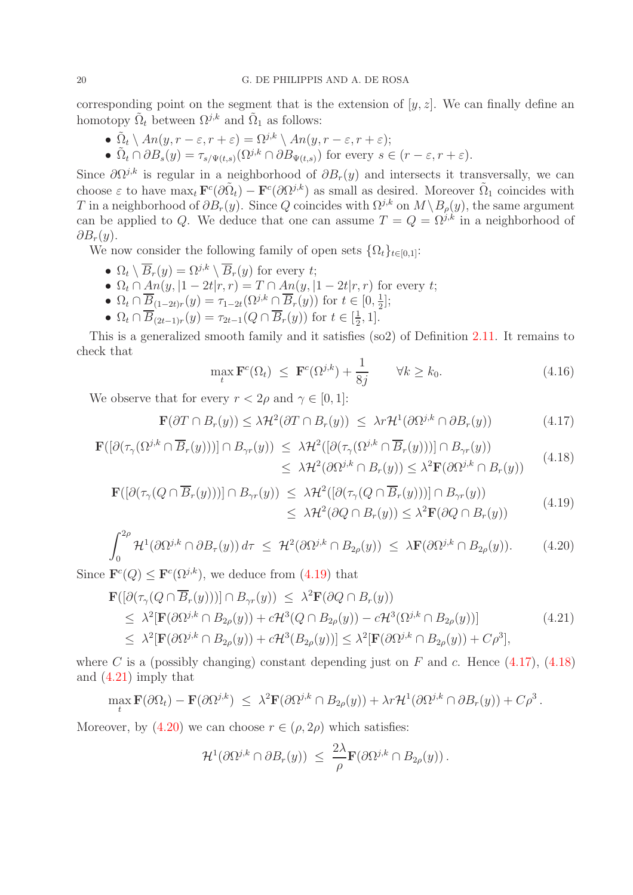corresponding point on the segment that is the extension of $[y, z]$. We can finally define an homotopy $\tilde{\Omega}_t$ between $\Omega^{j,k}$ and $\tilde{\Omega}_1$ as follows:

- $\tilde{\Omega}_t \setminus An(y, r-\varepsilon, r+\varepsilon) = \Omega^{j,k} \setminus An(y, r-\varepsilon, r+\varepsilon)$;
- $\tilde{\Omega}_t \cap \partial B_s(y) = \tau_{s/\Psi(t,s)}(\Omega^{j,k} \cap \partial B_{\Psi(t,s)})$ for every $s \in (r-\varepsilon, r+\varepsilon)$.

Since $\partial\Omega^{j,k}$ is regular in a neighborhood of $\partial B_r(y)$ and intersects it transversally, we can choose $\varepsilon$ to have $\max_t \mathbf{F}^c(\partial\tilde{\Omega}_t) - \mathbf{F}^c(\partial\Omega^{j,k})$ as small as desired. Moreover $\tilde{\Omega}_1$ coincides with $T$ in a neighborhood of $\partial B_r(y)$. Since $Q$ coincides with $\Omega^{j,k}$ on $M \setminus B_\rho(y)$, the same argument can be applied to $Q$. We deduce that one can assume $T = Q = \Omega^{j,k}$ in a neighborhood of $\partial B_r(y)$.

We now consider the following family of open sets $\{\Omega_t\}_{t\in[0,1]}$:

- $\Omega_t \setminus \overline{B}_r(y) = \Omega^{j,k} \setminus \overline{B}_r(y)$ for every $t$;
- $\Omega_t \cap An(y, |1-2t|r, r) = T \cap An(y, |1-2t|r, r)$ for every $t$;
- $\Omega_t \cap \overline{B}_{(1-2t)r}(y) = \tau_{1-2t}(\Omega^{j,k} \cap \overline{B}_r(y))$ for $t \in [0, \frac{1}{2}]$;
- $\Omega_t \cap \overline{B}_{(2t-1)r}(y) = \tau_{2t-1}(Q \cap \overline{B}_r(y))$ for $t \in [\frac{1}{2}, 1]$.

This is a generalized smooth family and it satisfies (so2) of Definition 2.11. It remains to check that

$$\max_t \mathbf{F}^c(\Omega_t) \;\le\; \mathbf{F}^c(\Omega^{j,k}) + \frac{1}{8j} \qquad \forall k \ge k_0. \tag{4.16}$$

We observe that for every $r < 2\rho$ and $\gamma \in [0, 1]$:

$$\mathbf{F}(\partial T \cap B_r(y)) \le \lambda\mathcal{H}^2(\partial T \cap B_r(y)) \;\le\; \lambda r\mathcal{H}^1(\partial\Omega^{j,k} \cap \partial B_r(y)) \tag{4.17}$$

$$\begin{aligned}\mathbf{F}([\partial(\tau_\gamma(\Omega^{j,k} \cap \overline{B}_r(y)))] \cap B_{\gamma r}(y)) \;&\le\; \lambda\mathcal{H}^2([\partial(\tau_\gamma(\Omega^{j,k} \cap \overline{B}_r(y)))] \cap B_{\gamma r}(y)) \\ &\le\; \lambda\mathcal{H}^2(\partial\Omega^{j,k} \cap B_r(y)) \le \lambda^2\mathbf{F}(\partial\Omega^{j,k} \cap B_r(y))\end{aligned} \tag{4.18}$$

$$\begin{aligned}\mathbf{F}([\partial(\tau_\gamma(Q \cap \overline{B}_r(y)))] \cap B_{\gamma r}(y)) \;&\le\; \lambda\mathcal{H}^2([\partial(\tau_\gamma(Q \cap \overline{B}_r(y)))] \cap B_{\gamma r}(y)) \\ &\le\; \lambda\mathcal{H}^2(\partial Q \cap B_r(y)) \le \lambda^2\mathbf{F}(\partial Q \cap B_r(y))\end{aligned} \tag{4.19}$$

$$\int_0^{2\rho} \mathcal{H}^1(\partial\Omega^{j,k} \cap \partial B_\tau(y))\, d\tau \;\le\; \mathcal{H}^2(\partial\Omega^{j,k} \cap B_{2\rho}(y)) \;\le\; \lambda\mathbf{F}(\partial\Omega^{j,k} \cap B_{2\rho}(y)). \tag{4.20}$$

Since $\mathbf{F}^c(Q) \le \mathbf{F}^c(\Omega^{j,k})$, we deduce from (4.19) that

$$\begin{aligned}\mathbf{F}([\partial(\tau_\gamma(Q \cap \overline{B}_r(y)))] \cap B_{\gamma r}(y)) \;&\le\; \lambda^2\mathbf{F}(\partial Q \cap B_r(y)) \\ &\le\; \lambda^2[\mathbf{F}(\partial\Omega^{j,k} \cap B_{2\rho}(y)) + c\mathcal{H}^3(Q \cap B_{2\rho}(y)) - c\mathcal{H}^3(\Omega^{j,k} \cap B_{2\rho}(y))] \\ &\le\; \lambda^2[\mathbf{F}(\partial\Omega^{j,k} \cap B_{2\rho}(y)) + c\mathcal{H}^3(B_{2\rho}(y))] \le \lambda^2[\mathbf{F}(\partial\Omega^{j,k} \cap B_{2\rho}(y)) + C\rho^3],\end{aligned} \tag{4.21}$$

where $C$ is a (possibly changing) constant depending just on $F$ and $c$. Hence (4.17), (4.18) and (4.21) imply that

$$\max_t \mathbf{F}(\partial\Omega_t) - \mathbf{F}(\partial\Omega^{j,k}) \;\le\; \lambda^2\mathbf{F}(\partial\Omega^{j,k} \cap B_{2\rho}(y)) + \lambda r\mathcal{H}^1(\partial\Omega^{j,k} \cap \partial B_r(y)) + C\rho^3\,.$$

Moreover, by (4.20) we can choose $r \in (\rho, 2\rho)$ which satisfies:

$$\mathcal{H}^1(\partial\Omega^{j,k} \cap \partial B_r(y)) \;\le\; \frac{2\lambda}{\rho}\mathbf{F}(\partial\Omega^{j,k} \cap B_{2\rho}(y))\,.$$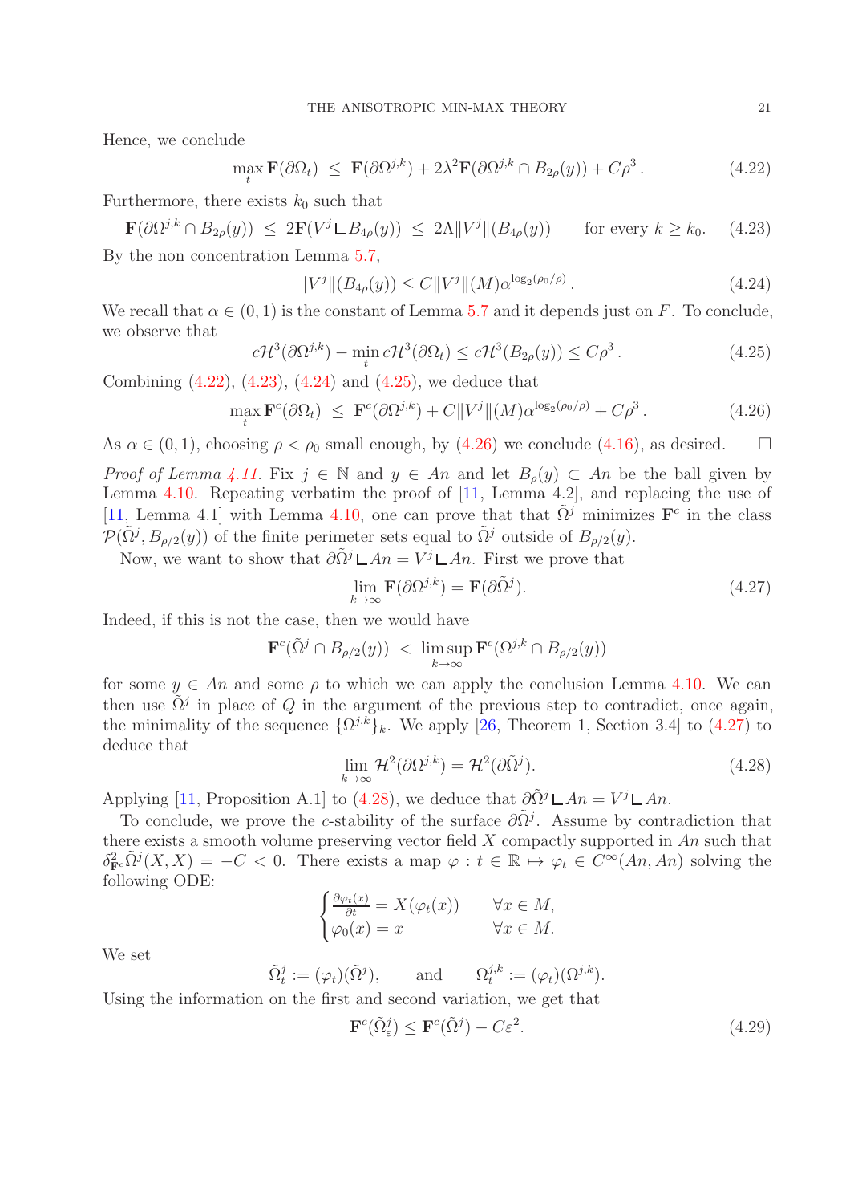Hence, we conclude

$$\max_t \mathbf{F}(\partial\Omega_t) \;\le\; \mathbf{F}(\partial\Omega^{j,k}) + 2\lambda^2 \mathbf{F}(\partial\Omega^{j,k}\cap B_{2\rho}(y)) + C\rho^3 \,. \tag{4.22}$$

Furthermore, there exists $k_0$ such that

$$\mathbf{F}(\partial\Omega^{j,k}\cap B_{2\rho}(y)) \;\le\; 2\mathbf{F}(V^j \llcorner B_{4\rho}(y)) \;\le\; 2\Lambda\|V^j\|(B_{4\rho}(y)) \qquad \text{for every } k\ge k_0. \tag{4.23}$$

By the non concentration Lemma 5.7,

$$\|V^j\|(B_{4\rho}(y)) \le C\|V^j\|(M)\alpha^{\log_2(\rho_0/\rho)}\,. \tag{4.24}$$

We recall that $\alpha\in(0,1)$ is the constant of Lemma 5.7 and it depends just on $F$. To conclude, we observe that

$$c\mathcal{H}^3(\partial\Omega^{j,k}) - \min_t c\mathcal{H}^3(\partial\Omega_t) \le c\mathcal{H}^3(B_{2\rho}(y)) \le C\rho^3\,. \tag{4.25}$$

Combining (4.22), (4.23), (4.24) and (4.25), we deduce that

$$\max_t \mathbf{F}^c(\partial\Omega_t) \;\le\; \mathbf{F}^c(\partial\Omega^{j,k}) + C\|V^j\|(M)\alpha^{\log_2(\rho_0/\rho)} + C\rho^3\,. \tag{4.26}$$

As $\alpha\in(0,1)$, choosing $\rho<\rho_0$ small enough, by (4.26) we conclude (4.16), as desired. $\square$

*Proof of Lemma 4.11.* Fix $j\in\mathbb{N}$ and $y\in An$ and let $B_\rho(y)\subset An$ be the ball given by Lemma 4.10. Repeating verbatim the proof of [11, Lemma 4.2], and replacing the use of [11, Lemma 4.1] with Lemma 4.10, one can prove that that $\tilde\Omega^j$ minimizes $\mathbf{F}^c$ in the class $\mathcal{P}(\tilde\Omega^j, B_{\rho/2}(y))$ of the finite perimeter sets equal to $\tilde\Omega^j$ outside of $B_{\rho/2}(y)$.

Now, we want to show that $\partial\tilde\Omega^j\llcorner An = V^j\llcorner An$. First we prove that

$$\lim_{k\to\infty}\mathbf{F}(\partial\Omega^{j,k}) = \mathbf{F}(\partial\tilde\Omega^j). \tag{4.27}$$

Indeed, if this is not the case, then we would have

$$\mathbf{F}^c(\tilde\Omega^j\cap B_{\rho/2}(y)) \;<\; \limsup_{k\to\infty}\mathbf{F}^c(\Omega^{j,k}\cap B_{\rho/2}(y))$$

for some $y\in An$ and some $\rho$ to which we can apply the conclusion Lemma 4.10. We can then use $\tilde\Omega^j$ in place of $Q$ in the argument of the previous step to contradict, once again, the minimality of the sequence $\{\Omega^{j,k}\}_k$. We apply [26, Theorem 1, Section 3.4] to (4.27) to deduce that

$$\lim_{k\to\infty}\mathcal{H}^2(\partial\Omega^{j,k}) = \mathcal{H}^2(\partial\tilde\Omega^j). \tag{4.28}$$

Applying [11, Proposition A.1] to (4.28), we deduce that $\partial\tilde\Omega^j\llcorner An = V^j\llcorner An$.

To conclude, we prove the $c$-stability of the surface $\partial\tilde\Omega^j$. Assume by contradiction that there exists a smooth volume preserving vector field $X$ compactly supported in $An$ such that $\delta^2_{\mathbf{F}^c}\tilde\Omega^j(X,X) = -C<0$. There exists a map $\varphi: t\in\mathbb{R}\mapsto\varphi_t\in C^\infty(An,An)$ solving the following ODE:

$$\begin{cases}\frac{\partial\varphi_t(x)}{\partial t} = X(\varphi_t(x)) & \forall x\in M,\\ \varphi_0(x) = x & \forall x\in M.\end{cases}$$

We set

$$\tilde\Omega^j_t := (\varphi_t)(\tilde\Omega^j), \qquad \text{and} \qquad \Omega^{j,k}_t := (\varphi_t)(\Omega^{j,k}).$$

Using the information on the first and second variation, we get that

$$\mathbf{F}^c(\tilde\Omega^j_\varepsilon) \le \mathbf{F}^c(\tilde\Omega^j) - C\varepsilon^2. \tag{4.29}$$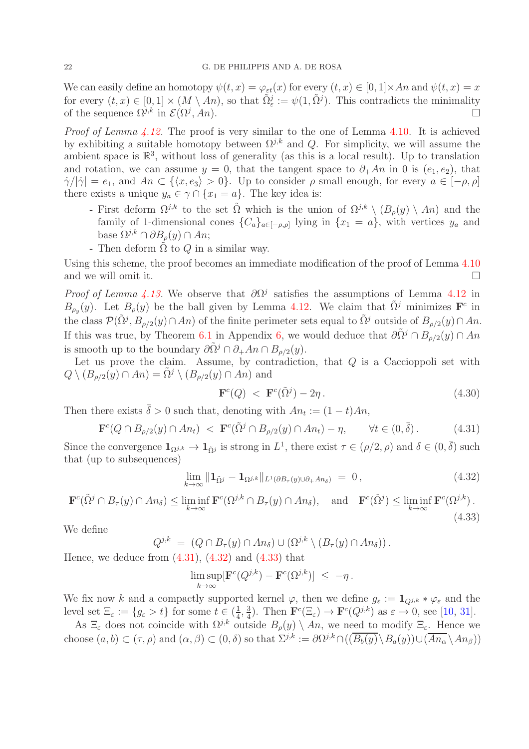We can easily define an homotopy $\psi(t,x) = \varphi_{\varepsilon t}(x)$ for every $(t,x) \in [0,1] \times An$ and $\psi(t,x) = x$ for every $(t,x) \in [0,1] \times (M \setminus An)$, so that $\tilde{\Omega}^j_\varepsilon := \psi(1, \tilde{\Omega}^j)$. This contradicts the minimality of the sequence $\Omega^{j,k}$ in $\mathcal{E}(\Omega^j, An)$. □

*Proof of Lemma 4.12.* The proof is very similar to the one of Lemma 4.10. It is achieved by exhibiting a suitable homotopy between $\Omega^{j,k}$ and $Q$. For simplicity, we will assume the ambient space is $\mathbb{R}^3$, without loss of generality (as this is a local result). Up to translation and rotation, we can assume $y = 0$, that the tangent space to $\partial_+ An$ in $0$ is $(e_1, e_2)$, that $\dot\gamma/|\dot\gamma| = e_1$, and $An \subset \{\langle x, e_3\rangle > 0\}$. Up to consider $\rho$ small enough, for every $a \in [-\rho, \rho]$ there exists a unique $y_a \in \gamma \cap \{x_1 = a\}$. The key idea is:

- First deform $\Omega^{j,k}$ to the set $\tilde{\Omega}$ which is the union of $\Omega^{j,k} \setminus (B_\rho(y) \setminus An)$ and the family of 1-dimensional cones $\{C_a\}_{a \in [-\rho,\rho]}$ lying in $\{x_1 = a\}$, with vertices $y_a$ and base $\Omega^{j,k} \cap \partial B_\rho(y) \cap An$;
- Then deform $\tilde{\Omega}$ to $Q$ in a similar way.

Using this scheme, the proof becomes an immediate modification of the proof of Lemma 4.10 and we will omit it. □

*Proof of Lemma 4.13.* We observe that $\partial\Omega^j$ satisfies the assumptions of Lemma 4.12 in $B_{\rho_y}(y)$. Let $B_\rho(y)$ be the ball given by Lemma 4.12. We claim that $\tilde{\Omega}^j$ minimizes $\mathbf{F}^c$ in the class $\mathcal{P}(\tilde{\Omega}^j, B_{\rho/2}(y) \cap An)$ of the finite perimeter sets equal to $\tilde{\Omega}^j$ outside of $B_{\rho/2}(y) \cap An$. If this was true, by Theorem 6.1 in Appendix 6, we would deduce that $\partial\tilde{\Omega}^j \cap B_{\rho/2}(y) \cap An$ is smooth up to the boundary $\partial\tilde{\Omega}^j \cap \partial_+ An \cap B_{\rho/2}(y)$.

Let us prove the claim. Assume, by contradiction, that $Q$ is a Caccioppoli set with $Q \setminus (B_{\rho/2}(y) \cap An) = \tilde{\Omega}^j \setminus (B_{\rho/2}(y) \cap An)$ and

$$\mathbf{F}^c(Q) \; < \; \mathbf{F}^c(\tilde{\Omega}^j) - 2\eta\,. \tag{4.30}$$

Then there exists $\bar\delta > 0$ such that, denoting with $An_t := (1-t)An$,

$$\mathbf{F}^c(Q \cap B_{\rho/2}(y) \cap An_t) \; < \; \mathbf{F}^c(\tilde{\Omega}^j \cap B_{\rho/2}(y) \cap An_t) - \eta, \qquad \forall t \in (0, \bar\delta)\,. \tag{4.31}$$

Since the convergence $\mathbf{1}_{\Omega^{j,k}} \to \mathbf{1}_{\tilde{\Omega}^j}$ is strong in $L^1$, there exist $\tau \in (\rho/2, \rho)$ and $\delta \in (0, \bar\delta)$ such that (up to subsequences)

$$\lim_{k\to\infty} \|\mathbf{1}_{\tilde{\Omega}^j} - \mathbf{1}_{\Omega^{j,k}}\|_{L^1(\partial B_\tau(y) \cup \partial_+ An_\delta)} \; = \; 0\,, \tag{4.32}$$

$$\mathbf{F}^c(\tilde{\Omega}^j \cap B_\tau(y) \cap An_\delta) \le \liminf_{k\to\infty} \mathbf{F}^c(\Omega^{j,k} \cap B_\tau(y) \cap An_\delta), \quad \text{and} \quad \mathbf{F}^c(\tilde{\Omega}^j) \le \liminf_{k\to\infty} \mathbf{F}^c(\Omega^{j,k})\,. \tag{4.33}$$

We define

$$Q^{j,k} \; = \; (Q \cap B_\tau(y) \cap An_\delta) \cup (\Omega^{j,k} \setminus (B_\tau(y) \cap An_\delta))\,.$$

Hence, we deduce from (4.31), (4.32) and (4.33) that

$$\limsup_{k\to\infty} [\mathbf{F}^c(Q^{j,k}) - \mathbf{F}^c(\Omega^{j,k})] \; \le \; -\eta\,.$$

We fix now $k$ and a compactly supported kernel $\varphi$, then we define $g_\varepsilon := \mathbf{1}_{Q^{j,k}} * \varphi_\varepsilon$ and the level set $\Xi_\varepsilon := \{g_\varepsilon > t\}$ for some $t \in (\frac14, \frac34)$. Then $\mathbf{F}^c(\Xi_\varepsilon) \to \mathbf{F}^c(Q^{j,k})$ as $\varepsilon \to 0$, see [10, 31].

As $\Xi_\varepsilon$ does not coincide with $\Omega^{j,k}$ outside $B_\rho(y) \setminus An$, we need to modify $\Xi_\varepsilon$. Hence we choose $(a,b) \subset (\tau, \rho)$ and $(\alpha, \beta) \subset (0, \delta)$ so that $\Sigma^{j,k} := \partial\Omega^{j,k} \cap ((\overline{B_b(y)} \setminus B_a(y)) \cup (\overline{An_\alpha} \setminus An_\beta))$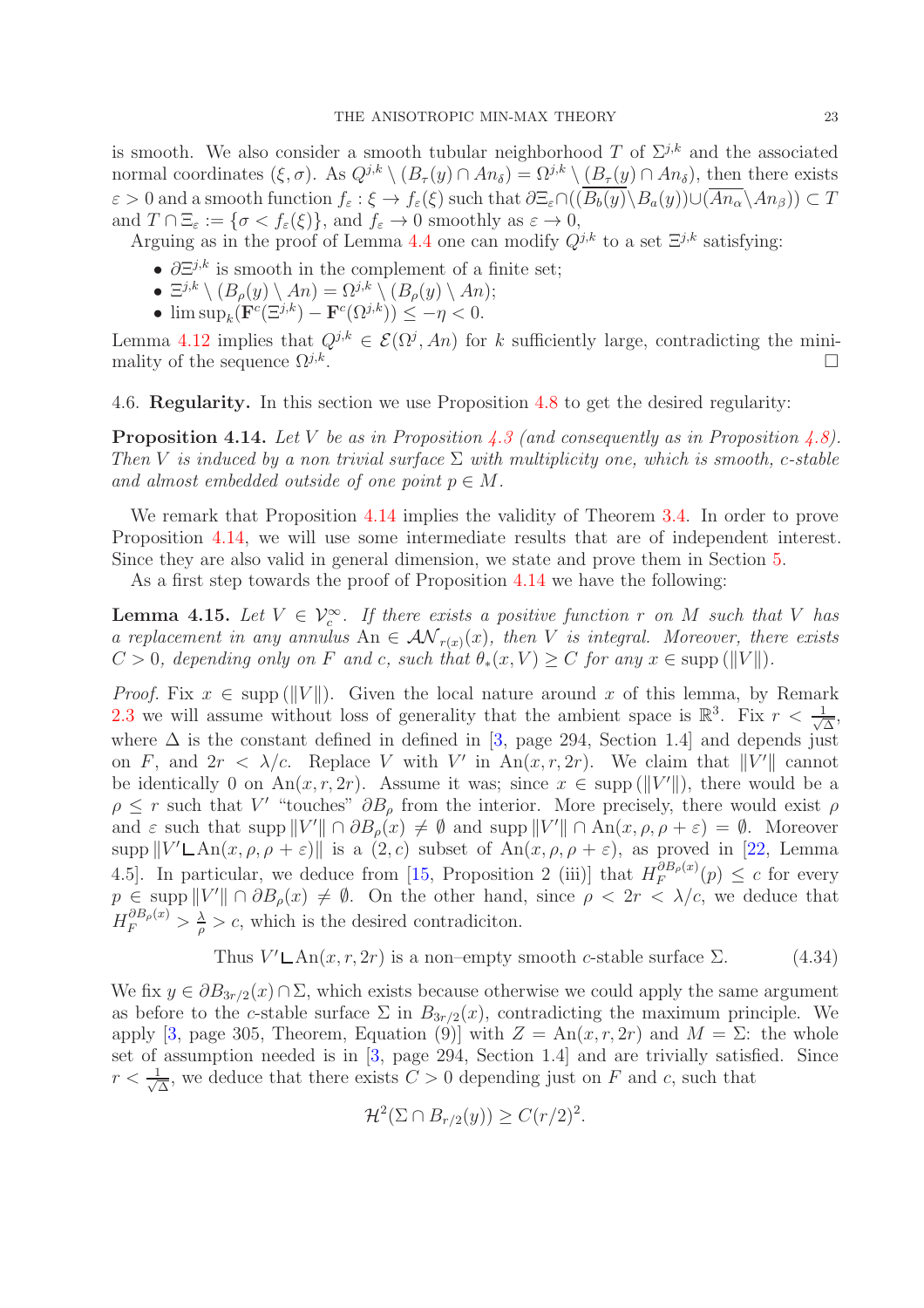is smooth. We also consider a smooth tubular neighborhood $T$ of $\Sigma^{j,k}$ and the associated normal coordinates $(\xi, \sigma)$. As $Q^{j,k} \setminus (B_\tau(y) \cap An_\delta) = \Omega^{j,k} \setminus (B_\tau(y) \cap An_\delta)$, then there exists $\varepsilon > 0$ and a smooth function $f_\varepsilon : \xi \to f_\varepsilon(\xi)$ such that $\partial \Xi_\varepsilon \cap ((\overline{B_b(y)} \setminus B_a(y)) \cup (\overline{An_\alpha} \setminus An_\beta)) \subset T$ and $T \cap \Xi_\varepsilon := \{\sigma < f_\varepsilon(\xi)\}$, and $f_\varepsilon \to 0$ smoothly as $\varepsilon \to 0$,

Arguing as in the proof of Lemma 4.4 one can modify $Q^{j,k}$ to a set $\Xi^{j,k}$ satisfying:

- $\partial \Xi^{j,k}$ is smooth in the complement of a finite set;
- $\Xi^{j,k} \setminus (B_\rho(y) \setminus An) = \Omega^{j,k} \setminus (B_\rho(y) \setminus An)$;
- $\limsup_k (\mathbf{F}^c(\Xi^{j,k}) - \mathbf{F}^c(\Omega^{j,k})) \leq -\eta < 0$.

Lemma 4.12 implies that $Q^{j,k} \in \mathcal{E}(\Omega^j, An)$ for $k$ sufficiently large, contradicting the minimality of the sequence $\Omega^{j,k}$. □

## 4.6. Regularity.

In this section we use Proposition 4.8 to get the desired regularity:

**Proposition 4.14.** *Let $V$ be as in Proposition 4.3 (and consequently as in Proposition 4.8). Then $V$ is induced by a non trivial surface $\Sigma$ with multiplicity one, which is smooth, $c$-stable and almost embedded outside of one point $p \in M$.*

We remark that Proposition 4.14 implies the validity of Theorem 3.4. In order to prove Proposition 4.14, we will use some intermediate results that are of independent interest. Since they are also valid in general dimension, we state and prove them in Section 5.

As a first step towards the proof of Proposition 4.14 we have the following:

**Lemma 4.15.** *Let $V \in \mathcal{V}_c^\infty$. If there exists a positive function $r$ on $M$ such that $V$ has a replacement in any annulus $\mathrm{An} \in \mathcal{AN}_{r(x)}(x)$, then $V$ is integral. Moreover, there exists $C > 0$, depending only on $F$ and $c$, such that $\theta_*(x, V) \geq C$ for any $x \in \mathrm{supp}\,(\|V\|)$.*

*Proof.* Fix $x \in \mathrm{supp}\,(\|V\|)$. Given the local nature around $x$ of this lemma, by Remark 2.3 we will assume without loss of generality that the ambient space is $\mathbb{R}^3$. Fix $r < \frac{1}{\sqrt{\Delta}}$, where $\Delta$ is the constant defined in [3, page 294, Section 1.4] and depends just on $F$, and $2r < \lambda/c$. Replace $V$ with $V'$ in $\mathrm{An}(x, r, 2r)$. We claim that $\|V'\|$ cannot be identically 0 on $\mathrm{An}(x, r, 2r)$. Assume it was; since $x \in \mathrm{supp}\,(\|V'\|)$, there would be a $\rho \leq r$ such that $V'$ "touches" $\partial B_\rho$ from the interior. More precisely, there would exist $\rho$ and $\varepsilon$ such that $\mathrm{supp}\,\|V'\| \cap \partial B_\rho(x) \neq \emptyset$ and $\mathrm{supp}\,\|V'\| \cap \mathrm{An}(x, \rho, \rho + \varepsilon) = \emptyset$. Moreover $\mathrm{supp}\,\|V' \llcorner \mathrm{An}(x, \rho, \rho + \varepsilon)\|$ is a $(2, c)$ subset of $\mathrm{An}(x, \rho, \rho + \varepsilon)$, as proved in [22, Lemma 4.5]. In particular, we deduce from [15, Proposition 2 (iii)] that $H_F^{\partial B_\rho(x)}(p) \leq c$ for every $p \in \mathrm{supp}\,\|V'\| \cap \partial B_\rho(x) \neq \emptyset$. On the other hand, since $\rho < 2r < \lambda/c$, we deduce that $H_F^{\partial B_\rho(x)} > \frac{\lambda}{\rho} > c$, which is the desired contradiciton.

$$\text{Thus } V' \llcorner \mathrm{An}(x, r, 2r) \text{ is a non–empty smooth } c\text{-stable surface } \Sigma. \tag{4.34}$$

We fix $y \in \partial B_{3r/2}(x) \cap \Sigma$, which exists because otherwise we could apply the same argument as before to the $c$-stable surface $\Sigma$ in $B_{3r/2}(x)$, contradicting the maximum principle. We apply [3, page 305, Theorem, Equation (9)] with $Z = \mathrm{An}(x, r, 2r)$ and $M = \Sigma$: the whole set of assumption needed is in [3, page 294, Section 1.4] and are trivially satisfied. Since $r < \frac{1}{\sqrt{\Delta}}$, we deduce that there exists $C > 0$ depending just on $F$ and $c$, such that

$$\mathcal{H}^2(\Sigma \cap B_{r/2}(y)) \geq C(r/2)^2.$$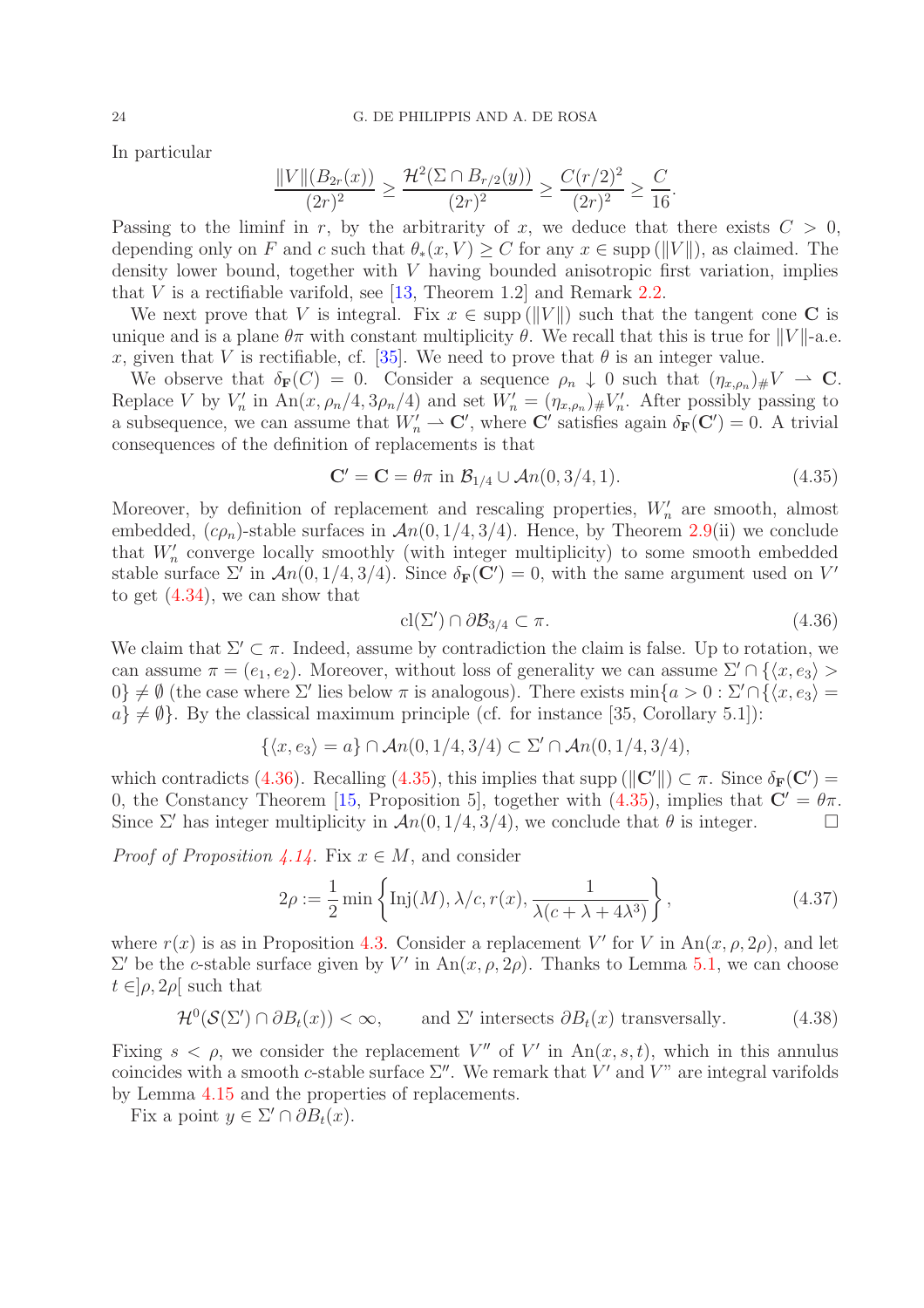In particular

$$\frac{\|V\|(B_{2r}(x))}{(2r)^2} \geq \frac{\mathcal{H}^2(\Sigma \cap B_{r/2}(y))}{(2r)^2} \geq \frac{C(r/2)^2}{(2r)^2} \geq \frac{C}{16}.$$

Passing to the liminf in $r$, by the arbitrarity of $x$, we deduce that there exists $C > 0$, depending only on $F$ and $c$ such that $\theta_*(x, V) \geq C$ for any $x \in \operatorname{supp}(\|V\|)$, as claimed. The density lower bound, together with $V$ having bounded anisotropic first variation, implies that $V$ is a rectifiable varifold, see [13, Theorem 1.2] and Remark 2.2.

We next prove that $V$ is integral. Fix $x \in \operatorname{supp}(\|V\|)$ such that the tangent cone $\mathbf{C}$ is unique and is a plane $\theta\pi$ with constant multiplicity $\theta$. We recall that this is true for $\|V\|$-a.e. $x$, given that $V$ is rectifiable, cf. [35]. We need to prove that $\theta$ is an integer value.

We observe that $\delta_{\mathbf{F}}(C) = 0$. Consider a sequence $\rho_n \downarrow 0$ such that $(\eta_{x,\rho_n})_\# V \rightharpoonup \mathbf{C}$. Replace $V$ by $V'_n$ in $\mathrm{An}(x, \rho_n/4, 3\rho_n/4)$ and set $W'_n = (\eta_{x,\rho_n})_\# V'_n$. After possibly passing to a subsequence, we can assume that $W'_n \rightharpoonup \mathbf{C}'$, where $\mathbf{C}'$ satisfies again $\delta_{\mathbf{F}}(\mathbf{C}') = 0$. A trivial consequences of the definition of replacements is that

$$\mathbf{C}' = \mathbf{C} = \theta\pi \text{ in } \mathcal{B}_{1/4} \cup \mathcal{A}n(0, 3/4, 1). \tag{4.35}$$

Moreover, by definition of replacement and rescaling properties, $W'_n$ are smooth, almost embedded, $(c\rho_n)$-stable surfaces in $\mathcal{A}n(0, 1/4, 3/4)$. Hence, by Theorem 2.9(ii) we conclude that $W'_n$ converge locally smoothly (with integer multiplicity) to some smooth embedded stable surface $\Sigma'$ in $\mathcal{A}n(0, 1/4, 3/4)$. Since $\delta_{\mathbf{F}}(\mathbf{C}') = 0$, with the same argument used on $V'$ to get (4.34), we can show that

$$\mathrm{cl}(\Sigma') \cap \partial\mathcal{B}_{3/4} \subset \pi. \tag{4.36}$$

We claim that $\Sigma' \subset \pi$. Indeed, assume by contradiction the claim is false. Up to rotation, we can assume $\pi = (e_1, e_2)$. Moreover, without loss of generality we can assume $\Sigma' \cap \{\langle x, e_3\rangle > 0\} \neq \emptyset$ (the case where $\Sigma'$ lies below $\pi$ is analogous). There exists $\min\{a > 0 : \Sigma' \cap \{\langle x, e_3\rangle = a\} \neq \emptyset\}$. By the classical maximum principle (cf. for instance [35, Corollary 5.1]):

$$\{\langle x, e_3\rangle = a\} \cap \mathcal{A}n(0, 1/4, 3/4) \subset \Sigma' \cap \mathcal{A}n(0, 1/4, 3/4),$$

which contradicts (4.36). Recalling (4.35), this implies that $\operatorname{supp}(\|\mathbf{C}'\|) \subset \pi$. Since $\delta_{\mathbf{F}}(\mathbf{C}') = 0$, the Constancy Theorem [15, Proposition 5], together with (4.35), implies that $\mathbf{C}' = \theta\pi$. Since $\Sigma'$ has integer multiplicity in $\mathcal{A}n(0, 1/4, 3/4)$, we conclude that $\theta$ is integer. $\square$

*Proof of Proposition 4.14.* Fix $x \in M$, and consider

$$2\rho := \frac{1}{2}\min\left\{\mathrm{Inj}(M), \lambda/c, r(x), \frac{1}{\lambda(c + \lambda + 4\lambda^3)}\right\}, \tag{4.37}$$

where $r(x)$ is as in Proposition 4.3. Consider a replacement $V'$ for $V$ in $\mathrm{An}(x, \rho, 2\rho)$, and let $\Sigma'$ be the $c$-stable surface given by $V'$ in $\mathrm{An}(x, \rho, 2\rho)$. Thanks to Lemma 5.1, we can choose $t \in ]\rho, 2\rho[$ such that

$$\mathcal{H}^0(\mathcal{S}(\Sigma') \cap \partial B_t(x)) < \infty, \qquad \text{and } \Sigma' \text{ intersects } \partial B_t(x) \text{ transversally.} \tag{4.38}$$

Fixing $s < \rho$, we consider the replacement $V''$ of $V'$ in $\mathrm{An}(x, s, t)$, which in this annulus coincides with a smooth $c$-stable surface $\Sigma''$. We remark that $V'$ and $V$" are integral varifolds by Lemma 4.15 and the properties of replacements.

Fix a point $y \in \Sigma' \cap \partial B_t(x)$.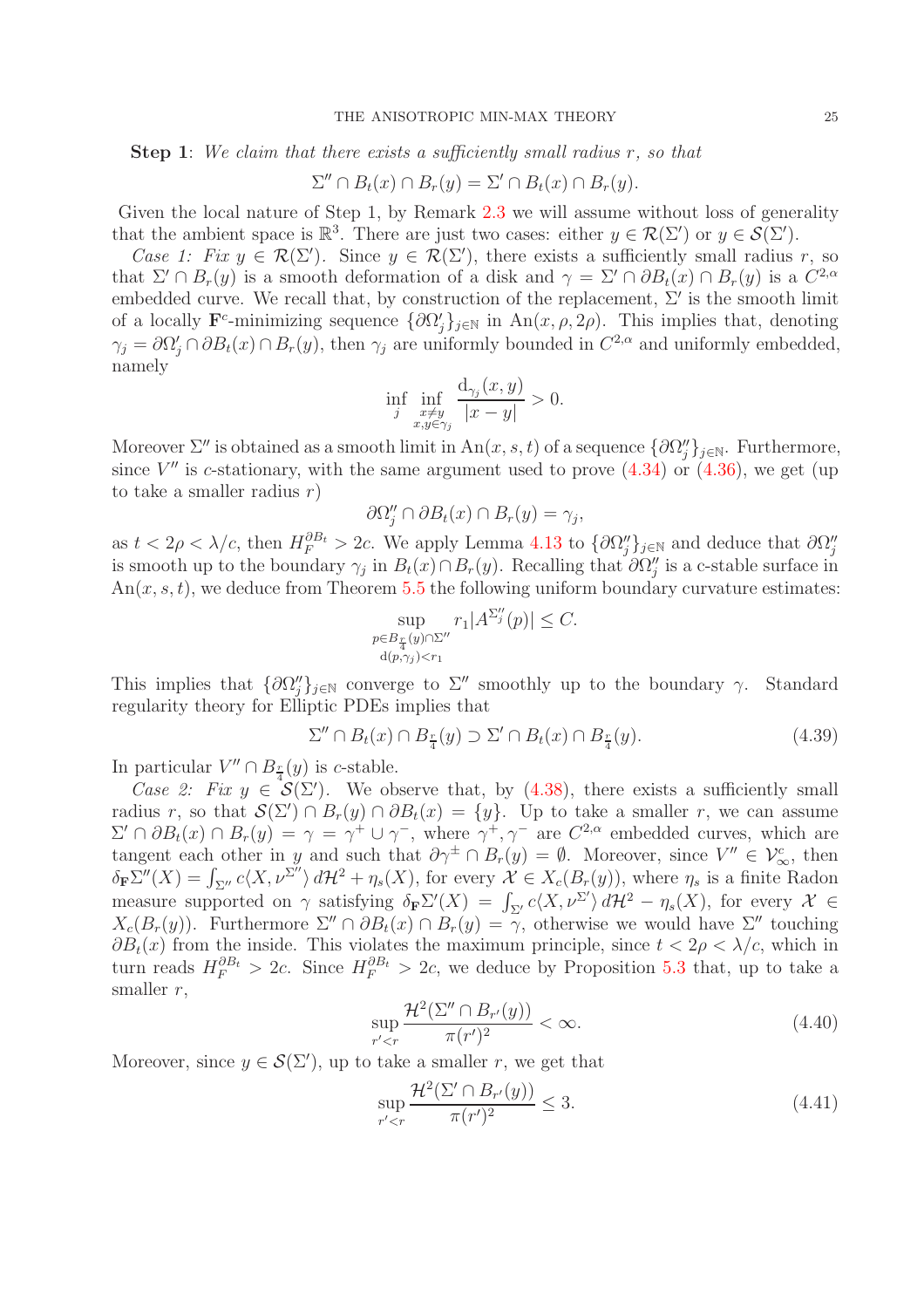**Step 1**: *We claim that there exists a sufficiently small radius $r$, so that*

$$\Sigma'' \cap B_t(x) \cap B_r(y) = \Sigma' \cap B_t(x) \cap B_r(y).$$

Given the local nature of Step 1, by Remark 2.3 we will assume without loss of generality that the ambient space is $\mathbb{R}^3$. There are just two cases: either $y \in \mathcal{R}(\Sigma')$ or $y \in \mathcal{S}(\Sigma')$.

*Case 1: Fix $y \in \mathcal{R}(\Sigma')$.* Since $y \in \mathcal{R}(\Sigma')$, there exists a sufficiently small radius $r$, so that $\Sigma' \cap B_r(y)$ is a smooth deformation of a disk and $\gamma = \Sigma' \cap \partial B_t(x) \cap B_r(y)$ is a $C^{2,\alpha}$ embedded curve. We recall that, by construction of the replacement, $\Sigma'$ is the smooth limit of a locally $\mathbf{F}^c$-minimizing sequence $\{\partial\Omega'_j\}_{j\in\mathbb{N}}$ in $\mathrm{An}(x, \rho, 2\rho)$. This implies that, denoting $\gamma_j = \partial\Omega'_j \cap \partial B_t(x) \cap B_r(y)$, then $\gamma_j$ are uniformly bounded in $C^{2,\alpha}$ and uniformly embedded, namely

$$\inf_j \inf_{\substack{x \neq y \\ x,y \in \gamma_j}} \frac{\mathrm{d}_{\gamma_j}(x, y)}{|x - y|} > 0.$$

Moreover $\Sigma''$ is obtained as a smooth limit in $\mathrm{An}(x, s, t)$ of a sequence $\{\partial\Omega''_j\}_{j\in\mathbb{N}}$. Furthermore, since $V''$ is $c$-stationary, with the same argument used to prove (4.34) or (4.36), we get (up to take a smaller radius $r$)

$$\partial\Omega''_j \cap \partial B_t(x) \cap B_r(y) = \gamma_j,$$

as $t < 2\rho < \lambda/c$, then $H^{\partial B_t}_F > 2c$. We apply Lemma 4.13 to $\{\partial\Omega''_j\}_{j\in\mathbb{N}}$ and deduce that $\partial\Omega''_j$ is smooth up to the boundary $\gamma_j$ in $B_t(x) \cap B_r(y)$. Recalling that $\partial\Omega''_j$ is a c-stable surface in $\mathrm{An}(x, s, t)$, we deduce from Theorem 5.5 the following uniform boundary curvature estimates:

$$\sup_{\substack{p \in B_{\frac{r}{4}}(y) \cap \Sigma'' \\ \mathrm{d}(p, \gamma_j) < r_1}} r_1 |A^{\Sigma''_j}(p)| \leq C.$$

This implies that $\{\partial\Omega''_j\}_{j\in\mathbb{N}}$ converge to $\Sigma''$ smoothly up to the boundary $\gamma$. Standard regularity theory for Elliptic PDEs implies that

$$\Sigma'' \cap B_t(x) \cap B_{\frac{r}{4}}(y) \supset \Sigma' \cap B_t(x) \cap B_{\frac{r}{4}}(y). \tag{4.39}$$

In particular $V'' \cap B_{\frac{r}{4}}(y)$ is $c$-stable.

*Case 2: Fix $y \in \mathcal{S}(\Sigma')$.* We observe that, by (4.38), there exists a sufficiently small radius $r$, so that $\mathcal{S}(\Sigma') \cap B_r(y) \cap \partial B_t(x) = \{y\}$. Up to take a smaller $r$, we can assume $\Sigma' \cap \partial B_t(x) \cap B_r(y) = \gamma = \gamma^+ \cup \gamma^-$, where $\gamma^+, \gamma^-$ are $C^{2,\alpha}$ embedded curves, which are tangent each other in $y$ and such that $\partial\gamma^\pm \cap B_r(y) = \emptyset$. Moreover, since $V'' \in \mathcal{V}^c_\infty$, then $\delta_{\mathbf{F}}\Sigma''(X) = \int_{\Sigma''} c\langle X, \nu^{\Sigma''}\rangle \, d\mathcal{H}^2 + \eta_s(X)$, for every $\mathcal{X} \in X_c(B_r(y))$, where $\eta_s$ is a finite Radon measure supported on $\gamma$ satisfying $\delta_{\mathbf{F}}\Sigma'(X) = \int_{\Sigma'} c\langle X, \nu^{\Sigma'}\rangle \, d\mathcal{H}^2 - \eta_s(X)$, for every $\mathcal{X} \in X_c(B_r(y))$. Furthermore $\Sigma'' \cap \partial B_t(x) \cap B_r(y) = \gamma$, otherwise we would have $\Sigma''$ touching $\partial B_t(x)$ from the inside. This violates the maximum principle, since $t < 2\rho < \lambda/c$, which in turn reads $H^{\partial B_t}_F > 2c$. Since $H^{\partial B_t}_F > 2c$, we deduce by Proposition 5.3 that, up to take a smaller $r$,

$$\sup_{r' < r} \frac{\mathcal{H}^2(\Sigma'' \cap B_{r'}(y))}{\pi(r')^2} < \infty. \tag{4.40}$$

Moreover, since $y \in \mathcal{S}(\Sigma')$, up to take a smaller $r$, we get that

$$\sup_{r' < r} \frac{\mathcal{H}^2(\Sigma' \cap B_{r'}(y))}{\pi(r')^2} \leq 3. \tag{4.41}$$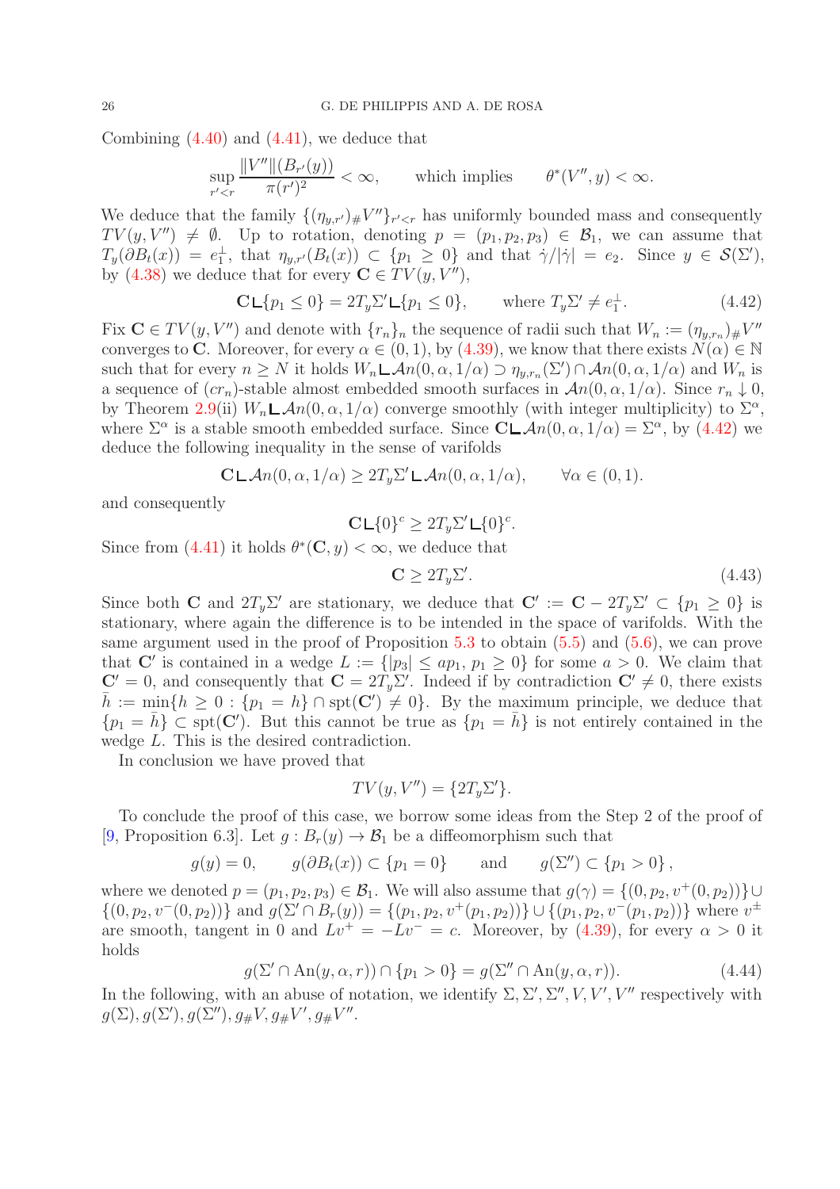Combining (4.40) and (4.41), we deduce that

$$\sup_{r'<r} \frac{\|V''\|(B_{r'}(y))}{\pi(r')^2} < \infty, \qquad \text{which implies} \qquad \theta^*(V'', y) < \infty.$$

We deduce that the family $\{(\eta_{y,r'})_\# V''\}_{r'<r}$ has uniformly bounded mass and consequently $TV(y, V'') \neq \emptyset$. Up to rotation, denoting $p = (p_1, p_2, p_3) \in \mathcal{B}_1$, we can assume that $T_y(\partial B_t(x)) = e_1^\perp$, that $\eta_{y,r'}(B_t(x)) \subset \{p_1 \geq 0\}$ and that $\dot\gamma/|\dot\gamma| = e_2$. Since $y \in \mathcal{S}(\Sigma')$, by (4.38) we deduce that for every $\mathbf{C} \in TV(y, V'')$,

$$\mathbf{C} \llcorner \{p_1 \leq 0\} = 2T_y\Sigma' \llcorner \{p_1 \leq 0\}, \qquad \text{where } T_y\Sigma' \neq e_1^\perp. \tag{4.42}$$

Fix $\mathbf{C} \in TV(y, V'')$ and denote with $\{r_n\}_n$ the sequence of radii such that $W_n := (\eta_{y,r_n})_\# V''$ converges to $\mathbf{C}$. Moreover, for every $\alpha \in (0, 1)$, by (4.39), we know that there exists $N(\alpha) \in \mathbb{N}$ such that for every $n \geq N$ it holds $W_n \llcorner \mathcal{A}n(0, \alpha, 1/\alpha) \supset \eta_{y,r_n}(\Sigma') \cap \mathcal{A}n(0, \alpha, 1/\alpha)$ and $W_n$ is a sequence of $(cr_n)$-stable almost embedded smooth surfaces in $\mathcal{A}n(0, \alpha, 1/\alpha)$. Since $r_n \downarrow 0$, by Theorem 2.9(ii) $W_n \llcorner \mathcal{A}n(0, \alpha, 1/\alpha)$ converge smoothly (with integer multiplicity) to $\Sigma^\alpha$, where $\Sigma^\alpha$ is a stable smooth embedded surface. Since $\mathbf{C} \llcorner \mathcal{A}n(0, \alpha, 1/\alpha) = \Sigma^\alpha$, by (4.42) we deduce the following inequality in the sense of varifolds

$$\mathbf{C} \llcorner \mathcal{A}n(0, \alpha, 1/\alpha) \geq 2T_y\Sigma' \llcorner \mathcal{A}n(0, \alpha, 1/\alpha), \qquad \forall \alpha \in (0, 1).$$

and consequently

$$\mathbf{C} \llcorner \{0\}^c \geq 2T_y\Sigma' \llcorner \{0\}^c.$$

Since from (4.41) it holds $\theta^*(\mathbf{C}, y) < \infty$, we deduce that

$$\mathbf{C} \geq 2T_y\Sigma'. \tag{4.43}$$

Since both $\mathbf{C}$ and $2T_y\Sigma'$ are stationary, we deduce that $\mathbf{C}' := \mathbf{C} - 2T_y\Sigma' \subset \{p_1 \geq 0\}$ is stationary, where again the difference is to be intended in the space of varifolds. With the same argument used in the proof of Proposition 5.3 to obtain (5.5) and (5.6), we can prove that $\mathbf{C}'$ is contained in a wedge $L := \{|p_3| \leq ap_1,\, p_1 \geq 0\}$ for some $a > 0$. We claim that $\mathbf{C}' = 0$, and consequently that $\mathbf{C} = 2T_y\Sigma'$. Indeed if by contradiction $\mathbf{C}' \neq 0$, there exists $\bar h := \min\{h \geq 0 : \{p_1 = h\} \cap \operatorname{spt}(\mathbf{C}') \neq 0\}$. By the maximum principle, we deduce that $\{p_1 = \bar h\} \subset \operatorname{spt}(\mathbf{C}')$. But this cannot be true as $\{p_1 = \bar h\}$ is not entirely contained in the wedge $L$. This is the desired contradiction.

In conclusion we have proved that

$$TV(y, V'') = \{2T_y\Sigma'\}.$$

To conclude the proof of this case, we borrow some ideas from the Step 2 of the proof of [9, Proposition 6.3]. Let $g : B_r(y) \to \mathcal{B}_1$ be a diffeomorphism such that

$$g(y) = 0, \qquad g(\partial B_t(x)) \subset \{p_1 = 0\} \qquad \text{and} \qquad g(\Sigma'') \subset \{p_1 > 0\},$$

where we denoted $p = (p_1, p_2, p_3) \in \mathcal{B}_1$. We will also assume that $g(\gamma) = \{(0, p_2, v^+(0, p_2))\} \cup \{(0, p_2, v^-(0, p_2))\}$ and $g(\Sigma' \cap B_r(y)) = \{(p_1, p_2, v^+(p_1, p_2))\} \cup \{(p_1, p_2, v^-(p_1, p_2))\}$ where $v^\pm$ are smooth, tangent in $0$ and $Lv^+ = -Lv^- = c$. Moreover, by (4.39), for every $\alpha > 0$ it holds

$$g(\Sigma' \cap \operatorname{An}(y, \alpha, r)) \cap \{p_1 > 0\} = g(\Sigma'' \cap \operatorname{An}(y, \alpha, r)). \tag{4.44}$$

In the following, with an abuse of notation, we identify $\Sigma, \Sigma', \Sigma'', V, V', V''$ respectively with $g(\Sigma), g(\Sigma'), g(\Sigma''), g_\# V, g_\# V', g_\# V''$.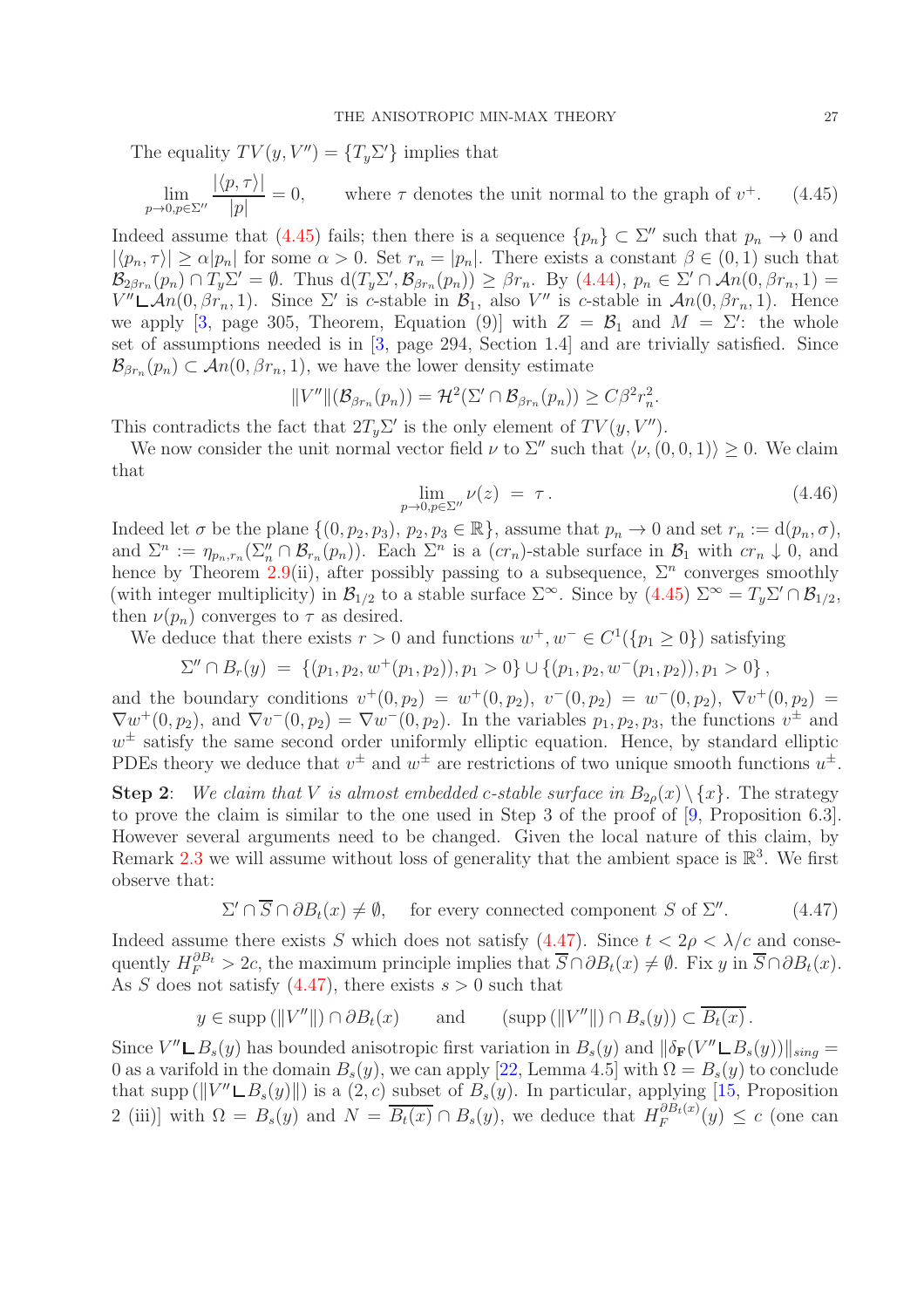The equality $TV(y, V'') = \{T_y\Sigma'\}$ implies that

$$\lim_{p\to 0, p\in\Sigma''} \frac{|\langle p, \tau\rangle|}{|p|} = 0, \qquad \text{where } \tau \text{ denotes the unit normal to the graph of } v^+. \tag{4.45}$$

Indeed assume that (4.45) fails; then there is a sequence $\{p_n\} \subset \Sigma''$ such that $p_n \to 0$ and $|\langle p_n, \tau\rangle| \geq \alpha |p_n|$ for some $\alpha > 0$. Set $r_n = |p_n|$. There exists a constant $\beta \in (0, 1)$ such that $\mathcal{B}_{2\beta r_n}(p_n) \cap T_y\Sigma' = \emptyset$. Thus $\mathrm{d}(T_y\Sigma', \mathcal{B}_{\beta r_n}(p_n)) \geq \beta r_n$. By (4.44), $p_n \in \Sigma' \cap \mathcal{A}n(0, \beta r_n, 1) = V'' \llcorner \mathcal{A}n(0, \beta r_n, 1)$. Since $\Sigma'$ is $c$-stable in $\mathcal{B}_1$, also $V''$ is $c$-stable in $\mathcal{A}n(0, \beta r_n, 1)$. Hence we apply [3, page 305, Theorem, Equation (9)] with $Z = \mathcal{B}_1$ and $M = \Sigma'$: the whole set of assumptions needed is in [3, page 294, Section 1.4] and are trivially satisfied. Since $\mathcal{B}_{\beta r_n}(p_n) \subset \mathcal{A}n(0, \beta r_n, 1)$, we have the lower density estimate

$$\|V''\|(\mathcal{B}_{\beta r_n}(p_n)) = \mathcal{H}^2(\Sigma' \cap \mathcal{B}_{\beta r_n}(p_n)) \geq C\beta^2 r_n^2.$$

This contradicts the fact that $2T_y\Sigma'$ is the only element of $TV(y, V'')$.

We now consider the unit normal vector field $\nu$ to $\Sigma''$ such that $\langle \nu, (0, 0, 1)\rangle \geq 0$. We claim that

$$\lim_{p\to 0, p\in\Sigma''} \nu(z) \;=\; \tau\,. \tag{4.46}$$

Indeed let $\sigma$ be the plane $\{(0, p_2, p_3),\, p_2, p_3 \in \mathbb{R}\}$, assume that $p_n \to 0$ and set $r_n := \mathrm{d}(p_n, \sigma)$, and $\Sigma^n := \eta_{p_n, r_n}(\Sigma''_n \cap \mathcal{B}_{r_n}(p_n))$. Each $\Sigma^n$ is a $(cr_n)$-stable surface in $\mathcal{B}_1$ with $cr_n \downarrow 0$, and hence by Theorem 2.9(ii), after possibly passing to a subsequence, $\Sigma^n$ converges smoothly (with integer multiplicity) in $\mathcal{B}_{1/2}$ to a stable surface $\Sigma^\infty$. Since by (4.45) $\Sigma^\infty = T_y\Sigma' \cap \mathcal{B}_{1/2}$, then $\nu(p_n)$ converges to $\tau$ as desired.

We deduce that there exists $r > 0$ and functions $w^+, w^- \in C^1(\{p_1 \geq 0\})$ satisfying

$$\Sigma'' \cap B_r(y) \;=\; \{(p_1, p_2, w^+(p_1, p_2)), p_1 > 0\} \cup \{(p_1, p_2, w^-(p_1, p_2)), p_1 > 0\}\,,$$

and the boundary conditions $v^+(0, p_2) = w^+(0, p_2)$, $v^-(0, p_2) = w^-(0, p_2)$, $\nabla v^+(0, p_2) = \nabla w^+(0, p_2)$, and $\nabla v^-(0, p_2) = \nabla w^-(0, p_2)$. In the variables $p_1, p_2, p_3$, the functions $v^\pm$ and $w^\pm$ satisfy the same second order uniformly elliptic equation. Hence, by standard elliptic PDEs theory we deduce that $v^\pm$ and $w^\pm$ are restrictions of two unique smooth functions $u^\pm$.

**Step 2**: *We claim that $V$ is almost embedded $c$-stable surface in $B_{2\rho}(x) \setminus \{x\}$.* The strategy to prove the claim is similar to the one used in Step 3 of the proof of [9, Proposition 6.3]. However several arguments need to be changed. Given the local nature of this claim, by Remark 2.3 we will assume without loss of generality that the ambient space is $\mathbb{R}^3$. We first observe that:

$$\Sigma' \cap \overline{S} \cap \partial B_t(x) \neq \emptyset, \quad \text{ for every connected component } S \text{ of } \Sigma''. \tag{4.47}$$

Indeed assume there exists $S$ which does not satisfy (4.47). Since $t < 2\rho < \lambda/c$ and consequently $H_F^{\partial B_t} > 2c$, the maximum principle implies that $\overline{S} \cap \partial B_t(x) \neq \emptyset$. Fix $y$ in $\overline{S} \cap \partial B_t(x)$. As $S$ does not satisfy (4.47), there exists $s > 0$ such that

$$y \in \operatorname{supp}(\|V''\|) \cap \partial B_t(x) \qquad \text{and} \qquad (\operatorname{supp}(\|V''\|) \cap B_s(y)) \subset \overline{B_t(x)}\,.$$

Since $V'' \llcorner B_s(y)$ has bounded anisotropic first variation in $B_s(y)$ and $\|\delta_{\mathbf{F}}(V'' \llcorner B_s(y))\|_{sing} = 0$ as a varifold in the domain $B_s(y)$, we can apply [22, Lemma 4.5] with $\Omega = B_s(y)$ to conclude that $\operatorname{supp}(\|V'' \llcorner B_s(y)\|)$ is a $(2, c)$ subset of $B_s(y)$. In particular, applying [15, Proposition 2 (iii)] with $\Omega = B_s(y)$ and $N = \overline{B_t(x)} \cap B_s(y)$, we deduce that $H_F^{\partial B_t(x)}(y) \leq c$ (one can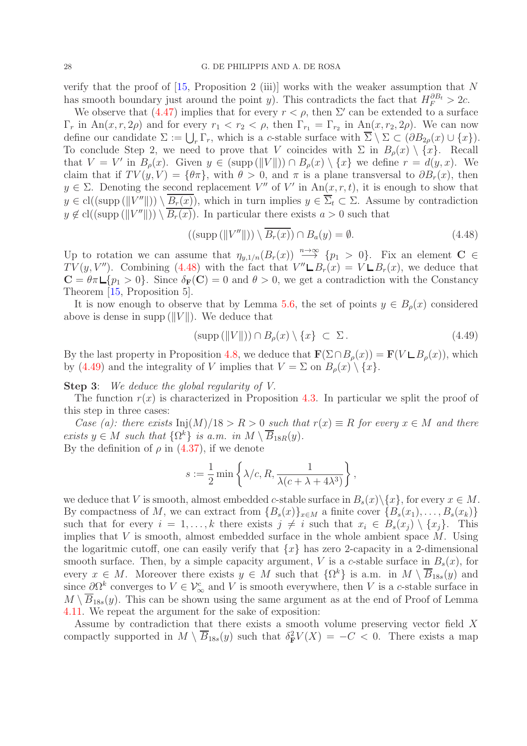verify that the proof of [15, Proposition 2 (iii)] works with the weaker assumption that $N$ has smooth boundary just around the point $y$). This contradicts the fact that $H_F^{\partial B_t} > 2c$.

We observe that (4.47) implies that for every $r < \rho$, then $\Sigma'$ can be extended to a surface $\Gamma_r$ in $\mathrm{An}(x, r, 2\rho)$ and for every $r_1 < r_2 < \rho$, then $\Gamma_{r_1} = \Gamma_{r_2}$ in $\mathrm{An}(x, r_2, 2\rho)$. We can now define our candidate $\Sigma := \bigcup_r \Gamma_r$, which is a $c$-stable surface with $\overline{\Sigma} \setminus \Sigma \subset (\partial B_{2\rho}(x) \cup \{x\})$. To conclude Step 2, we need to prove that $V$ coincides with $\Sigma$ in $B_\rho(x) \setminus \{x\}$. Recall that $V = V'$ in $B_\rho(x)$. Given $y \in (\mathrm{supp}\,(\|V\|)) \cap B_\rho(x) \setminus \{x\}$ we define $r = d(y, x)$. We claim that if $TV(y, V) = \{\theta\pi\}$, with $\theta > 0$, and $\pi$ is a plane transversal to $\partial B_r(x)$, then $y \in \Sigma$. Denoting the second replacement $V''$ of $V'$ in $\mathrm{An}(x, r, t)$, it is enough to show that $y \in \mathrm{cl}((\mathrm{supp}\,(\|V''\|)) \setminus \overline{B_r(x)})$, which in turn implies $y \in \overline{\Sigma_t} \subset \Sigma$. Assume by contradiction $y \notin \mathrm{cl}((\mathrm{supp}\,(\|V''\|)) \setminus \overline{B_r(x)})$. In particular there exists $a > 0$ such that

$$((\mathrm{supp}\,(\|V''\|)) \setminus \overline{B_r(x)}) \cap B_a(y) = \emptyset. \tag{4.48}$$

Up to rotation we can assume that $\eta_{y,1/n}(B_r(x)) \overset{n\to\infty}{\longrightarrow} \{p_1 > 0\}$. Fix an element $\mathbf{C} \in TV(y, V'')$. Combining (4.48) with the fact that $V'' \llcorner B_r(x) = V \llcorner B_r(x)$, we deduce that $\mathbf{C} = \theta\pi \llcorner \{p_1 > 0\}$. Since $\delta_{\mathbf{F}}(\mathbf{C}) = 0$ and $\theta > 0$, we get a contradiction with the Constancy Theorem [15, Proposition 5].

It is now enough to observe that by Lemma 5.6, the set of points $y \in B_\rho(x)$ considered above is dense in $\mathrm{supp}\,(\|V\|)$. We deduce that

$$(\mathrm{supp}\,(\|V\|)) \cap B_\rho(x) \setminus \{x\} \;\subset\; \Sigma. \tag{4.49}$$

By the last property in Proposition 4.8, we deduce that $\mathbf{F}(\Sigma \cap B_\rho(x)) = \mathbf{F}(V \llcorner B_\rho(x))$, which by (4.49) and the integrality of $V$ implies that $V = \Sigma$ on $B_\rho(x) \setminus \{x\}$.

**Step 3**: *We deduce the global regularity of $V$.*

The function $r(x)$ is characterized in Proposition 4.3. In particular we split the proof of this step in three cases:

*Case (a): there exists* $\mathrm{Inj}(M)/18 > R > 0$ *such that* $r(x) \equiv R$ *for every* $x \in M$ *and there exists* $y \in M$ *such that* $\{\Omega^k\}$ *is a.m. in* $M \setminus \overline{B}_{18R}(y)$.
By the definition of $\rho$ in (4.37), if we denote

$$s := \frac{1}{2} \min\left\{\lambda/c, R, \frac{1}{\lambda(c + \lambda + 4\lambda^3)}\right\},$$

we deduce that $V$ is smooth, almost embedded $c$-stable surface in $B_s(x) \setminus \{x\}$, for every $x \in M$. By compactness of $M$, we can extract from $\{B_s(x)\}_{x \in M}$ a finite cover $\{B_s(x_1), \ldots, B_s(x_k)\}$ such that for every $i = 1, \ldots, k$ there exists $j \neq i$ such that $x_i \in B_s(x_j) \setminus \{x_j\}$. This implies that $V$ is smooth, almost embedded surface in the whole ambient space $M$. Using the logaritmic cutoff, one can easily verify that $\{x\}$ has zero 2-capacity in a 2-dimensional smooth surface. Then, by a simple capacity argument, $V$ is a $c$-stable surface in $B_s(x)$, for every $x \in M$. Moreover there exists $y \in M$ such that $\{\Omega^k\}$ is a.m. in $M \setminus \overline{B}_{18s}(y)$ and since $\partial\Omega^k$ converges to $V \in \mathcal{V}^c_\infty$ and $V$ is smooth everywhere, then $V$ is a $c$-stable surface in $M \setminus \overline{B}_{18s}(y)$. This can be shown using the same argument as at the end of Proof of Lemma 4.11. We repeat the argument for the sake of exposition:

Assume by contradiction that there exists a smooth volume preserving vector field $X$ compactly supported in $M \setminus \overline{B}_{18s}(y)$ such that $\delta^2_{\mathbf{F}} V(X) = -C < 0$. There exists a map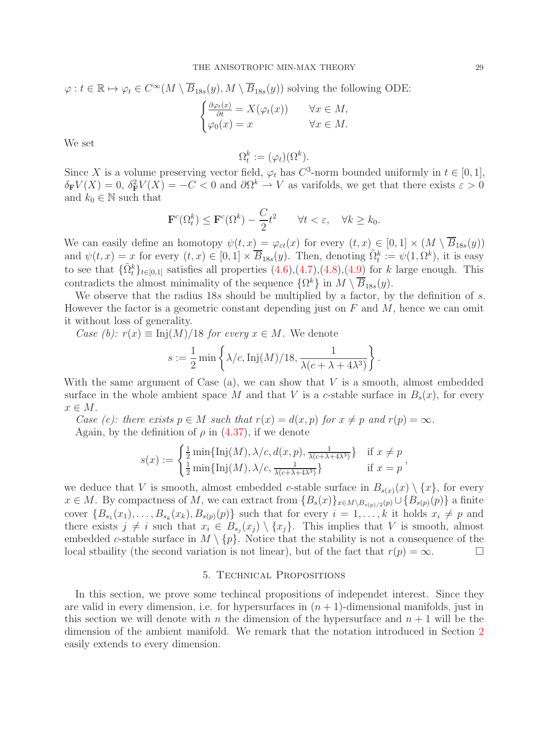$\varphi : t \in \mathbb{R} \mapsto \varphi_t \in C^\infty(M \setminus \overline{B}_{18s}(y), M \setminus \overline{B}_{18s}(y))$ solving the following ODE:

$$\begin{cases} \frac{\partial \varphi_t(x)}{\partial t} = X(\varphi_t(x)) & \forall x \in M, \\ \varphi_0(x) = x & \forall x \in M. \end{cases}$$

We set

$$\Omega_t^k := (\varphi_t)(\Omega^k).$$

Since $X$ is a volume preserving vector field, $\varphi_t$ has $C^3$-norm bounded uniformly in $t \in [0, 1]$, $\delta_{\mathbf{F}} V(X) = 0$, $\delta^2_{\mathbf{F}} V(X) = -C < 0$ and $\partial \Omega^k \rightharpoonup V$ as varifolds, we get that there exists $\varepsilon > 0$ and $k_0 \in \mathbb{N}$ such that

$$\mathbf{F}^c(\Omega_t^k) \leq \mathbf{F}^c(\Omega^k) - \frac{C}{2} t^2 \qquad \forall t < \varepsilon, \quad \forall k \geq k_0.$$

We can easily define an homotopy $\psi(t, x) = \varphi_{\varepsilon t}(x)$ for every $(t, x) \in [0, 1] \times (M \setminus \overline{B}_{18s}(y))$ and $\psi(t, x) = x$ for every $(t, x) \in [0, 1] \times \overline{B}_{18s}(y)$. Then, denoting $\tilde{\Omega}_t^k := \psi(1, \Omega^k)$, it is easy to see that $\{\tilde{\Omega}_t^k\}_{t \in [0,1]}$ satisfies all properties (4.6),(4.7),(4.8),(4.9) for $k$ large enough. This contradicts the almost minimality of the sequence $\{\Omega^k\}$ in $M \setminus \overline{B}_{18s}(y)$.

We observe that the radius $18s$ should be multiplied by a factor, by the definition of $s$. However the factor is a geometric constant depending just on $F$ and $M$, hence we can omit it without loss of generality.

*Case (b): $r(x) \equiv \mathrm{Inj}(M)/18$ for every $x \in M$.* We denote

$$s := \frac{1}{2} \min \left\{ \lambda/c, \mathrm{Inj}(M)/18, \frac{1}{\lambda(c + \lambda + 4\lambda^3)} \right\}.$$

With the same argument of Case (a), we can show that $V$ is a smooth, almost embedded surface in the whole ambient space $M$ and that $V$ is a $c$-stable surface in $B_s(x)$, for every $x \in M$.

*Case (c): there exists $p \in M$ such that $r(x) = d(x, p)$ for $x \neq p$ and $r(p) = \infty$.*

Again, by the definition of $\rho$ in (4.37), if we denote

$$s(x) := \begin{cases} \frac{1}{2} \min\{\mathrm{Inj}(M), \lambda/c, d(x, p), \frac{1}{\lambda(c+\lambda+4\lambda^3)}\} & \text{if } x \neq p \\ \frac{1}{2} \min\{\mathrm{Inj}(M), \lambda/c, \frac{1}{\lambda(c+\lambda+4\lambda^3)}\} & \text{if } x = p \end{cases},$$

we deduce that $V$ is smooth, almost embedded $c$-stable surface in $B_{s(x)}(x) \setminus \{x\}$, for every $x \in M$. By compactness of $M$, we can extract from $\{B_s(x)\}_{x \in M \setminus B_{s(p)/2}(p)} \cup \{B_{s(p)}(p)\}$ a finite cover $\{B_{s_1}(x_1), \ldots, B_{s_k}(x_k), B_{s(p)}(p)\}$ such that for every $i = 1, \ldots, k$ it holds $x_i \neq p$ and there exists $j \neq i$ such that $x_i \in B_{s_j}(x_j) \setminus \{x_j\}$. This implies that $V$ is smooth, almost embedded $c$-stable surface in $M \setminus \{p\}$. Notice that the stability is not a consequence of the local stbaility (the second variation is not linear), but of the fact that $r(p) = \infty$. $\square$

## 5. Technical Propositions

In this section, we prove some techincal propositions of independet interest. Since they are valid in every dimension, i.e. for hypersurfaces in $(n+1)$-dimensional manifolds, just in this section we will denote with $n$ the dimension of the hypersurface and $n+1$ will be the dimension of the ambient manifold. We remark that the notation introduced in Section 2 easily extends to every dimension.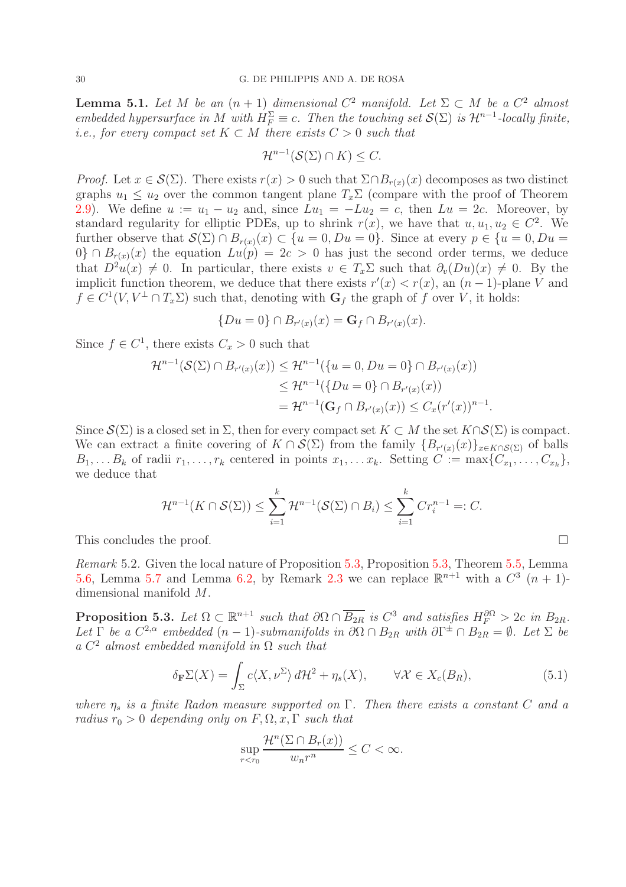**Lemma 5.1.** *Let $M$ be an $(n+1)$ dimensional $C^2$ manifold. Let $\Sigma \subset M$ be a $C^2$ almost embedded hypersurface in $M$ with $H_F^\Sigma \equiv c$. Then the touching set $\mathcal{S}(\Sigma)$ is $\mathcal{H}^{n-1}$-locally finite, i.e., for every compact set $K \subset M$ there exists $C > 0$ such that*

$$\mathcal{H}^{n-1}(\mathcal{S}(\Sigma) \cap K) \leq C.$$

*Proof.* Let $x \in \mathcal{S}(\Sigma)$. There exists $r(x) > 0$ such that $\Sigma \cap B_{r(x)}(x)$ decomposes as two distinct graphs $u_1 \leq u_2$ over the common tangent plane $T_x\Sigma$ (compare with the proof of Theorem 2.9). We define $u := u_1 - u_2$ and, since $Lu_1 = -Lu_2 = c$, then $Lu = 2c$. Moreover, by standard regularity for elliptic PDEs, up to shrink $r(x)$, we have that $u, u_1, u_2 \in C^2$. We further observe that $\mathcal{S}(\Sigma) \cap B_{r(x)}(x) \subset \{u = 0, Du = 0\}$. Since at every $p \in \{u = 0, Du = 0\} \cap B_{r(x)}(x)$ the equation $Lu(p) = 2c > 0$ has just the second order terms, we deduce that $D^2u(x) \neq 0$. In particular, there exists $v \in T_x\Sigma$ such that $\partial_v(Du)(x) \neq 0$. By the implicit function theorem, we deduce that there exists $r'(x) < r(x)$, an $(n-1)$-plane $V$ and $f \in C^1(V, V^\perp \cap T_x\Sigma)$ such that, denoting with $\mathbf{G}_f$ the graph of $f$ over $V$, it holds:

$$\{Du = 0\} \cap B_{r'(x)}(x) = \mathbf{G}_f \cap B_{r'(x)}(x).$$

Since $f \in C^1$, there exists $C_x > 0$ such that

$$\begin{aligned}
\mathcal{H}^{n-1}(\mathcal{S}(\Sigma) \cap B_{r'(x)}(x)) &\leq \mathcal{H}^{n-1}(\{u = 0, Du = 0\} \cap B_{r'(x)}(x)) \\
&\leq \mathcal{H}^{n-1}(\{Du = 0\} \cap B_{r'(x)}(x)) \\
&= \mathcal{H}^{n-1}(\mathbf{G}_f \cap B_{r'(x)}(x)) \leq C_x (r'(x))^{n-1}.
\end{aligned}$$

Since $\mathcal{S}(\Sigma)$ is a closed set in $\Sigma$, then for every compact set $K \subset M$ the set $K \cap \mathcal{S}(\Sigma)$ is compact. We can extract a finite covering of $K \cap \mathcal{S}(\Sigma)$ from the family $\{B_{r'(x)}(x)\}_{x \in K \cap \mathcal{S}(\Sigma)}$ of balls $B_1, \dots B_k$ of radii $r_1, \dots, r_k$ centered in points $x_1, \dots x_k$. Setting $C := \max\{C_{x_1}, \dots, C_{x_k}\}$, we deduce that

$$\mathcal{H}^{n-1}(K \cap \mathcal{S}(\Sigma)) \leq \sum_{i=1}^k \mathcal{H}^{n-1}(\mathcal{S}(\Sigma) \cap B_i) \leq \sum_{i=1}^k C r_i^{n-1} =: C.$$

This concludes the proof. $\square$

*Remark* 5.2. Given the local nature of Proposition 5.3, Proposition 5.3, Theorem 5.5, Lemma 5.6, Lemma 5.7 and Lemma 6.2, by Remark 2.3 we can replace $\mathbb{R}^{n+1}$ with a $C^3$ $(n+1)$-dimensional manifold $M$.

**Proposition 5.3.** *Let $\Omega \subset \mathbb{R}^{n+1}$ such that $\partial\Omega \cap \overline{B_{2R}}$ is $C^3$ and satisfies $H_F^{\partial\Omega} > 2c$ in $B_{2R}$. Let $\Gamma$ be a $C^{2,\alpha}$ embedded $(n-1)$-submanifolds in $\partial\Omega \cap B_{2R}$ with $\partial\Gamma^\pm \cap B_{2R} = \emptyset$. Let $\Sigma$ be a $C^2$ almost embedded manifold in $\Omega$ such that*

$$\delta_{\mathbf{F}}\Sigma(X) = \int_\Sigma c\langle X, \nu^\Sigma\rangle \, d\mathcal{H}^2 + \eta_s(X), \qquad \forall \mathcal{X} \in X_c(B_R), \tag{5.1}$$

*where $\eta_s$ is a finite Radon measure supported on $\Gamma$. Then there exists a constant $C$ and a radius $r_0 > 0$ depending only on $F, \Omega, x, \Gamma$ such that*

$$\sup_{r < r_0} \frac{\mathcal{H}^n(\Sigma \cap B_r(x))}{w_n r^n} \leq C < \infty.$$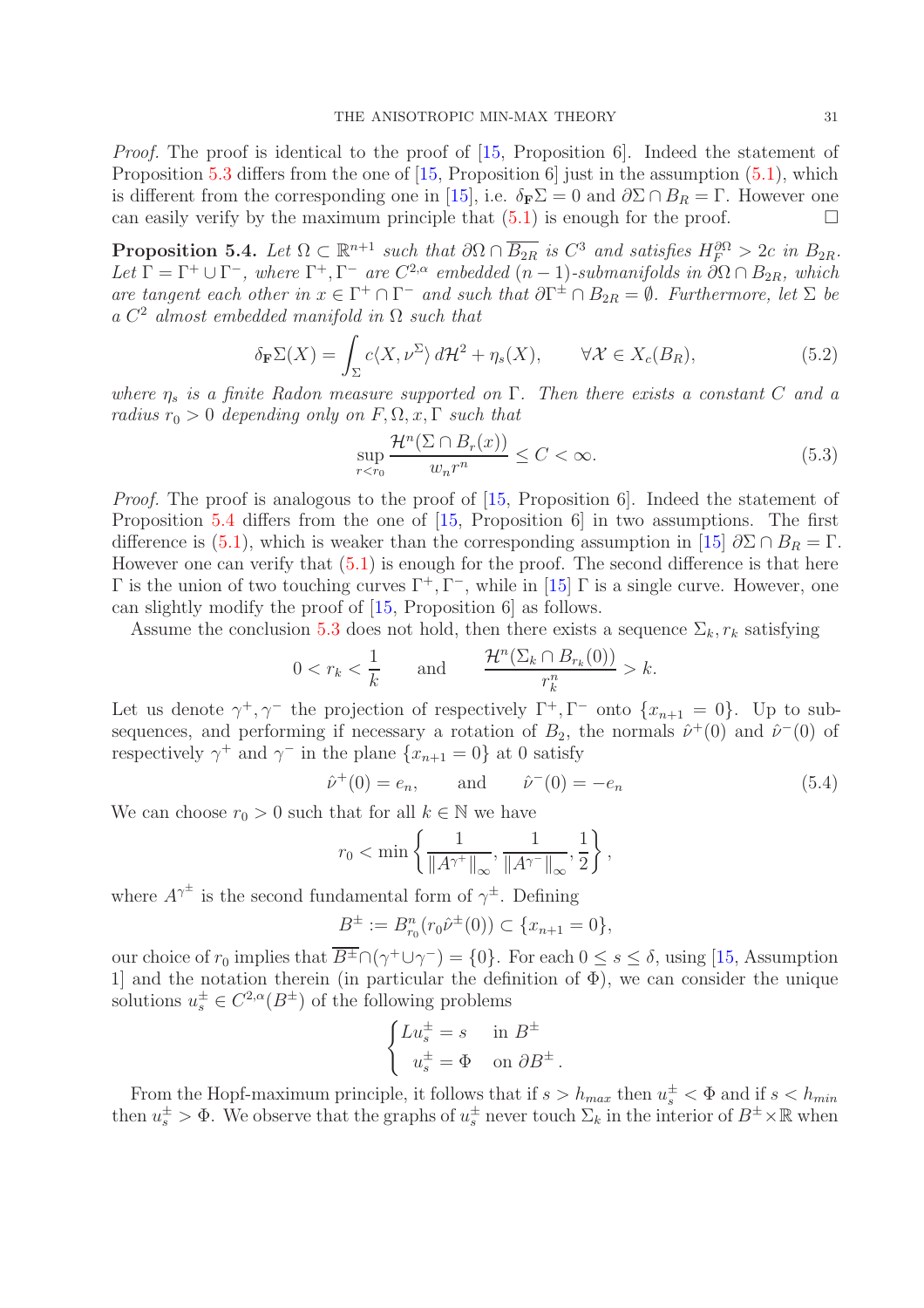*Proof.* The proof is identical to the proof of [15, Proposition 6]. Indeed the statement of Proposition 5.3 differs from the one of [15, Proposition 6] just in the assumption (5.1), which is different from the corresponding one in [15], i.e. $\delta_{\mathbf{F}}\Sigma = 0$ and $\partial\Sigma \cap B_R = \Gamma$. However one can easily verify by the maximum principle that (5.1) is enough for the proof. $\square$

**Proposition 5.4.** *Let $\Omega \subset \mathbb{R}^{n+1}$ such that $\partial\Omega \cap \overline{B_{2R}}$ is $C^3$ and satisfies $H_F^{\partial\Omega} > 2c$ in $B_{2R}$. Let $\Gamma = \Gamma^+ \cup \Gamma^-$, where $\Gamma^+, \Gamma^-$ are $C^{2,\alpha}$ embedded $(n-1)$-submanifolds in $\partial\Omega \cap B_{2R}$, which are tangent each other in $x \in \Gamma^+ \cap \Gamma^-$ and such that $\partial\Gamma^\pm \cap B_{2R} = \emptyset$. Furthermore, let $\Sigma$ be a $C^2$ almost embedded manifold in $\Omega$ such that*

$$\delta_{\mathbf{F}}\Sigma(X) = \int_\Sigma c\langle X, \nu^\Sigma\rangle \, d\mathcal{H}^2 + \eta_s(X), \qquad \forall \mathcal{X} \in X_c(B_R), \tag{5.2}$$

*where $\eta_s$ is a finite Radon measure supported on $\Gamma$. Then there exists a constant $C$ and a radius $r_0 > 0$ depending only on $F, \Omega, x, \Gamma$ such that*

$$\sup_{r<r_0} \frac{\mathcal{H}^n(\Sigma \cap B_r(x))}{w_n r^n} \le C < \infty. \tag{5.3}$$

*Proof.* The proof is analogous to the proof of [15, Proposition 6]. Indeed the statement of Proposition 5.4 differs from the one of [15, Proposition 6] in two assumptions. The first difference is (5.1), which is weaker than the corresponding assumption in [15] $\partial\Sigma \cap B_R = \Gamma$. However one can verify that (5.1) is enough for the proof. The second difference is that here $\Gamma$ is the union of two touching curves $\Gamma^+, \Gamma^-$, while in [15] $\Gamma$ is a single curve. However, one can slightly modify the proof of [15, Proposition 6] as follows.

Assume the conclusion 5.3 does not hold, then there exists a sequence $\Sigma_k, r_k$ satisfying

$$0 < r_k < \frac{1}{k} \qquad \text{and} \qquad \frac{\mathcal{H}^n(\Sigma_k \cap B_{r_k}(0))}{r_k^n} > k.$$

Let us denote $\gamma^+, \gamma^-$ the projection of respectively $\Gamma^+, \Gamma^-$ onto $\{x_{n+1} = 0\}$. Up to subsequences, and performing if necessary a rotation of $B_2$, the normals $\hat{\nu}^+(0)$ and $\hat{\nu}^-(0)$ of respectively $\gamma^+$ and $\gamma^-$ in the plane $\{x_{n+1} = 0\}$ at 0 satisfy

$$\hat{\nu}^+(0) = e_n, \qquad \text{and} \qquad \hat{\nu}^-(0) = -e_n \tag{5.4}$$

We can choose $r_0 > 0$ such that for all $k \in \mathbb{N}$ we have

$$r_0 < \min\left\{\frac{1}{\|A^{\gamma^+}\|_\infty}, \frac{1}{\|A^{\gamma^-}\|_\infty}, \frac{1}{2}\right\},$$

where $A^{\gamma^\pm}$ is the second fundamental form of $\gamma^\pm$. Defining

$$B^\pm := B^n_{r_0}(r_0\hat{\nu}^\pm(0)) \subset \{x_{n+1} = 0\},$$

our choice of $r_0$ implies that $\overline{B^\pm} \cap (\gamma^+ \cup \gamma^-) = \{0\}$. For each $0 \le s \le \delta$, using [15, Assumption 1] and the notation therein (in particular the definition of $\Phi$), we can consider the unique solutions $u_s^\pm \in C^{2,\alpha}(B^\pm)$ of the following problems

$$\begin{cases} Lu_s^\pm = s & \text{in } B^\pm \\ u_s^\pm = \Phi & \text{on } \partial B^\pm. \end{cases}$$

From the Hopf-maximum principle, it follows that if $s > h_{max}$ then $u_s^\pm < \Phi$ and if $s < h_{min}$ then $u_s^\pm > \Phi$. We observe that the graphs of $u_s^\pm$ never touch $\Sigma_k$ in the interior of $B^\pm \times \mathbb{R}$ when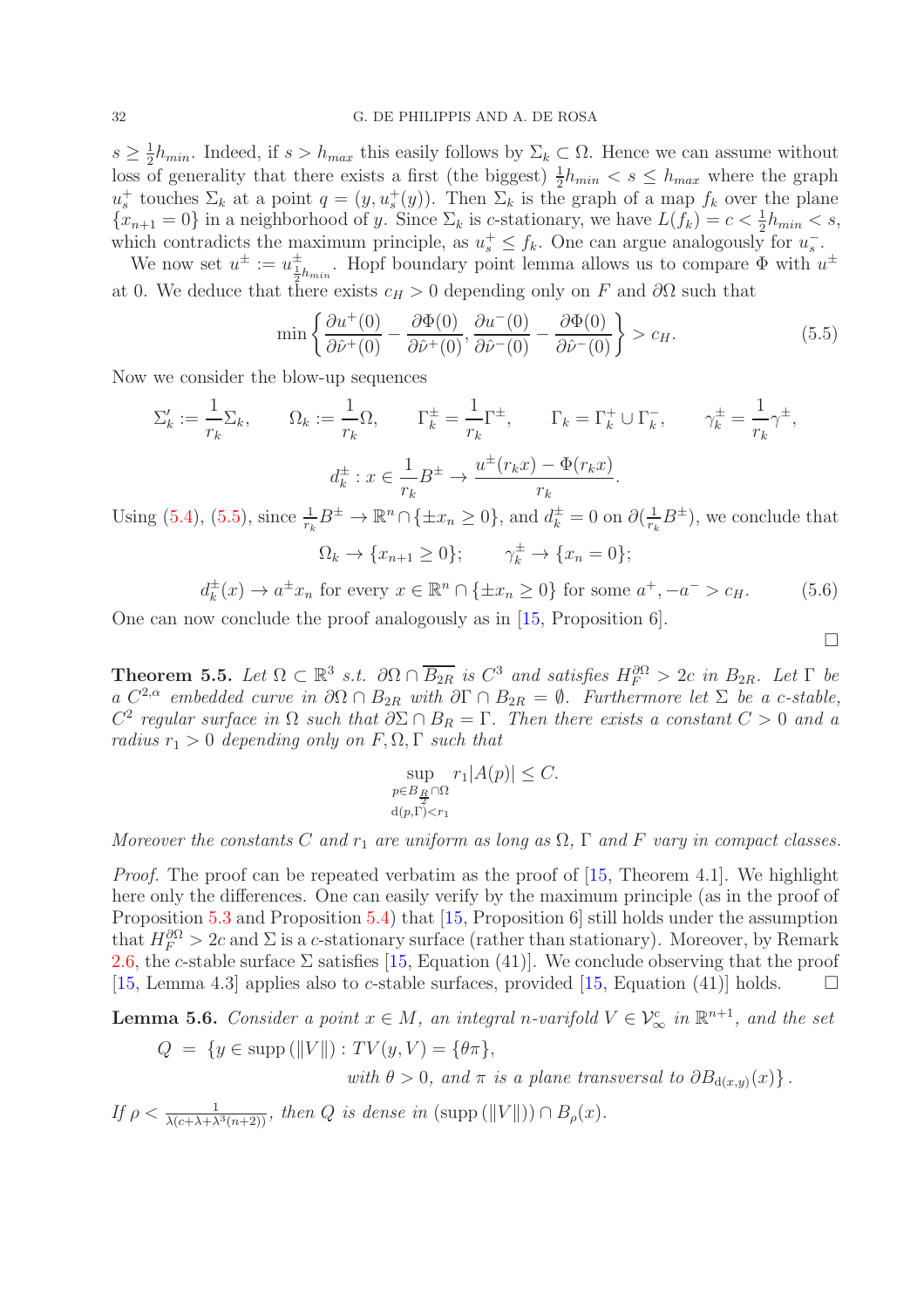$s \geq \frac{1}{2}h_{min}$. Indeed, if $s > h_{max}$ this easily follows by $\Sigma_k \subset \Omega$. Hence we can assume without loss of generality that there exists a first (the biggest) $\frac{1}{2}h_{min} < s \leq h_{max}$ where the graph $u_s^+$ touches $\Sigma_k$ at a point $q = (y, u_s^+(y))$. Then $\Sigma_k$ is the graph of a map $f_k$ over the plane $\{x_{n+1} = 0\}$ in a neighborhood of $y$. Since $\Sigma_k$ is $c$-stationary, we have $L(f_k) = c < \frac{1}{2}h_{min} < s$, which contradicts the maximum principle, as $u_s^+ \leq f_k$. One can argue analogously for $u_s^-$.

We now set $u^\pm := u^\pm_{\frac{1}{2}h_{min}}$. Hopf boundary point lemma allows us to compare $\Phi$ with $u^\pm$ at 0. We deduce that there exists $c_H > 0$ depending only on $F$ and $\partial\Omega$ such that

$$\min\left\{\frac{\partial u^+(0)}{\partial \hat{\nu}^+(0)} - \frac{\partial \Phi(0)}{\partial \hat{\nu}^+(0)}, \frac{\partial u^-(0)}{\partial \hat{\nu}^-(0)} - \frac{\partial \Phi(0)}{\partial \hat{\nu}^-(0)}\right\} > c_H. \tag{5.5}$$

Now we consider the blow-up sequences

$$\Sigma_k' := \frac{1}{r_k}\Sigma_k, \qquad \Omega_k := \frac{1}{r_k}\Omega, \qquad \Gamma_k^\pm = \frac{1}{r_k}\Gamma^\pm, \qquad \Gamma_k = \Gamma_k^+ \cup \Gamma_k^-, \qquad \gamma_k^\pm = \frac{1}{r_k}\gamma^\pm,$$

$$d_k^\pm : x \in \frac{1}{r_k}B^\pm \to \frac{u^\pm(r_k x) - \Phi(r_k x)}{r_k}.$$

Using (5.4), (5.5), since $\frac{1}{r_k}B^\pm \to \mathbb{R}^n \cap \{\pm x_n \geq 0\}$, and $d_k^\pm = 0$ on $\partial(\frac{1}{r_k}B^\pm)$, we conclude that

$$\Omega_k \to \{x_{n+1} \geq 0\}; \qquad \gamma_k^\pm \to \{x_n = 0\};$$

$$d_k^\pm(x) \to a^\pm x_n \text{ for every } x \in \mathbb{R}^n \cap \{\pm x_n \geq 0\} \text{ for some } a^+, -a^- > c_H. \tag{5.6}$$

One can now conclude the proof analogously as in [15, Proposition 6].

$\square$

**Theorem 5.5.** *Let $\Omega \subset \mathbb{R}^3$ s.t. $\partial\Omega \cap \overline{B_{2R}}$ is $C^3$ and satisfies $H_F^{\partial\Omega} > 2c$ in $B_{2R}$. Let $\Gamma$ be a $C^{2,\alpha}$ embedded curve in $\partial\Omega \cap B_{2R}$ with $\partial\Gamma \cap B_{2R} = \emptyset$. Furthermore let $\Sigma$ be a $c$-stable, $C^2$ regular surface in $\Omega$ such that $\partial\Sigma \cap B_R = \Gamma$. Then there exists a constant $C > 0$ and a radius $r_1 > 0$ depending only on $F, \Omega, \Gamma$ such that*

$$\sup_{\substack{p \in B_{\frac{R}{2}} \cap \Omega \\ \mathrm{d}(p,\Gamma) < r_1}} r_1 |A(p)| \leq C.$$

*Moreover the constants $C$ and $r_1$ are uniform as long as $\Omega$, $\Gamma$ and $F$ vary in compact classes.*

*Proof.* The proof can be repeated verbatim as the proof of [15, Theorem 4.1]. We highlight here only the differences. One can easily verify by the maximum principle (as in the proof of Proposition 5.3 and Proposition 5.4) that [15, Proposition 6] still holds under the assumption that $H_F^{\partial\Omega} > 2c$ and $\Sigma$ is a $c$-stationary surface (rather than stationary). Moreover, by Remark 2.6, the $c$-stable surface $\Sigma$ satisfies [15, Equation (41)]. We conclude observing that the proof [15, Lemma 4.3] applies also to $c$-stable surfaces, provided [15, Equation (41)] holds. $\square$

**Lemma 5.6.** *Consider a point $x \in M$, an integral $n$-varifold $V \in \mathcal{V}_\infty^c$ in $\mathbb{R}^{n+1}$, and the set*

$$Q = \{y \in \mathrm{supp}\,(\|V\|) : TV(y, V) = \{\theta\pi\},$$
$$\text{with } \theta > 0, \text{ and } \pi \text{ is a plane transversal to } \partial B_{\mathrm{d}(x,y)}(x)\}.$$

*If $\rho < \frac{1}{\lambda(c+\lambda+\lambda^3(n+2))}$, then $Q$ is dense in $(\mathrm{supp}\,(\|V\|)) \cap B_\rho(x)$.*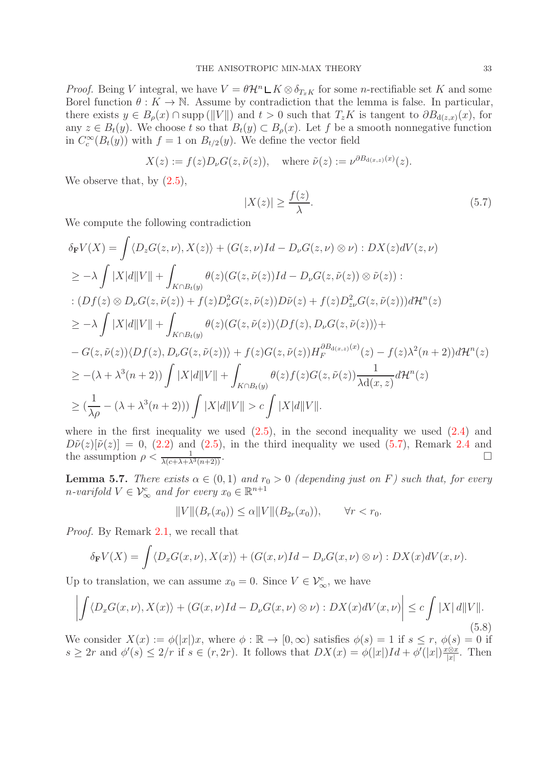*Proof.* Being $V$ integral, we have $V = \theta \mathcal{H}^n \llcorner K \otimes \delta_{T_x K}$ for some $n$-rectifiable set $K$ and some Borel function $\theta : K \to \mathbb{N}$. Assume by contradiction that the lemma is false. In particular, there exists $y \in B_\rho(x) \cap \operatorname{supp}(\|V\|)$ and $t > 0$ such that $T_z K$ is tangent to $\partial B_{\mathrm{d}(z,x)}(x)$, for any $z \in B_t(y)$. We choose $t$ so that $B_t(y) \subset B_\rho(x)$. Let $f$ be a smooth nonnegative function in $C_c^\infty(B_t(y))$ with $f = 1$ on $B_{t/2}(y)$. We define the vector field

$$X(z) := f(z) D_\nu G(z, \tilde{\nu}(z)), \quad \text{where } \tilde{\nu}(z) := \nu^{\partial B_{\mathrm{d}(x,z)}(x)}(z).$$

We observe that, by (2.5),

$$|X(z)| \geq \frac{f(z)}{\lambda}. \tag{5.7}$$

We compute the following contradiction

$$\begin{aligned}
\delta_{\mathbf{F}} V(X) &= \int \langle D_z G(z, \nu), X(z) \rangle + (G(z, \nu) Id - D_\nu G(z, \nu) \otimes \nu) : DX(z) dV(z, \nu) \\
&\geq -\lambda \int |X| d\|V\| + \int_{K \cap B_t(y)} \theta(z) (G(z, \tilde{\nu}(z)) Id - D_\nu G(z, \tilde{\nu}(z)) \otimes \tilde{\nu}(z)) : \\
&: (Df(z) \otimes D_\nu G(z, \tilde{\nu}(z)) + f(z) D_\nu^2 G(z, \tilde{\nu}(z)) D\tilde{\nu}(z) + f(z) D_{z\nu}^2 G(z, \tilde{\nu}(z))) d\mathcal{H}^n(z) \\
&\geq -\lambda \int |X| d\|V\| + \int_{K \cap B_t(y)} \theta(z) (G(z, \tilde{\nu}(z)) \langle Df(z), D_\nu G(z, \tilde{\nu}(z)) \rangle + \\
&- G(z, \tilde{\nu}(z)) \langle Df(z), D_\nu G(z, \tilde{\nu}(z)) \rangle) + f(z) G(z, \tilde{\nu}(z)) H_F^{\partial B_{\mathrm{d}(x,z)}(x)}(z) - f(z) \lambda^2 (n+2) d\mathcal{H}^n(z) \\
&\geq -(\lambda + \lambda^3(n+2)) \int |X| d\|V\| + \int_{K \cap B_t(y)} \theta(z) f(z) G(z, \tilde{\nu}(z)) \frac{1}{\lambda \mathrm{d}(x,z)} d\mathcal{H}^n(z) \\
&\geq \left(\frac{1}{\lambda \rho} - (\lambda + \lambda^3(n+2))\right) \int |X| d\|V\| > c \int |X| d\|V\|.
\end{aligned}$$

where in the first inequality we used (2.5), in the second inequality we used (2.4) and $D\tilde{\nu}(z)[\tilde{\nu}(z)] = 0$, (2.2) and (2.5), in the third inequality we used (5.7), Remark 2.4 and the assumption $\rho < \frac{1}{\lambda(c + \lambda + \lambda^3(n+2))}$. $\square$

**Lemma 5.7.** *There exists $\alpha \in (0,1)$ and $r_0 > 0$ (depending just on $F$) such that, for every $n$-varifold $V \in \mathcal{V}_\infty^c$ and for every $x_0 \in \mathbb{R}^{n+1}$*

$$\|V\|(B_r(x_0)) \leq \alpha \|V\|(B_{2r}(x_0)), \qquad \forall r < r_0.$$

*Proof.* By Remark 2.1, we recall that

$$\delta_{\mathbf{F}} V(X) = \int \langle D_x G(x, \nu), X(x) \rangle + (G(x, \nu) Id - D_\nu G(x, \nu) \otimes \nu) : DX(x) dV(x, \nu).$$

Up to translation, we can assume $x_0 = 0$. Since $V \in \mathcal{V}_\infty^c$, we have

$$\left| \int \langle D_x G(x, \nu), X(x) \rangle + (G(x, \nu) Id - D_\nu G(x, \nu) \otimes \nu) : DX(x) dV(x, \nu) \right| \leq c \int |X| \, d\|V\|. \tag{5.8}$$

We consider $X(x) := \phi(|x|) x$, where $\phi : \mathbb{R} \to [0, \infty)$ satisfies $\phi(s) = 1$ if $s \leq r$, $\phi(s) = 0$ if $s \geq 2r$ and $\phi'(s) \leq 2/r$ if $s \in (r, 2r)$. It follows that $DX(x) = \phi(|x|) Id + \phi'(|x|) \frac{x \otimes x}{|x|}$. Then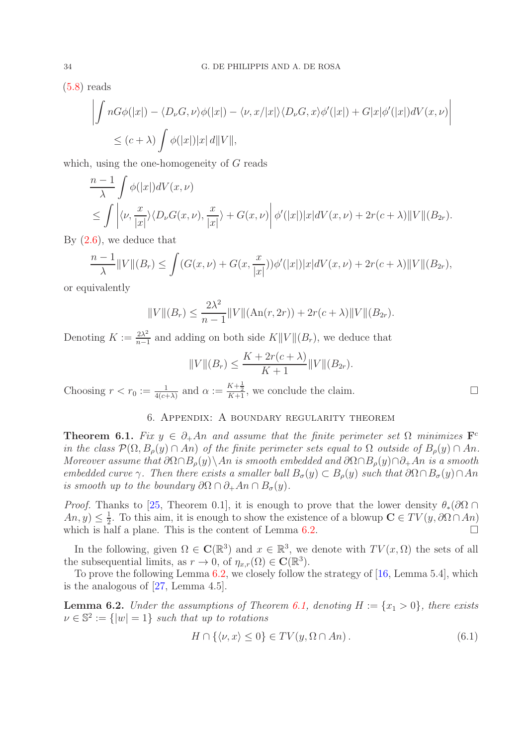(5.8) reads

$$
\left| \int nG\phi(|x|) - \langle D_\nu G, \nu\rangle \phi(|x|) - \langle \nu, x/|x|\rangle \langle D_\nu G, x\rangle \phi'(|x|) + G|x|\phi'(|x|) dV(x,\nu) \right|
$$
$$
\leq (c+\lambda) \int \phi(|x|)|x|\, d\|V\|,
$$

which, using the one-homogeneity of $G$ reads

$$
\frac{n-1}{\lambda} \int \phi(|x|) dV(x,\nu)
$$
$$
\leq \int \left| \langle \nu, \frac{x}{|x|}\rangle \langle D_\nu G(x,\nu), \frac{x}{|x|}\rangle + G(x,\nu) \right| \phi'(|x|)|x| dV(x,\nu) + 2r(c+\lambda)\|V\|(B_{2r}).
$$

By (2.6), we deduce that

$$
\frac{n-1}{\lambda}\|V\|(B_r) \leq \int (G(x,\nu) + G(x, \frac{x}{|x|}))\phi'(|x|)|x| dV(x,\nu) + 2r(c+\lambda)\|V\|(B_{2r}),
$$

or equivalently

$$
\|V\|(B_r) \leq \frac{2\lambda^2}{n-1}\|V\|(\mathrm{An}(r,2r)) + 2r(c+\lambda)\|V\|(B_{2r}).
$$

Denoting $K := \frac{2\lambda^2}{n-1}$ and adding on both side $K\|V\|(B_r)$, we deduce that

$$
\|V\|(B_r) \leq \frac{K + 2r(c+\lambda)}{K+1}\|V\|(B_{2r}).
$$

Choosing $r < r_0 := \frac{1}{4(c+\lambda)}$ and $\alpha := \frac{K+\frac{1}{2}}{K+1}$, we conclude the claim. $\square$

## 6. Appendix: A boundary regularity theorem

**Theorem 6.1.** *Fix $y \in \partial_+ An$ and assume that the finite perimeter set $\Omega$ minimizes $\mathbf{F}^c$ in the class $\mathcal{P}(\Omega, B_\rho(y) \cap An)$ of the finite perimeter sets equal to $\Omega$ outside of $B_\rho(y) \cap An$. Moreover assume that $\partial\Omega \cap B_\rho(y) \setminus An$ is smooth embedded and $\partial\Omega \cap B_\rho(y) \cap \partial_+ An$ is a smooth embedded curve $\gamma$. Then there exists a smaller ball $B_\sigma(y) \subset B_\rho(y)$ such that $\partial\Omega \cap B_\sigma(y) \cap An$ is smooth up to the boundary $\partial\Omega \cap \partial_+ An \cap B_\sigma(y)$.*

*Proof.* Thanks to [25, Theorem 0.1], it is enough to prove that the lower density $\theta_*(\partial\Omega \cap An, y) \leq \frac{1}{2}$. To this aim, it is enough to show the existence of a blowup $\mathbf{C} \in TV(y, \partial\Omega \cap An)$ which is half a plane. This is the content of Lemma 6.2. $\square$

In the following, given $\Omega \in \mathbf{C}(\mathbb{R}^3)$ and $x \in \mathbb{R}^3$, we denote with $TV(x,\Omega)$ the sets of all the subsequential limits, as $r \to 0$, of $\eta_{x,r}(\Omega) \in \mathbf{C}(\mathbb{R}^3)$.

To prove the following Lemma 6.2, we closely follow the strategy of [16, Lemma 5.4], which is the analogous of [27, Lemma 4.5].

**Lemma 6.2.** *Under the assumptions of Theorem 6.1, denoting $H := \{x_1 > 0\}$, there exists $\nu \in \mathbb{S}^2 := \{|w| = 1\}$ such that up to rotations*

$$
H \cap \{\langle \nu, x\rangle \leq 0\} \in TV(y, \Omega \cap An)\,. \tag{6.1}
$$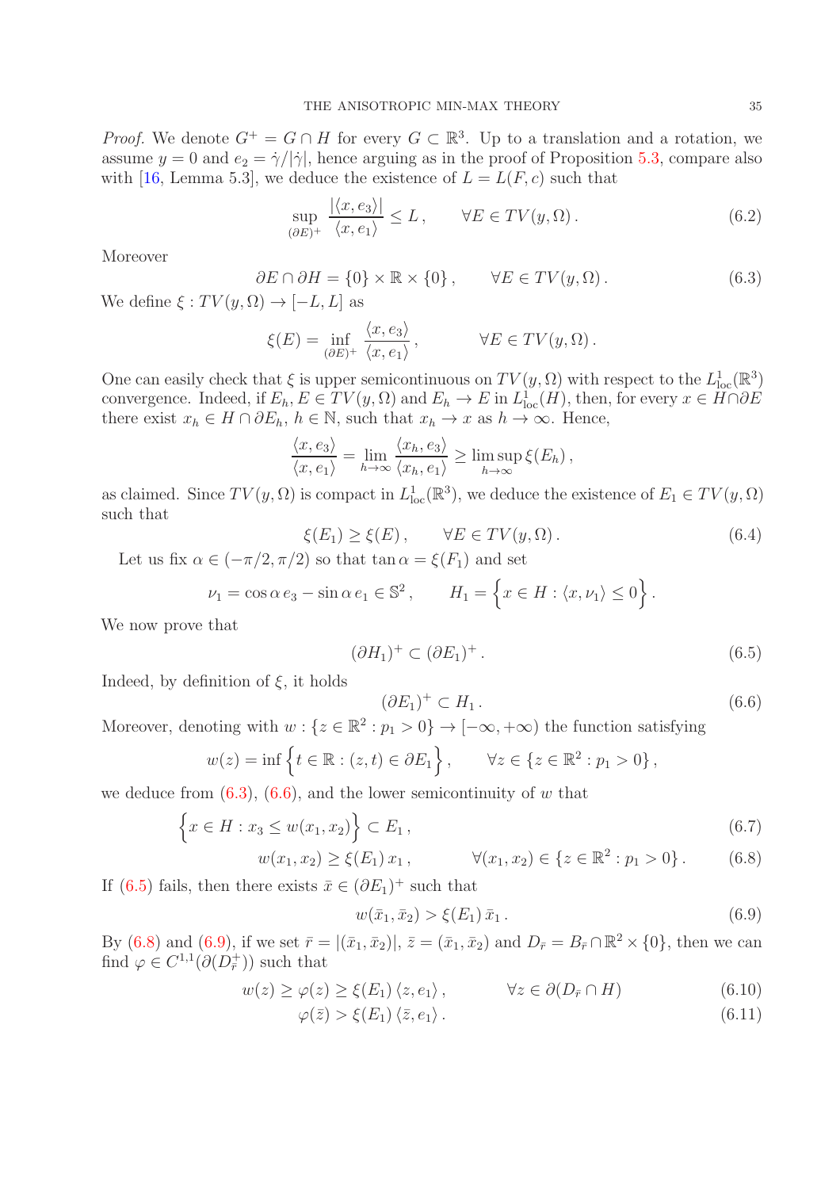*Proof.* We denote $G^+ = G \cap H$ for every $G \subset \mathbb{R}^3$. Up to a translation and a rotation, we assume $y = 0$ and $e_2 = \dot\gamma/|\dot\gamma|$, hence arguing as in the proof of Proposition 5.3, compare also with [16, Lemma 5.3], we deduce the existence of $L = L(F, c)$ such that

$$\sup_{(\partial E)^+} \frac{|\langle x, e_3\rangle|}{\langle x, e_1\rangle} \le L\,, \qquad \forall E \in TV(y, \Omega)\,. \tag{6.2}$$

Moreover

$$\partial E \cap \partial H = \{0\} \times \mathbb{R} \times \{0\}\,, \qquad \forall E \in TV(y, \Omega)\,. \tag{6.3}$$

We define $\xi : TV(y, \Omega) \to [-L, L]$ as

$$\xi(E) = \inf_{(\partial E)^+} \frac{\langle x, e_3\rangle}{\langle x, e_1\rangle}\,, \qquad \forall E \in TV(y, \Omega)\,.$$

One can easily check that $\xi$ is upper semicontinuous on $TV(y, \Omega)$ with respect to the $L^1_{\rm loc}(\mathbb{R}^3)$ convergence. Indeed, if $E_h, E \in TV(y, \Omega)$ and $E_h \to E$ in $L^1_{\rm loc}(H)$, then, for every $x \in H \cap \partial E$ there exist $x_h \in H \cap \partial E_h$, $h \in \mathbb{N}$, such that $x_h \to x$ as $h \to \infty$. Hence,

$$\frac{\langle x, e_3\rangle}{\langle x, e_1\rangle} = \lim_{h\to\infty} \frac{\langle x_h, e_3\rangle}{\langle x_h, e_1\rangle} \ge \limsup_{h\to\infty} \xi(E_h)\,,$$

as claimed. Since $TV(y, \Omega)$ is compact in $L^1_{\rm loc}(\mathbb{R}^3)$, we deduce the existence of $E_1 \in TV(y, \Omega)$ such that

$$\xi(E_1) \ge \xi(E)\,, \qquad \forall E \in TV(y, \Omega)\,. \tag{6.4}$$

Let us fix $\alpha \in (-\pi/2, \pi/2)$ so that $\tan\alpha = \xi(F_1)$ and set

$$\nu_1 = \cos\alpha\, e_3 - \sin\alpha\, e_1 \in \mathbb{S}^2\,, \qquad H_1 = \Big\{x \in H : \langle x, \nu_1\rangle \le 0\Big\}\,.$$

We now prove that

$$(\partial H_1)^+ \subset (\partial E_1)^+\,. \tag{6.5}$$

Indeed, by definition of $\xi$, it holds

$$(\partial E_1)^+ \subset H_1\,. \tag{6.6}$$

Moreover, denoting with $w : \{z \in \mathbb{R}^2 : p_1 > 0\} \to [-\infty, +\infty)$ the function satisfying

$$w(z) = \inf\Big\{t \in \mathbb{R} : (z, t) \in \partial E_1\Big\}\,, \qquad \forall z \in \{z \in \mathbb{R}^2 : p_1 > 0\}\,,$$

we deduce from (6.3), (6.6), and the lower semicontinuity of $w$ that

$$\Big\{x \in H : x_3 \le w(x_1, x_2)\Big\} \subset E_1\,, \tag{6.7}$$

$$w(x_1, x_2) \ge \xi(E_1)\, x_1\,, \qquad \forall (x_1, x_2) \in \{z \in \mathbb{R}^2 : p_1 > 0\}\,. \tag{6.8}$$

If (6.5) fails, then there exists $\bar x \in (\partial E_1)^+$ such that

$$w(\bar x_1, \bar x_2) > \xi(E_1)\, \bar x_1\,. \tag{6.9}$$

By (6.8) and (6.9), if we set $\bar r = |(\bar x_1, \bar x_2)|$, $\bar z = (\bar x_1, \bar x_2)$ and $D_{\bar r} = B_{\bar r} \cap \mathbb{R}^2 \times \{0\}$, then we can find $\varphi \in C^{1,1}(\partial(D^+_{\bar r}))$ such that

$$w(z) \ge \varphi(z) \ge \xi(E_1)\, \langle z, e_1\rangle\,, \qquad \forall z \in \partial(D_{\bar r} \cap H) \tag{6.10}$$

$$\varphi(\bar z) > \xi(E_1)\, \langle \bar z, e_1\rangle\,. \tag{6.11}$$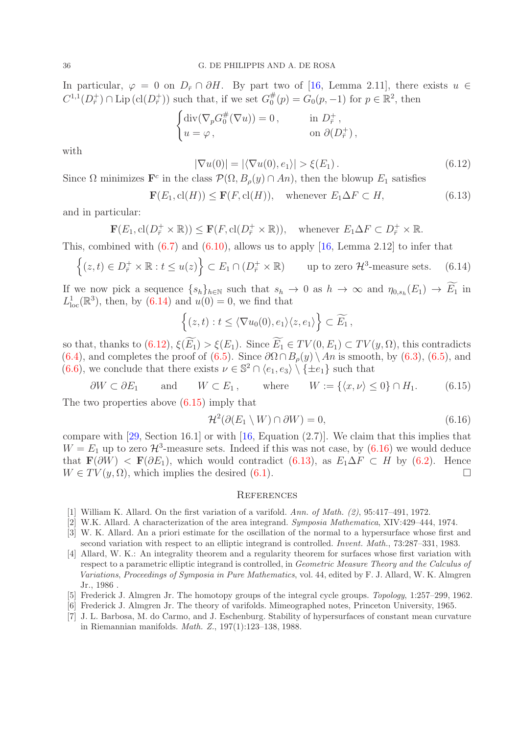In particular, $\varphi = 0$ on $D_{\bar r} \cap \partial H$. By part two of [16, Lemma 2.11], there exists $u \in C^{1,1}(D^+_{\bar r}) \cap \mathrm{Lip}\,(\mathrm{cl}(D^+_{\bar r}))$ such that, if we set $G_0^\#(p) = G_0(p,-1)$ for $p \in \mathbb{R}^2$, then

$$
\begin{cases}
\mathrm{div}(\nabla_p G_0^\#(\nabla u)) = 0\,, & \text{in } D^+_{\bar r}\,,\\
u = \varphi\,, & \text{on } \partial(D^+_{\bar r})\,,
\end{cases}
$$

with

$$
|\nabla u(0)| = |\langle \nabla u(0), e_1\rangle| > \xi(E_1)\,. \tag{6.12}
$$

Since $\Omega$ minimizes $\mathbf{F}^c$ in the class $\mathcal{P}(\Omega, B_\rho(y) \cap An)$, then the blowup $E_1$ satisfies

$$
\mathbf{F}(E_1, \mathrm{cl}(H)) \le \mathbf{F}(F, \mathrm{cl}(H)), \quad \text{whenever } E_1 \Delta F \subset H, \tag{6.13}
$$

and in particular:

$$
\mathbf{F}(E_1, \mathrm{cl}(D^+_{\bar r} \times \mathbb{R})) \le \mathbf{F}(F, \mathrm{cl}(D^+_{\bar r} \times \mathbb{R})), \quad \text{whenever } E_1 \Delta F \subset D^+_{\bar r} \times \mathbb{R}.
$$

This, combined with (6.7) and (6.10), allows us to apply [16, Lemma 2.12] to infer that

$$
\Big\{(z,t) \in D^+_{\bar r} \times \mathbb{R} : t \le u(z)\Big\} \subset E_1 \cap (D^+_{\bar r} \times \mathbb{R}) \qquad \text{up to zero } \mathcal{H}^3\text{-measure sets.} \tag{6.14}
$$

If we now pick a sequence $\{s_h\}_{h\in\mathbb{N}}$ such that $s_h \to 0$ as $h \to \infty$ and $\eta_{0,s_h}(E_1) \to \widetilde{E_1}$ in $L^1_{\mathrm{loc}}(\mathbb{R}^3)$, then, by (6.14) and $u(0) = 0$, we find that

$$
\Big\{(z,t) : t \le \langle \nabla u_0(0), e_1\rangle \langle z, e_1\rangle\Big\} \subset \widetilde{E_1}\,,
$$

so that, thanks to (6.12), $\xi(\widetilde{E_1}) > \xi(E_1)$. Since $\widetilde{E_1} \in TV(0, E_1) \subset TV(y, \Omega)$, this contradicts (6.4), and completes the proof of (6.5). Since $\partial\Omega \cap B_\rho(y) \setminus An$ is smooth, by (6.3), (6.5), and (6.6), we conclude that there exists $\nu \in \mathbb{S}^2 \cap \langle e_1, e_3\rangle \setminus \{\pm e_1\}$ such that

$$
\partial W \subset \partial E_1 \qquad \text{and} \qquad W \subset E_1\,, \qquad \text{where} \qquad W := \{\langle x, \nu\rangle \le 0\} \cap H_1. \tag{6.15}
$$

The two properties above (6.15) imply that

$$
\mathcal{H}^2(\partial(E_1 \setminus W) \cap \partial W) = 0, \tag{6.16}
$$

compare with [29, Section 16.1] or with [16, Equation (2.7)]. We claim that this implies that $W = E_1$ up to zero $\mathcal{H}^3$-measure sets. Indeed if this was not case, by (6.16) we would deduce that $\mathbf{F}(\partial W) < \mathbf{F}(\partial E_1)$, which would contradict (6.13), as $E_1 \Delta F \subset H$ by (6.2). Hence $W \in TV(y, \Omega)$, which implies the desired (6.1). $\square$

## References

[1] William K. Allard. On the first variation of a varifold. *Ann. of Math. (2)*, 95:417–491, 1972.

[2] W.K. Allard. A characterization of the area integrand. *Symposia Mathematica*, XIV:429–444, 1974.

[3] W. K. Allard. An a priori estimate for the oscillation of the normal to a hypersurface whose first and second variation with respect to an elliptic integrand is controlled. *Invent. Math.*, 73:287–331, 1983.

[4] Allard, W. K.: An integrality theorem and a regularity theorem for surfaces whose first variation with respect to a parametric elliptic integrand is controlled, in *Geometric Measure Theory and the Calculus of Variations*, *Proceedings of Symposia in Pure Mathematics*, vol. 44, edited by F. J. Allard, W. K. Almgren Jr., 1986 .

[5] Frederick J. Almgren Jr. The homotopy groups of the integral cycle groups. *Topology*, 1:257–299, 1962.

[6] Frederick J. Almgren Jr. The theory of varifolds. Mimeographed notes, Princeton University, 1965.

[7] J. L. Barbosa, M. do Carmo, and J. Eschenburg. Stability of hypersurfaces of constant mean curvature in Riemannian manifolds. *Math. Z.*, 197(1):123–138, 1988.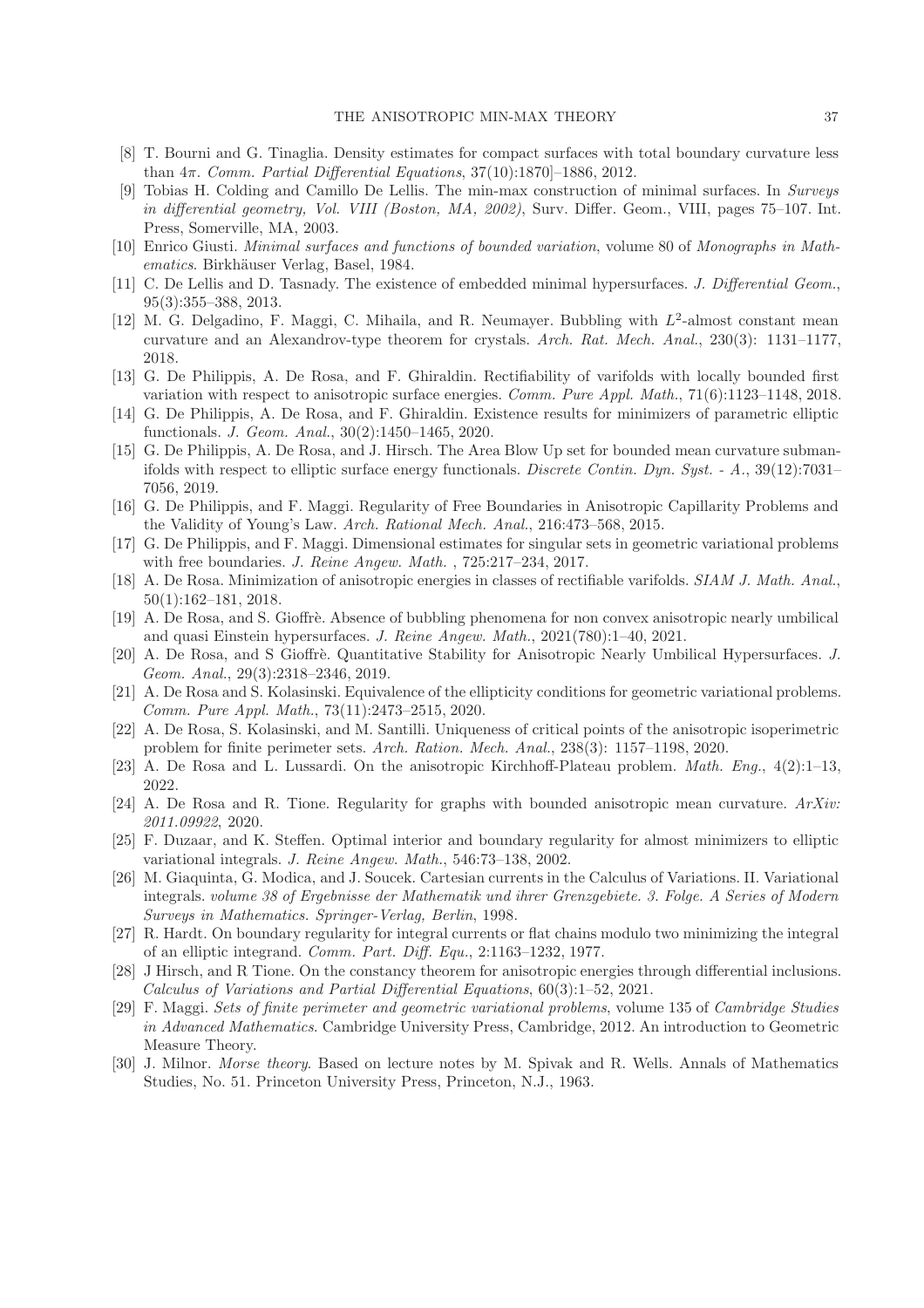[8] T. Bourni and G. Tinaglia. Density estimates for compact surfaces with total boundary curvature less than $4\pi$. *Comm. Partial Differential Equations*, 37(10):1870]–1886, 2012.

[9] Tobias H. Colding and Camillo De Lellis. The min-max construction of minimal surfaces. In *Surveys in differential geometry, Vol. VIII (Boston, MA, 2002)*, Surv. Differ. Geom., VIII, pages 75–107. Int. Press, Somerville, MA, 2003.

[10] Enrico Giusti. *Minimal surfaces and functions of bounded variation*, volume 80 of *Monographs in Mathematics*. Birkhäuser Verlag, Basel, 1984.

[11] C. De Lellis and D. Tasnady. The existence of embedded minimal hypersurfaces. *J. Differential Geom.*, 95(3):355–388, 2013.

[12] M. G. Delgadino, F. Maggi, C. Mihaila, and R. Neumayer. Bubbling with $L^2$-almost constant mean curvature and an Alexandrov-type theorem for crystals. *Arch. Rat. Mech. Anal.*, 230(3): 1131–1177, 2018.

[13] G. De Philippis, A. De Rosa, and F. Ghiraldin. Rectifiability of varifolds with locally bounded first variation with respect to anisotropic surface energies. *Comm. Pure Appl. Math.*, 71(6):1123–1148, 2018.

[14] G. De Philippis, A. De Rosa, and F. Ghiraldin. Existence results for minimizers of parametric elliptic functionals. *J. Geom. Anal.*, 30(2):1450–1465, 2020.

[15] G. De Philippis, A. De Rosa, and J. Hirsch. The Area Blow Up set for bounded mean curvature submanifolds with respect to elliptic surface energy functionals. *Discrete Contin. Dyn. Syst. - A.*, 39(12):7031–7056, 2019.

[16] G. De Philippis, and F. Maggi. Regularity of Free Boundaries in Anisotropic Capillarity Problems and the Validity of Young's Law. *Arch. Rational Mech. Anal.*, 216:473–568, 2015.

[17] G. De Philippis, and F. Maggi. Dimensional estimates for singular sets in geometric variational problems with free boundaries. *J. Reine Angew. Math.* , 725:217–234, 2017.

[18] A. De Rosa. Minimization of anisotropic energies in classes of rectifiable varifolds. *SIAM J. Math. Anal.*, 50(1):162–181, 2018.

[19] A. De Rosa, and S. Gioffrè. Absence of bubbling phenomena for non convex anisotropic nearly umbilical and quasi Einstein hypersurfaces. *J. Reine Angew. Math.*, 2021(780):1–40, 2021.

[20] A. De Rosa, and S Gioffrè. Quantitative Stability for Anisotropic Nearly Umbilical Hypersurfaces. *J. Geom. Anal.*, 29(3):2318–2346, 2019.

[21] A. De Rosa and S. Kolasinski. Equivalence of the ellipticity conditions for geometric variational problems. *Comm. Pure Appl. Math.*, 73(11):2473–2515, 2020.

[22] A. De Rosa, S. Kolasinski, and M. Santilli. Uniqueness of critical points of the anisotropic isoperimetric problem for finite perimeter sets. *Arch. Ration. Mech. Anal.*, 238(3): 1157–1198, 2020.

[23] A. De Rosa and L. Lussardi. On the anisotropic Kirchhoff-Plateau problem. *Math. Eng.*, 4(2):1–13, 2022.

[24] A. De Rosa and R. Tione. Regularity for graphs with bounded anisotropic mean curvature. *ArXiv: 2011.09922*, 2020.

[25] F. Duzaar, and K. Steffen. Optimal interior and boundary regularity for almost minimizers to elliptic variational integrals. *J. Reine Angew. Math.*, 546:73–138, 2002.

[26] M. Giaquinta, G. Modica, and J. Soucek. Cartesian currents in the Calculus of Variations. II. Variational integrals. *volume 38 of Ergebnisse der Mathematik und ihrer Grenzgebiete. 3. Folge. A Series of Modern Surveys in Mathematics. Springer-Verlag, Berlin*, 1998.

[27] R. Hardt. On boundary regularity for integral currents or flat chains modulo two minimizing the integral of an elliptic integrand. *Comm. Part. Diff. Equ.*, 2:1163–1232, 1977.

[28] J Hirsch, and R Tione. On the constancy theorem for anisotropic energies through differential inclusions. *Calculus of Variations and Partial Differential Equations*, 60(3):1–52, 2021.

[29] F. Maggi. *Sets of finite perimeter and geometric variational problems*, volume 135 of *Cambridge Studies in Advanced Mathematics*. Cambridge University Press, Cambridge, 2012. An introduction to Geometric Measure Theory.

[30] J. Milnor. *Morse theory*. Based on lecture notes by M. Spivak and R. Wells. Annals of Mathematics Studies, No. 51. Princeton University Press, Princeton, N.J., 1963.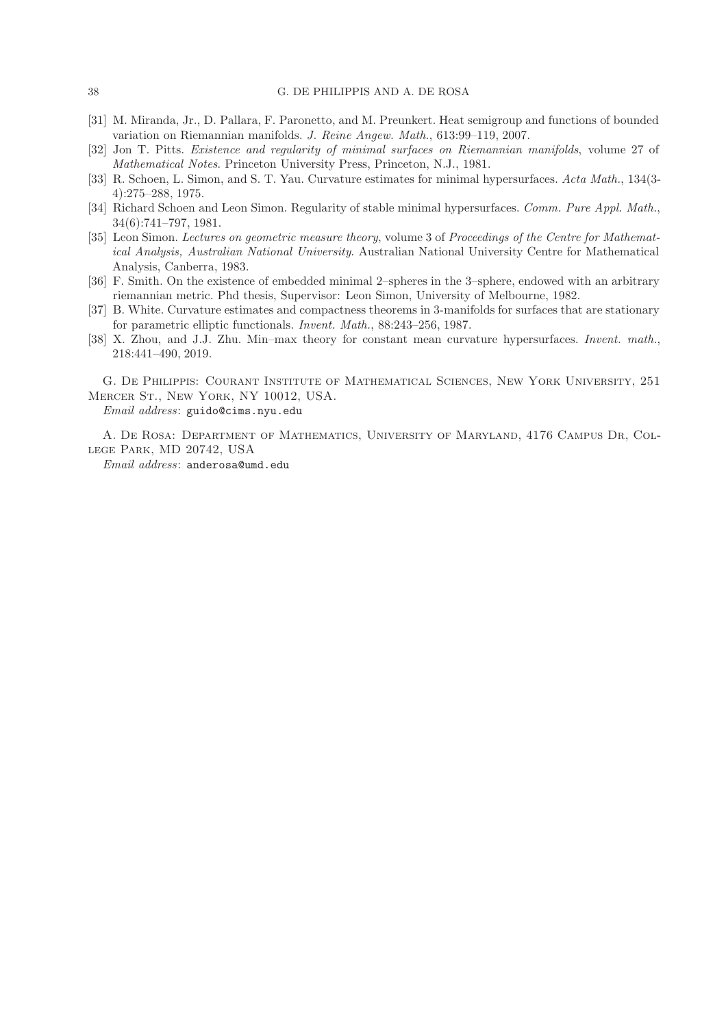[31] M. Miranda, Jr., D. Pallara, F. Paronetto, and M. Preunkert. Heat semigroup and functions of bounded variation on Riemannian manifolds. *J. Reine Angew. Math.*, 613:99–119, 2007.

[32] Jon T. Pitts. *Existence and regularity of minimal surfaces on Riemannian manifolds*, volume 27 of *Mathematical Notes*. Princeton University Press, Princeton, N.J., 1981.

[33] R. Schoen, L. Simon, and S. T. Yau. Curvature estimates for minimal hypersurfaces. *Acta Math.*, 134(3-4):275–288, 1975.

[34] Richard Schoen and Leon Simon. Regularity of stable minimal hypersurfaces. *Comm. Pure Appl. Math.*, 34(6):741–797, 1981.

[35] Leon Simon. *Lectures on geometric measure theory*, volume 3 of *Proceedings of the Centre for Mathematical Analysis, Australian National University*. Australian National University Centre for Mathematical Analysis, Canberra, 1983.

[36] F. Smith. On the existence of embedded minimal 2–spheres in the 3–sphere, endowed with an arbitrary riemannian metric. Phd thesis, Supervisor: Leon Simon, University of Melbourne, 1982.

[37] B. White. Curvature estimates and compactness theorems in 3-manifolds for surfaces that are stationary for parametric elliptic functionals. *Invent. Math.*, 88:243–256, 1987.

[38] X. Zhou, and J.J. Zhu. Min–max theory for constant mean curvature hypersurfaces. *Invent. math.*, 218:441–490, 2019.

G. De Philippis: Courant Institute of Mathematical Sciences, New York University, 251 Mercer St., New York, NY 10012, USA.

*Email address*: guido@cims.nyu.edu

A. De Rosa: Department of Mathematics, University of Maryland, 4176 Campus Dr, College Park, MD 20742, USA

*Email address*: anderosa@umd.edu